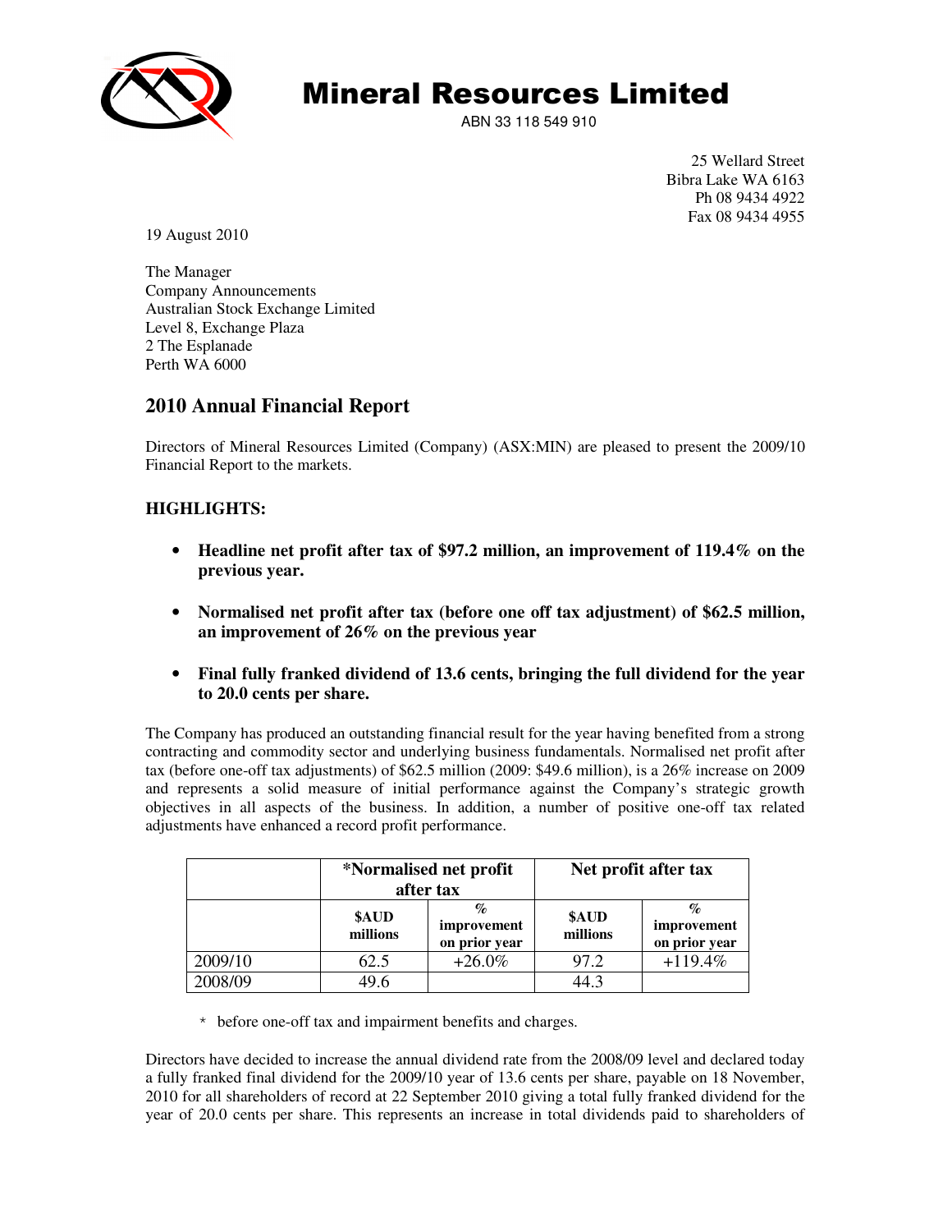# Mineral Resources Limited

ABN 33 118 549 910

25 Wellard Street
Bibra Lake WA 6163
Ph 08 9434 4922
Fax 08 9434 4955

19 August 2010

The Manager
Company Announcements
Australian Stock Exchange Limited
Level 8, Exchange Plaza
2 The Esplanade
Perth WA 6000

## 2010 Annual Financial Report

Directors of Mineral Resources Limited (Company) (ASX:MIN) are pleased to present the 2009/10 Financial Report to the markets.

### HIGHLIGHTS:

- **Headline net profit after tax of $97.2 million, an improvement of 119.4% on the previous year.**
- **Normalised net profit after tax (before one off tax adjustment) of $62.5 million, an improvement of 26% on the previous year**
- **Final fully franked dividend of 13.6 cents, bringing the full dividend for the year to 20.0 cents per share.**

The Company has produced an outstanding financial result for the year having benefited from a strong contracting and commodity sector and underlying business fundamentals. Normalised net profit after tax (before one-off tax adjustments) of $62.5 million (2009: $49.6 million), is a 26% increase on 2009 and represents a solid measure of initial performance against the Company's strategic growth objectives in all aspects of the business. In addition, a number of positive one-off tax related adjustments have enhanced a record profit performance.

| | *Normalised net profit after tax | | Net profit after tax | |
|---|---|---|---|---|
| | $AUD millions | % improvement on prior year | $AUD millions | % improvement on prior year |
| 2009/10 | 62.5 | +26.0% | 97.2 | +119.4% |
| 2008/09 | 49.6 | | 44.3 | |

\* before one-off tax and impairment benefits and charges.

Directors have decided to increase the annual dividend rate from the 2008/09 level and declared today a fully franked final dividend for the 2009/10 year of 13.6 cents per share, payable on 18 November, 2010 for all shareholders of record at 22 September 2010 giving a total fully franked dividend for the year of 20.0 cents per share. This represents an increase in total dividends paid to shareholders of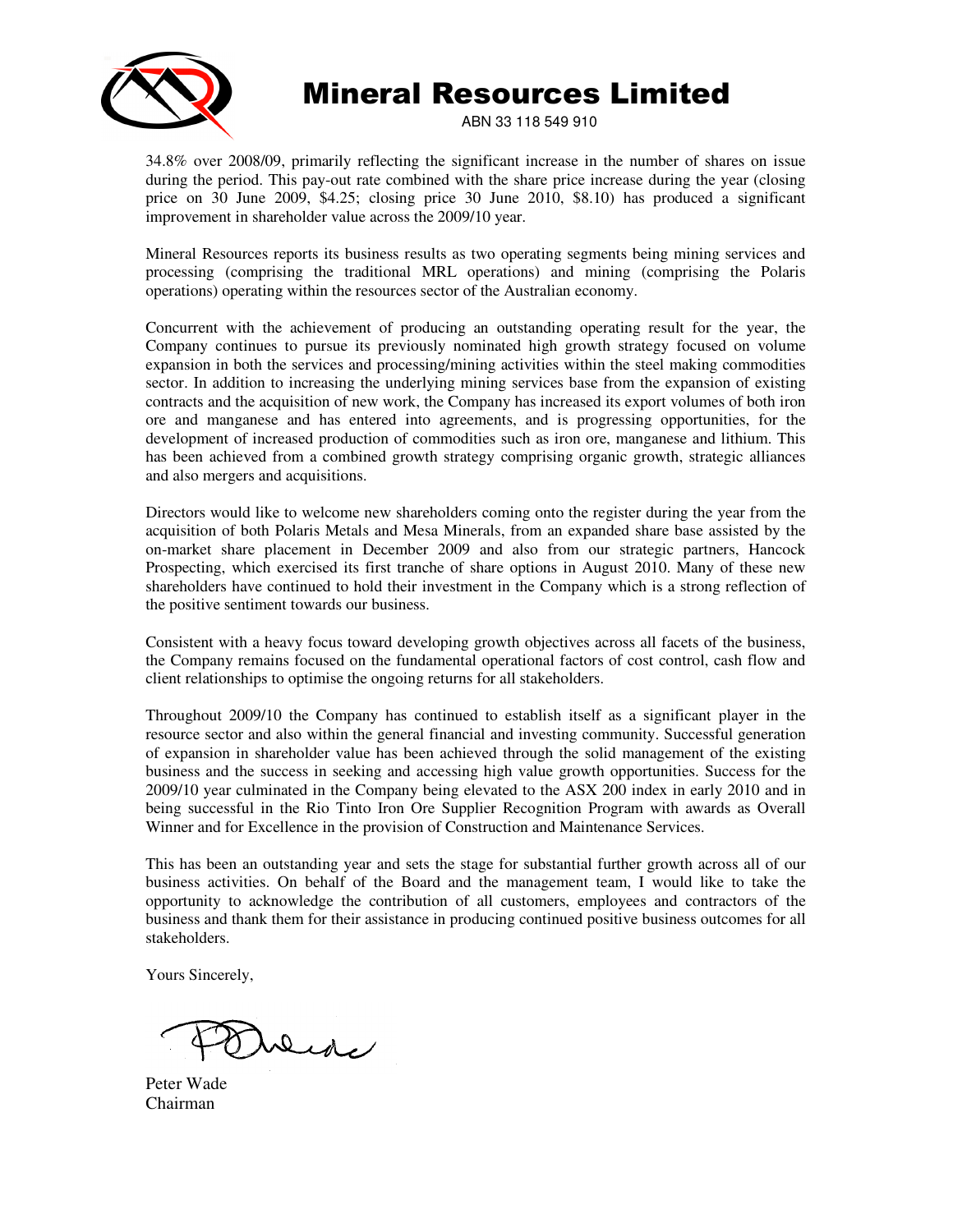34.8% over 2008/09, primarily reflecting the significant increase in the number of shares on issue during the period. This pay-out rate combined with the share price increase during the year (closing price on 30 June 2009, $4.25; closing price 30 June 2010, $8.10) has produced a significant improvement in shareholder value across the 2009/10 year.

Mineral Resources reports its business results as two operating segments being mining services and processing (comprising the traditional MRL operations) and mining (comprising the Polaris operations) operating within the resources sector of the Australian economy.

Concurrent with the achievement of producing an outstanding operating result for the year, the Company continues to pursue its previously nominated high growth strategy focused on volume expansion in both the services and processing/mining activities within the steel making commodities sector. In addition to increasing the underlying mining services base from the expansion of existing contracts and the acquisition of new work, the Company has increased its export volumes of both iron ore and manganese and has entered into agreements, and is progressing opportunities, for the development of increased production of commodities such as iron ore, manganese and lithium. This has been achieved from a combined growth strategy comprising organic growth, strategic alliances and also mergers and acquisitions.

Directors would like to welcome new shareholders coming onto the register during the year from the acquisition of both Polaris Metals and Mesa Minerals, from an expanded share base assisted by the on-market share placement in December 2009 and also from our strategic partners, Hancock Prospecting, which exercised its first tranche of share options in August 2010. Many of these new shareholders have continued to hold their investment in the Company which is a strong reflection of the positive sentiment towards our business.

Consistent with a heavy focus toward developing growth objectives across all facets of the business, the Company remains focused on the fundamental operational factors of cost control, cash flow and client relationships to optimise the ongoing returns for all stakeholders.

Throughout 2009/10 the Company has continued to establish itself as a significant player in the resource sector and also within the general financial and investing community. Successful generation of expansion in shareholder value has been achieved through the solid management of the existing business and the success in seeking and accessing high value growth opportunities. Success for the 2009/10 year culminated in the Company being elevated to the ASX 200 index in early 2010 and in being successful in the Rio Tinto Iron Ore Supplier Recognition Program with awards as Overall Winner and for Excellence in the provision of Construction and Maintenance Services.

This has been an outstanding year and sets the stage for substantial further growth across all of our business activities. On behalf of the Board and the management team, I would like to take the opportunity to acknowledge the contribution of all customers, employees and contractors of the business and thank them for their assistance in producing continued positive business outcomes for all stakeholders.

Yours Sincerely,

Peter Wade
Chairman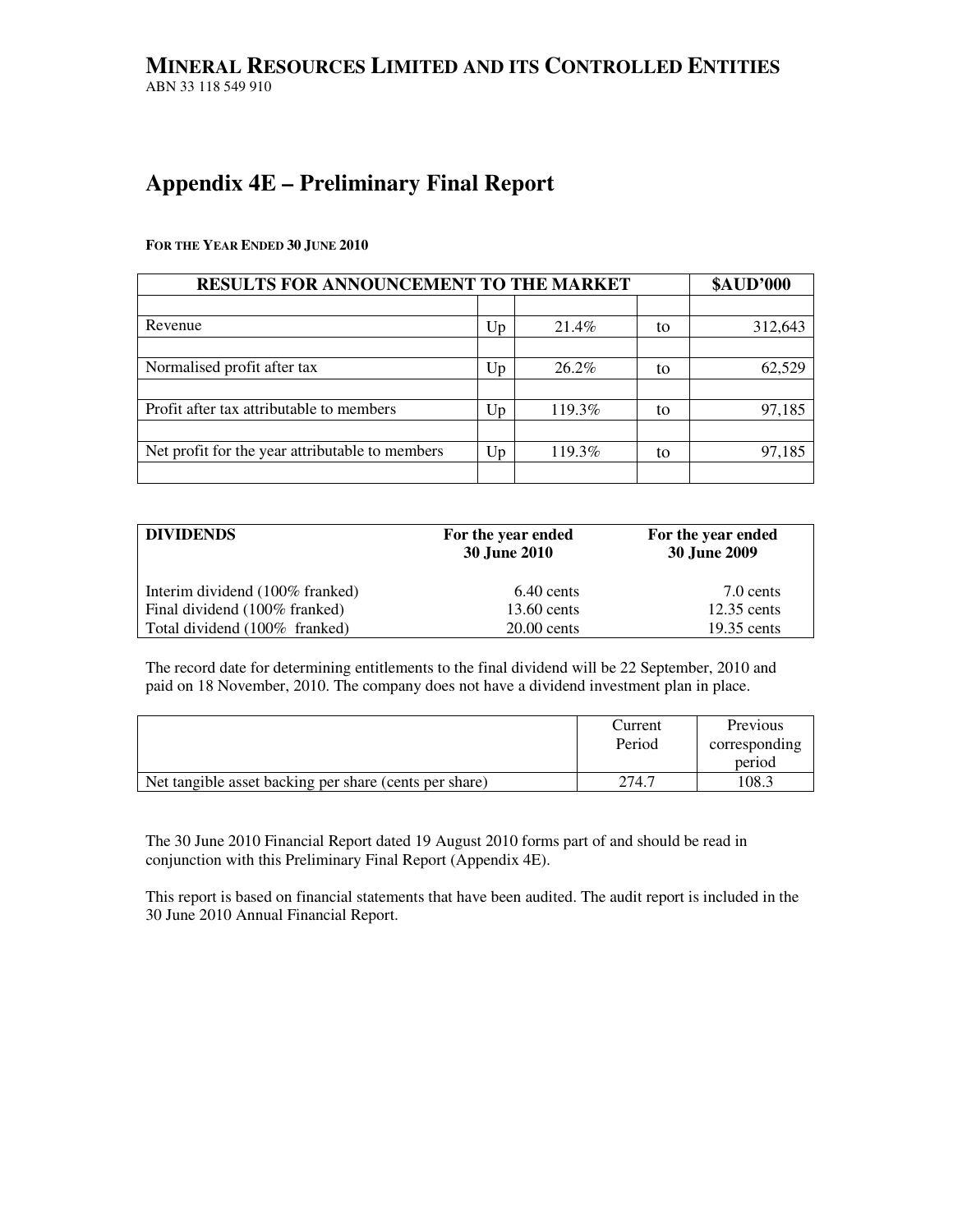# MINERAL RESOURCES LIMITED AND ITS CONTROLLED ENTITIES

ABN 33 118 549 910

# Appendix 4E – Preliminary Final Report

**FOR THE YEAR ENDED 30 JUNE 2010**

| RESULTS FOR ANNOUNCEMENT TO THE MARKET | | | | $AUD'000 |
|---|---|---|---|---|
| Revenue | Up | 21.4% | to | 312,643 |
| Normalised profit after tax | Up | 26.2% | to | 62,529 |
| Profit after tax attributable to members | Up | 119.3% | to | 97,185 |
| Net profit for the year attributable to members | Up | 119.3% | to | 97,185 |

| DIVIDENDS | For the year ended 30 June 2010 | For the year ended 30 June 2009 |
|---|---|---|
| Interim dividend (100% franked) | 6.40 cents | 7.0 cents |
| Final dividend (100% franked) | 13.60 cents | 12.35 cents |
| Total dividend (100% franked) | 20.00 cents | 19.35 cents |

The record date for determining entitlements to the final dividend will be 22 September, 2010 and paid on 18 November, 2010. The company does not have a dividend investment plan in place.

| | Current Period | Previous corresponding period |
|---|---|---|
| Net tangible asset backing per share (cents per share) | 274.7 | 108.3 |

The 30 June 2010 Financial Report dated 19 August 2010 forms part of and should be read in conjunction with this Preliminary Final Report (Appendix 4E).

This report is based on financial statements that have been audited. The audit report is included in the 30 June 2010 Annual Financial Report.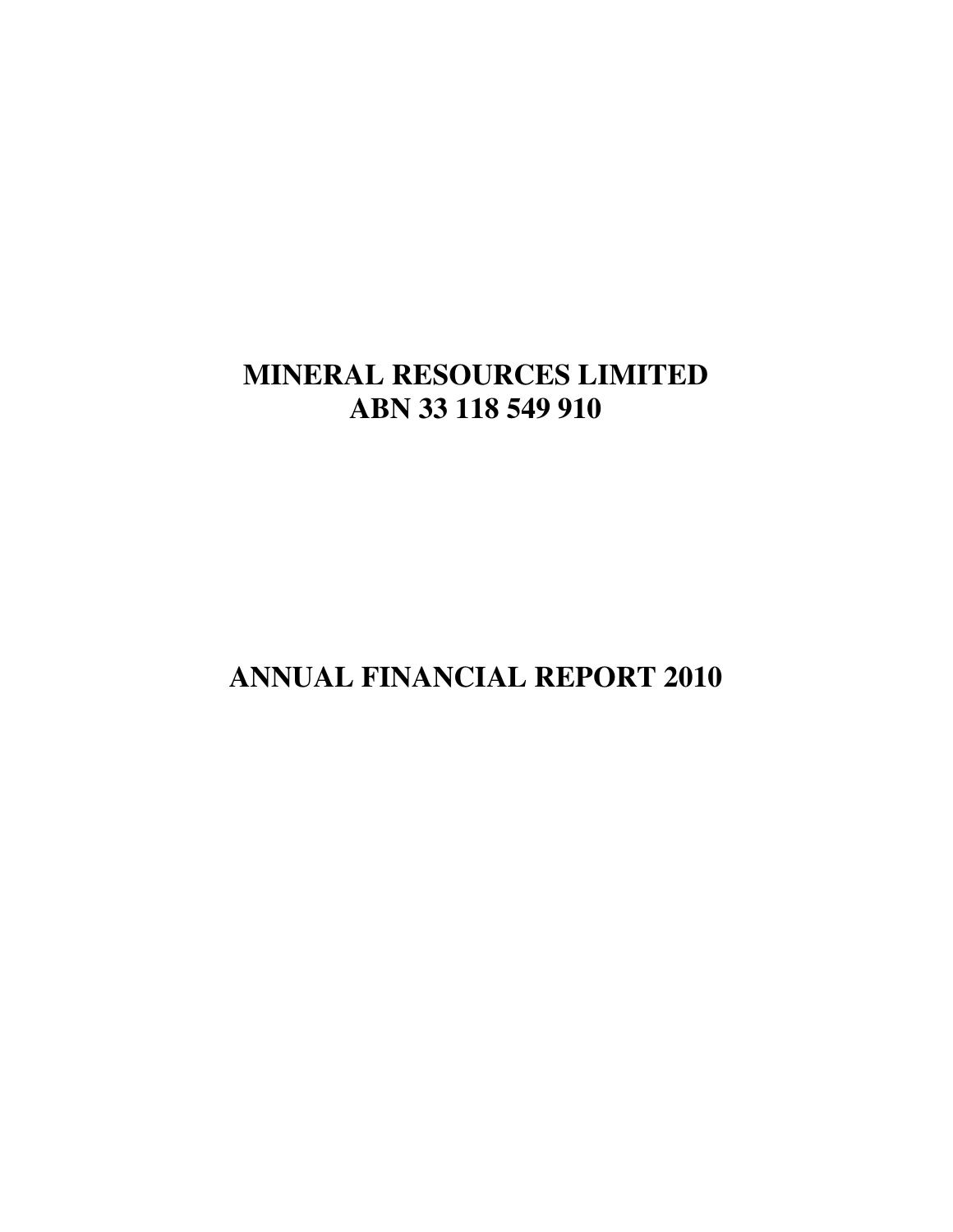# MINERAL RESOURCES LIMITED
# ABN 33 118 549 910

# ANNUAL FINANCIAL REPORT 2010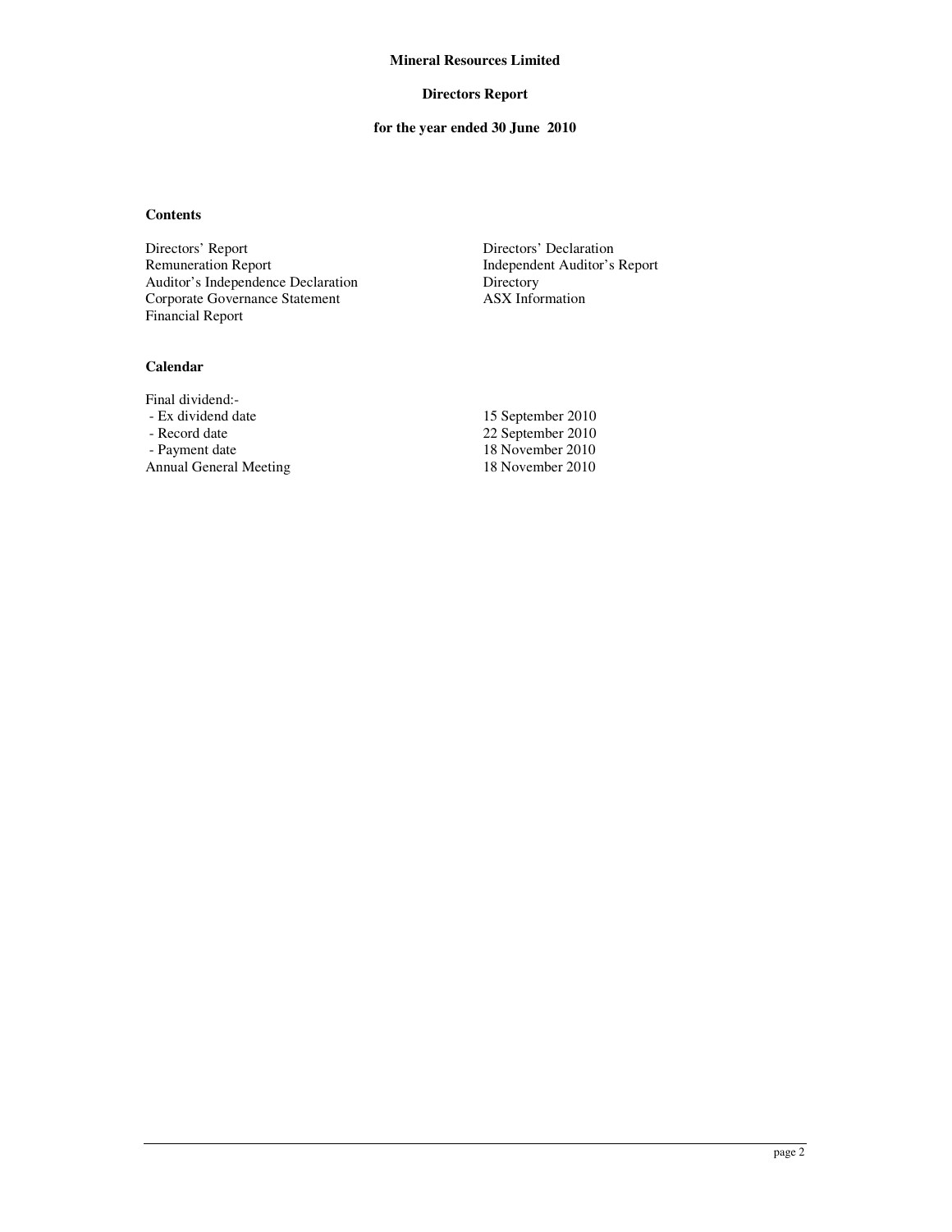**Mineral Resources Limited**

**Directors Report**

**for the year ended 30 June 2010**

**Contents**

Directors' Report
Remuneration Report
Auditor's Independence Declaration
Corporate Governance Statement
Financial Report
Directors' Declaration
Independent Auditor's Report
Directory
ASX Information

**Calendar**

| Final dividend:- | |
|---|---|
| - Ex dividend date | 15 September 2010 |
| - Record date | 22 September 2010 |
| - Payment date | 18 November 2010 |
| Annual General Meeting | 18 November 2010 |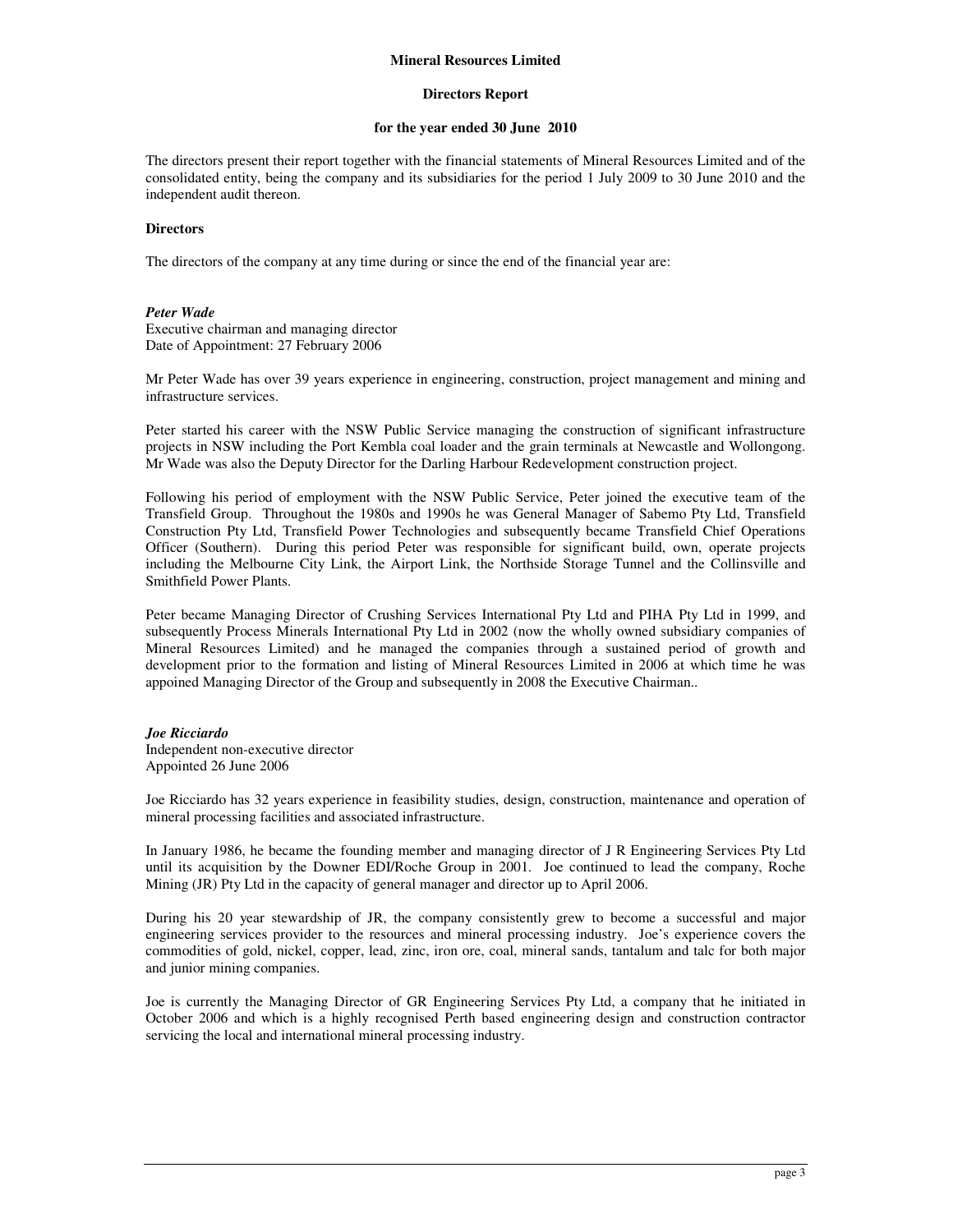**Mineral Resources Limited**

**Directors Report**

**for the year ended 30 June 2010**

The directors present their report together with the financial statements of Mineral Resources Limited and of the consolidated entity, being the company and its subsidiaries for the period 1 July 2009 to 30 June 2010 and the independent audit thereon.

**Directors**

The directors of the company at any time during or since the end of the financial year are:

***Peter Wade***
Executive chairman and managing director
Date of Appointment: 27 February 2006

Mr Peter Wade has over 39 years experience in engineering, construction, project management and mining and infrastructure services.

Peter started his career with the NSW Public Service managing the construction of significant infrastructure projects in NSW including the Port Kembla coal loader and the grain terminals at Newcastle and Wollongong. Mr Wade was also the Deputy Director for the Darling Harbour Redevelopment construction project.

Following his period of employment with the NSW Public Service, Peter joined the executive team of the Transfield Group. Throughout the 1980s and 1990s he was General Manager of Sabemo Pty Ltd, Transfield Construction Pty Ltd, Transfield Power Technologies and subsequently became Transfield Chief Operations Officer (Southern). During this period Peter was responsible for significant build, own, operate projects including the Melbourne City Link, the Airport Link, the Northside Storage Tunnel and the Collinsville and Smithfield Power Plants.

Peter became Managing Director of Crushing Services International Pty Ltd and PIHA Pty Ltd in 1999, and subsequently Process Minerals International Pty Ltd in 2002 (now the wholly owned subsidiary companies of Mineral Resources Limited) and he managed the companies through a sustained period of growth and development prior to the formation and listing of Mineral Resources Limited in 2006 at which time he was appoined Managing Director of the Group and subsequently in 2008 the Executive Chairman..

***Joe Ricciardo***
Independent non-executive director
Appointed 26 June 2006

Joe Ricciardo has 32 years experience in feasibility studies, design, construction, maintenance and operation of mineral processing facilities and associated infrastructure.

In January 1986, he became the founding member and managing director of J R Engineering Services Pty Ltd until its acquisition by the Downer EDI/Roche Group in 2001. Joe continued to lead the company, Roche Mining (JR) Pty Ltd in the capacity of general manager and director up to April 2006.

During his 20 year stewardship of JR, the company consistently grew to become a successful and major engineering services provider to the resources and mineral processing industry. Joe's experience covers the commodities of gold, nickel, copper, lead, zinc, iron ore, coal, mineral sands, tantalum and talc for both major and junior mining companies.

Joe is currently the Managing Director of GR Engineering Services Pty Ltd, a company that he initiated in October 2006 and which is a highly recognised Perth based engineering design and construction contractor servicing the local and international mineral processing industry.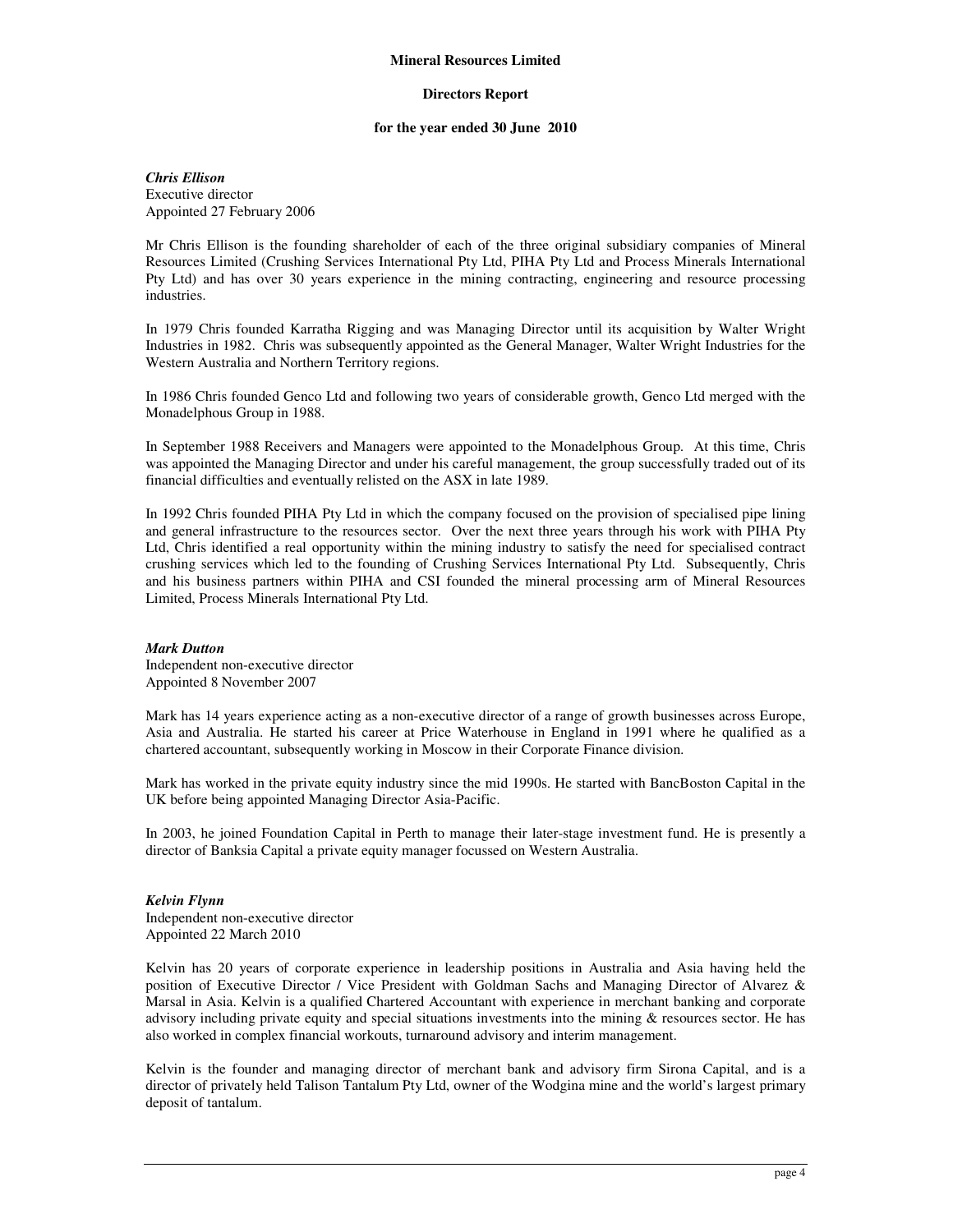**Mineral Resources Limited**

**Directors Report**

**for the year ended 30 June 2010**

***Chris Ellison***
Executive director
Appointed 27 February 2006

Mr Chris Ellison is the founding shareholder of each of the three original subsidiary companies of Mineral Resources Limited (Crushing Services International Pty Ltd, PIHA Pty Ltd and Process Minerals International Pty Ltd) and has over 30 years experience in the mining contracting, engineering and resource processing industries.

In 1979 Chris founded Karratha Rigging and was Managing Director until its acquisition by Walter Wright Industries in 1982. Chris was subsequently appointed as the General Manager, Walter Wright Industries for the Western Australia and Northern Territory regions.

In 1986 Chris founded Genco Ltd and following two years of considerable growth, Genco Ltd merged with the Monadelphous Group in 1988.

In September 1988 Receivers and Managers were appointed to the Monadelphous Group. At this time, Chris was appointed the Managing Director and under his careful management, the group successfully traded out of its financial difficulties and eventually relisted on the ASX in late 1989.

In 1992 Chris founded PIHA Pty Ltd in which the company focused on the provision of specialised pipe lining and general infrastructure to the resources sector. Over the next three years through his work with PIHA Pty Ltd, Chris identified a real opportunity within the mining industry to satisfy the need for specialised contract crushing services which led to the founding of Crushing Services International Pty Ltd. Subsequently, Chris and his business partners within PIHA and CSI founded the mineral processing arm of Mineral Resources Limited, Process Minerals International Pty Ltd.

***Mark Dutton***
Independent non-executive director
Appointed 8 November 2007

Mark has 14 years experience acting as a non-executive director of a range of growth businesses across Europe, Asia and Australia. He started his career at Price Waterhouse in England in 1991 where he qualified as a chartered accountant, subsequently working in Moscow in their Corporate Finance division.

Mark has worked in the private equity industry since the mid 1990s. He started with BancBoston Capital in the UK before being appointed Managing Director Asia-Pacific.

In 2003, he joined Foundation Capital in Perth to manage their later-stage investment fund. He is presently a director of Banksia Capital a private equity manager focussed on Western Australia.

***Kelvin Flynn***
Independent non-executive director
Appointed 22 March 2010

Kelvin has 20 years of corporate experience in leadership positions in Australia and Asia having held the position of Executive Director / Vice President with Goldman Sachs and Managing Director of Alvarez & Marsal in Asia. Kelvin is a qualified Chartered Accountant with experience in merchant banking and corporate advisory including private equity and special situations investments into the mining & resources sector. He has also worked in complex financial workouts, turnaround advisory and interim management.

Kelvin is the founder and managing director of merchant bank and advisory firm Sirona Capital, and is a director of privately held Talison Tantalum Pty Ltd, owner of the Wodgina mine and the world's largest primary deposit of tantalum.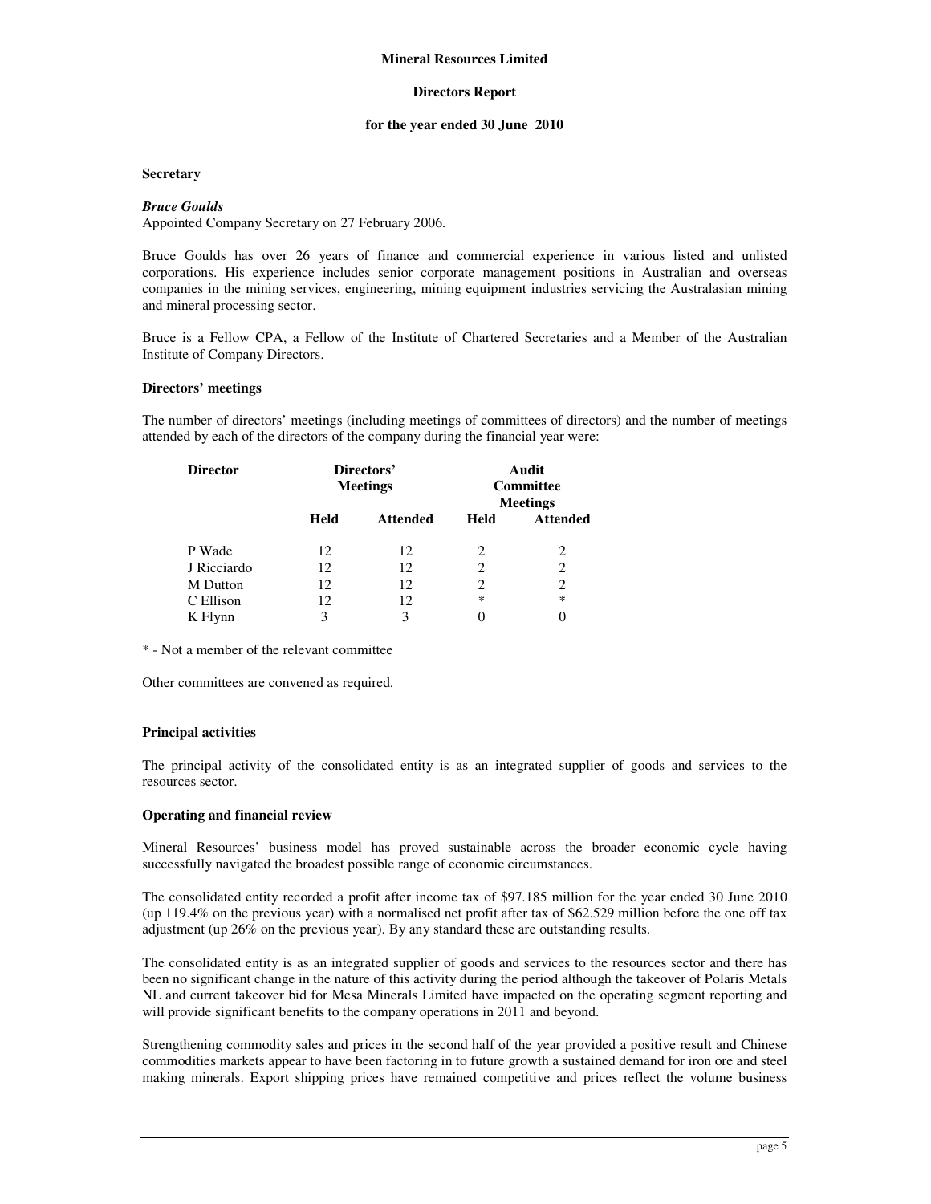**Mineral Resources Limited**

**Directors Report**

**for the year ended 30 June 2010**

**Secretary**

***Bruce Goulds***
Appointed Company Secretary on 27 February 2006.

Bruce Goulds has over 26 years of finance and commercial experience in various listed and unlisted corporations. His experience includes senior corporate management positions in Australian and overseas companies in the mining services, engineering, mining equipment industries servicing the Australasian mining and mineral processing sector.

Bruce is a Fellow CPA, a Fellow of the Institute of Chartered Secretaries and a Member of the Australian Institute of Company Directors.

**Directors' meetings**

The number of directors' meetings (including meetings of committees of directors) and the number of meetings attended by each of the directors of the company during the financial year were:

| Director | Directors' Meetings | | Audit Committee Meetings | |
|---|---|---|---|---|
| | Held | Attended | Held | Attended |
| P Wade | 12 | 12 | 2 | 2 |
| J Ricciardo | 12 | 12 | 2 | 2 |
| M Dutton | 12 | 12 | 2 | 2 |
| C Ellison | 12 | 12 | * | * |
| K Flynn | 3 | 3 | 0 | 0 |

\* - Not a member of the relevant committee

Other committees are convened as required.

**Principal activities**

The principal activity of the consolidated entity is as an integrated supplier of goods and services to the resources sector.

**Operating and financial review**

Mineral Resources' business model has proved sustainable across the broader economic cycle having successfully navigated the broadest possible range of economic circumstances.

The consolidated entity recorded a profit after income tax of $97.185 million for the year ended 30 June 2010 (up 119.4% on the previous year) with a normalised net profit after tax of $62.529 million before the one off tax adjustment (up 26% on the previous year). By any standard these are outstanding results.

The consolidated entity is as an integrated supplier of goods and services to the resources sector and there has been no significant change in the nature of this activity during the period although the takeover of Polaris Metals NL and current takeover bid for Mesa Minerals Limited have impacted on the operating segment reporting and will provide significant benefits to the company operations in 2011 and beyond.

Strengthening commodity sales and prices in the second half of the year provided a positive result and Chinese commodities markets appear to have been factoring in to future growth a sustained demand for iron ore and steel making minerals. Export shipping prices have remained competitive and prices reflect the volume business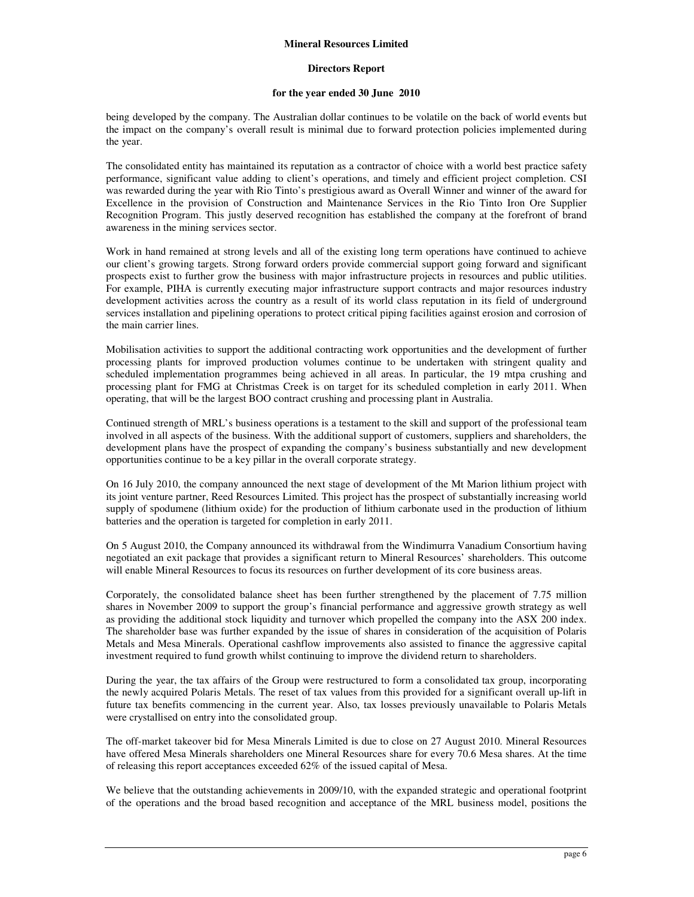being developed by the company. The Australian dollar continues to be volatile on the back of world events but the impact on the company's overall result is minimal due to forward protection policies implemented during the year.

The consolidated entity has maintained its reputation as a contractor of choice with a world best practice safety performance, significant value adding to client's operations, and timely and efficient project completion. CSI was rewarded during the year with Rio Tinto's prestigious award as Overall Winner and winner of the award for Excellence in the provision of Construction and Maintenance Services in the Rio Tinto Iron Ore Supplier Recognition Program. This justly deserved recognition has established the company at the forefront of brand awareness in the mining services sector.

Work in hand remained at strong levels and all of the existing long term operations have continued to achieve our client's growing targets. Strong forward orders provide commercial support going forward and significant prospects exist to further grow the business with major infrastructure projects in resources and public utilities. For example, PIHA is currently executing major infrastructure support contracts and major resources industry development activities across the country as a result of its world class reputation in its field of underground services installation and pipelining operations to protect critical piping facilities against erosion and corrosion of the main carrier lines.

Mobilisation activities to support the additional contracting work opportunities and the development of further processing plants for improved production volumes continue to be undertaken with stringent quality and scheduled implementation programmes being achieved in all areas. In particular, the 19 mtpa crushing and processing plant for FMG at Christmas Creek is on target for its scheduled completion in early 2011. When operating, that will be the largest BOO contract crushing and processing plant in Australia.

Continued strength of MRL's business operations is a testament to the skill and support of the professional team involved in all aspects of the business. With the additional support of customers, suppliers and shareholders, the development plans have the prospect of expanding the company's business substantially and new development opportunities continue to be a key pillar in the overall corporate strategy.

On 16 July 2010, the company announced the next stage of development of the Mt Marion lithium project with its joint venture partner, Reed Resources Limited. This project has the prospect of substantially increasing world supply of spodumene (lithium oxide) for the production of lithium carbonate used in the production of lithium batteries and the operation is targeted for completion in early 2011.

On 5 August 2010, the Company announced its withdrawal from the Windimurra Vanadium Consortium having negotiated an exit package that provides a significant return to Mineral Resources' shareholders. This outcome will enable Mineral Resources to focus its resources on further development of its core business areas.

Corporately, the consolidated balance sheet has been further strengthened by the placement of 7.75 million shares in November 2009 to support the group's financial performance and aggressive growth strategy as well as providing the additional stock liquidity and turnover which propelled the company into the ASX 200 index. The shareholder base was further expanded by the issue of shares in consideration of the acquisition of Polaris Metals and Mesa Minerals. Operational cashflow improvements also assisted to finance the aggressive capital investment required to fund growth whilst continuing to improve the dividend return to shareholders.

During the year, the tax affairs of the Group were restructured to form a consolidated tax group, incorporating the newly acquired Polaris Metals. The reset of tax values from this provided for a significant overall up-lift in future tax benefits commencing in the current year. Also, tax losses previously unavailable to Polaris Metals were crystallised on entry into the consolidated group.

The off-market takeover bid for Mesa Minerals Limited is due to close on 27 August 2010. Mineral Resources have offered Mesa Minerals shareholders one Mineral Resources share for every 70.6 Mesa shares. At the time of releasing this report acceptances exceeded 62% of the issued capital of Mesa.

We believe that the outstanding achievements in 2009/10, with the expanded strategic and operational footprint of the operations and the broad based recognition and acceptance of the MRL business model, positions the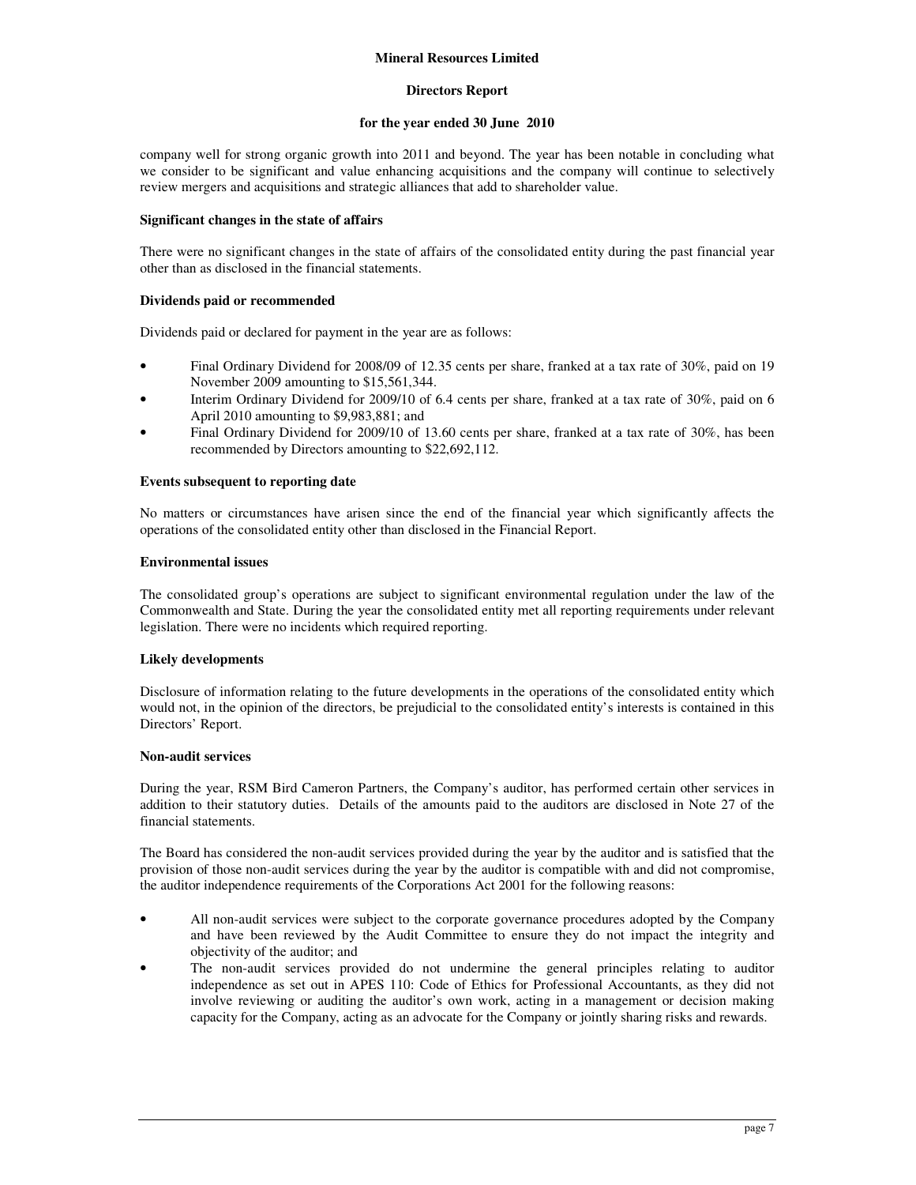company well for strong organic growth into 2011 and beyond. The year has been notable in concluding what we consider to be significant and value enhancing acquisitions and the company will continue to selectively review mergers and acquisitions and strategic alliances that add to shareholder value.

**Significant changes in the state of affairs**

There were no significant changes in the state of affairs of the consolidated entity during the past financial year other than as disclosed in the financial statements.

**Dividends paid or recommended**

Dividends paid or declared for payment in the year are as follows:

- Final Ordinary Dividend for 2008/09 of 12.35 cents per share, franked at a tax rate of 30%, paid on 19 November 2009 amounting to $15,561,344.
- Interim Ordinary Dividend for 2009/10 of 6.4 cents per share, franked at a tax rate of 30%, paid on 6 April 2010 amounting to $9,983,881; and
- Final Ordinary Dividend for 2009/10 of 13.60 cents per share, franked at a tax rate of 30%, has been recommended by Directors amounting to $22,692,112.

**Events subsequent to reporting date**

No matters or circumstances have arisen since the end of the financial year which significantly affects the operations of the consolidated entity other than disclosed in the Financial Report.

**Environmental issues**

The consolidated group's operations are subject to significant environmental regulation under the law of the Commonwealth and State. During the year the consolidated entity met all reporting requirements under relevant legislation. There were no incidents which required reporting.

**Likely developments**

Disclosure of information relating to the future developments in the operations of the consolidated entity which would not, in the opinion of the directors, be prejudicial to the consolidated entity's interests is contained in this Directors' Report.

**Non-audit services**

During the year, RSM Bird Cameron Partners, the Company's auditor, has performed certain other services in addition to their statutory duties. Details of the amounts paid to the auditors are disclosed in Note 27 of the financial statements.

The Board has considered the non-audit services provided during the year by the auditor and is satisfied that the provision of those non-audit services during the year by the auditor is compatible with and did not compromise, the auditor independence requirements of the Corporations Act 2001 for the following reasons:

- All non-audit services were subject to the corporate governance procedures adopted by the Company and have been reviewed by the Audit Committee to ensure they do not impact the integrity and objectivity of the auditor; and
- The non-audit services provided do not undermine the general principles relating to auditor independence as set out in APES 110: Code of Ethics for Professional Accountants, as they did not involve reviewing or auditing the auditor's own work, acting in a management or decision making capacity for the Company, acting as an advocate for the Company or jointly sharing risks and rewards.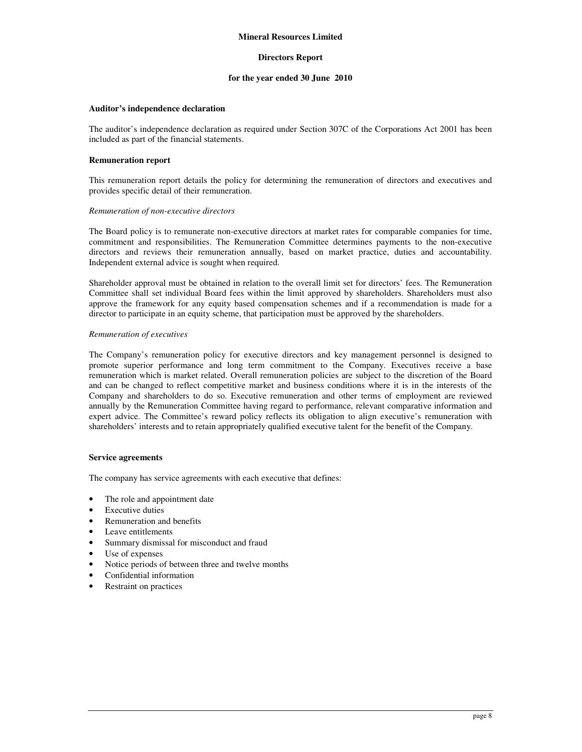**Mineral Resources Limited**

**Directors Report**

**for the year ended 30 June 2010**

**Auditor's independence declaration**

The auditor's independence declaration as required under Section 307C of the Corporations Act 2001 has been included as part of the financial statements.

**Remuneration report**

This remuneration report details the policy for determining the remuneration of directors and executives and provides specific detail of their remuneration.

*Remuneration of non-executive directors*

The Board policy is to remunerate non-executive directors at market rates for comparable companies for time, commitment and responsibilities. The Remuneration Committee determines payments to the non-executive directors and reviews their remuneration annually, based on market practice, duties and accountability. Independent external advice is sought when required.

Shareholder approval must be obtained in relation to the overall limit set for directors' fees. The Remuneration Committee shall set individual Board fees within the limit approved by shareholders. Shareholders must also approve the framework for any equity based compensation schemes and if a recommendation is made for a director to participate in an equity scheme, that participation must be approved by the shareholders.

*Remuneration of executives*

The Company's remuneration policy for executive directors and key management personnel is designed to promote superior performance and long term commitment to the Company. Executives receive a base remuneration which is market related. Overall remuneration policies are subject to the discretion of the Board and can be changed to reflect competitive market and business conditions where it is in the interests of the Company and shareholders to do so. Executive remuneration and other terms of employment are reviewed annually by the Remuneration Committee having regard to performance, relevant comparative information and expert advice. The Committee's reward policy reflects its obligation to align executive's remuneration with shareholders' interests and to retain appropriately qualified executive talent for the benefit of the Company.

**Service agreements**

The company has service agreements with each executive that defines:

- The role and appointment date
- Executive duties
- Remuneration and benefits
- Leave entitlements
- Summary dismissal for misconduct and fraud
- Use of expenses
- Notice periods of between three and twelve months
- Confidential information
- Restraint on practices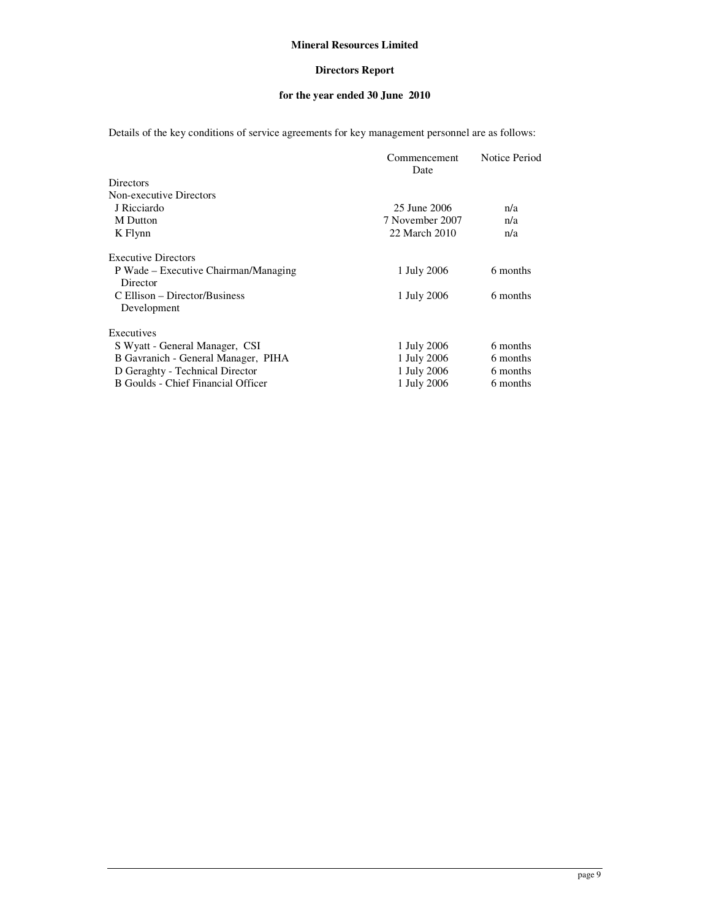**Mineral Resources Limited**

**Directors Report**

**for the year ended 30 June 2010**

Details of the key conditions of service agreements for key management personnel are as follows:

| | Commencement Date | Notice Period |
|---|---|---|
| Directors | | |
| Non-executive Directors | | |
| J Ricciardo | 25 June 2006 | n/a |
| M Dutton | 7 November 2007 | n/a |
| K Flynn | 22 March 2010 | n/a |
| | | |
| Executive Directors | | |
| P Wade – Executive Chairman/Managing Director | 1 July 2006 | 6 months |
| C Ellison – Director/Business Development | 1 July 2006 | 6 months |
| | | |
| Executives | | |
| S Wyatt - General Manager, CSI | 1 July 2006 | 6 months |
| B Gavranich - General Manager, PIHA | 1 July 2006 | 6 months |
| D Geraghty - Technical Director | 1 July 2006 | 6 months |
| B Goulds - Chief Financial Officer | 1 July 2006 | 6 months |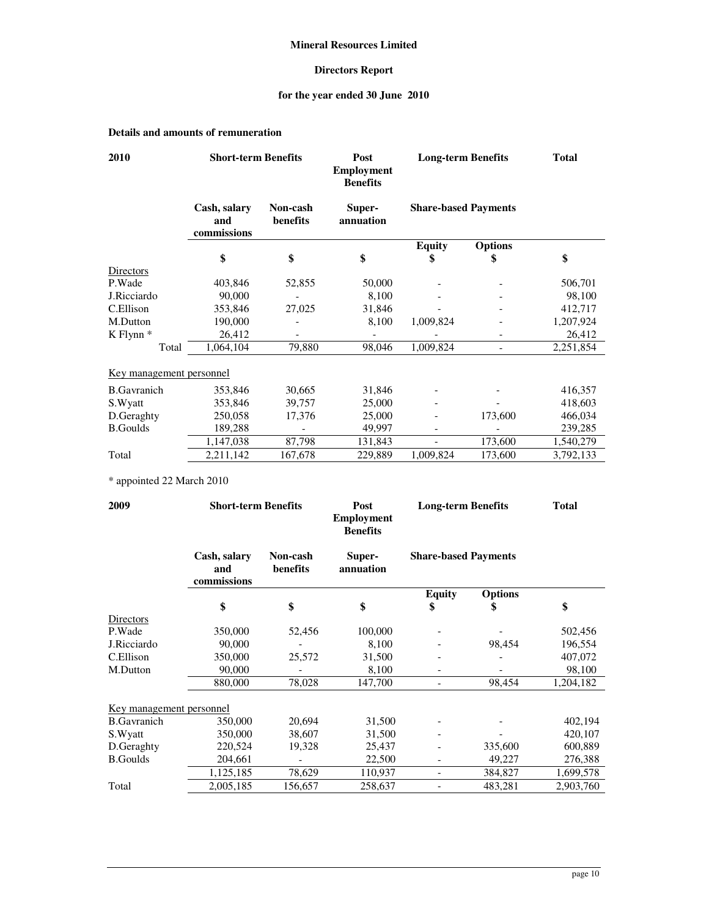**Mineral Resources Limited**

**Directors Report**

**for the year ended 30 June 2010**

**Details and amounts of remuneration**

| 2010 | Short-term Benefits | | Post Employment Benefits | Long-term Benefits | | Total |
|---|---|---|---|---|---|---|
| | Cash, salary and commissions | Non-cash benefits | Super-annuation | Share-based Payments | | |
| | | | | Equity | Options | |
| | $ | $ | $ | $ | $ | $ |
| Directors | | | | | | |
| P.Wade | 403,846 | 52,855 | 50,000 | - | - | 506,701 |
| J.Ricciardo | 90,000 | - | 8,100 | - | - | 98,100 |
| C.Ellison | 353,846 | 27,025 | 31,846 | - | - | 412,717 |
| M.Dutton | 190,000 | - | 8,100 | 1,009,824 | - | 1,207,924 |
| K Flynn * | 26,412 | - | - | - | - | 26,412 |
| Total | 1,064,104 | 79,880 | 98,046 | 1,009,824 | - | 2,251,854 |
| Key management personnel | | | | | | |
| B.Gavranich | 353,846 | 30,665 | 31,846 | - | - | 416,357 |
| S.Wyatt | 353,846 | 39,757 | 25,000 | - | - | 418,603 |
| D.Geraghty | 250,058 | 17,376 | 25,000 | - | 173,600 | 466,034 |
| B.Goulds | 189,288 | - | 49,997 | - | - | 239,285 |
| | 1,147,038 | 87,798 | 131,843 | - | 173,600 | 1,540,279 |
| Total | 2,211,142 | 167,678 | 229,889 | 1,009,824 | 173,600 | 3,792,133 |

* appointed 22 March 2010

| 2009 | Short-term Benefits | | Post Employment Benefits | Long-term Benefits | | Total |
|---|---|---|---|---|---|---|
| | Cash, salary and commissions | Non-cash benefits | Super-annuation | Share-based Payments | | |
| | | | | Equity | Options | |
| | $ | $ | $ | $ | $ | $ |
| Directors | | | | | | |
| P.Wade | 350,000 | 52,456 | 100,000 | - | - | 502,456 |
| J.Ricciardo | 90,000 | - | 8,100 | - | 98,454 | 196,554 |
| C.Ellison | 350,000 | 25,572 | 31,500 | - | - | 407,072 |
| M.Dutton | 90,000 | - | 8,100 | - | - | 98,100 |
| | 880,000 | 78,028 | 147,700 | - | 98,454 | 1,204,182 |
| Key management personnel | | | | | | |
| B.Gavranich | 350,000 | 20,694 | 31,500 | - | - | 402,194 |
| S.Wyatt | 350,000 | 38,607 | 31,500 | - | - | 420,107 |
| D.Geraghty | 220,524 | 19,328 | 25,437 | - | 335,600 | 600,889 |
| B.Goulds | 204,661 | - | 22,500 | - | 49,227 | 276,388 |
| | 1,125,185 | 78,629 | 110,937 | - | 384,827 | 1,699,578 |
| Total | 2,005,185 | 156,657 | 258,637 | - | 483,281 | 2,903,760 |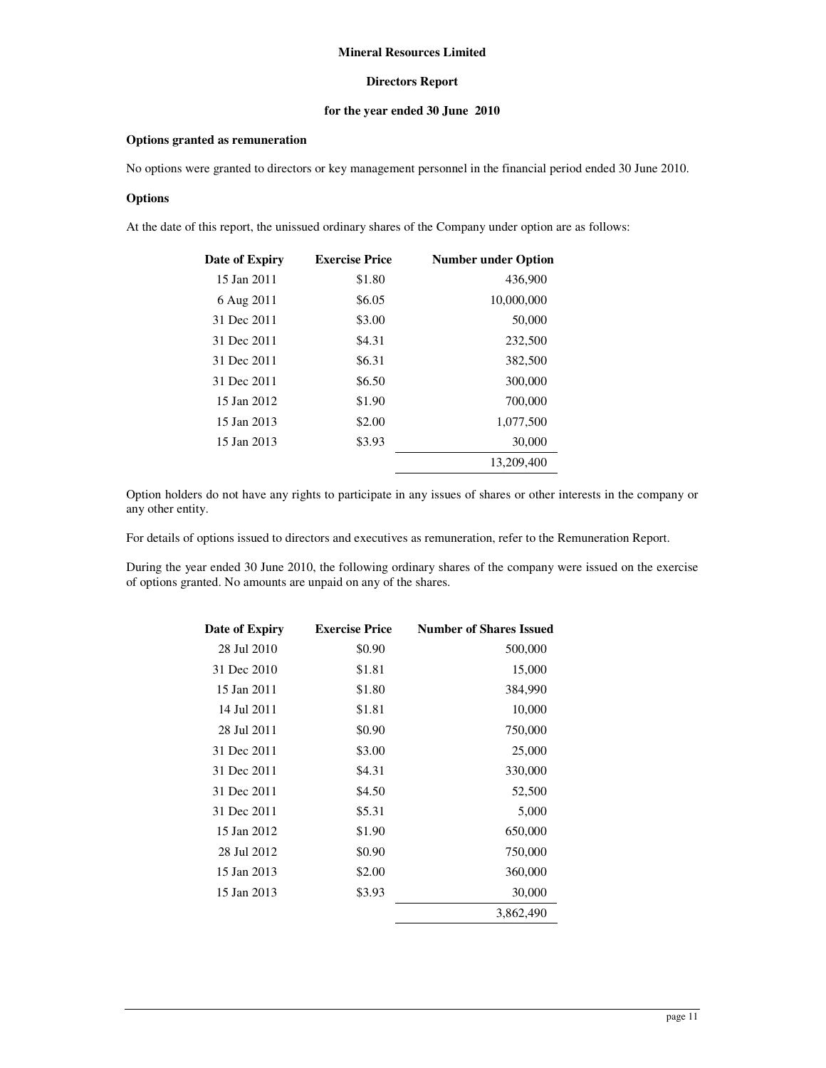**Mineral Resources Limited**

**Directors Report**

**for the year ended 30 June 2010**

**Options granted as remuneration**

No options were granted to directors or key management personnel in the financial period ended 30 June 2010.

**Options**

At the date of this report, the unissued ordinary shares of the Company under option are as follows:

| Date of Expiry | Exercise Price | Number under Option |
|---|---|---|
| 15 Jan 2011 | $1.80 | 436,900 |
| 6 Aug 2011 | $6.05 | 10,000,000 |
| 31 Dec 2011 | $3.00 | 50,000 |
| 31 Dec 2011 | $4.31 | 232,500 |
| 31 Dec 2011 | $6.31 | 382,500 |
| 31 Dec 2011 | $6.50 | 300,000 |
| 15 Jan 2012 | $1.90 | 700,000 |
| 15 Jan 2013 | $2.00 | 1,077,500 |
| 15 Jan 2013 | $3.93 | 30,000 |
| | | 13,209,400 |

Option holders do not have any rights to participate in any issues of shares or other interests in the company or any other entity.

For details of options issued to directors and executives as remuneration, refer to the Remuneration Report.

During the year ended 30 June 2010, the following ordinary shares of the company were issued on the exercise of options granted. No amounts are unpaid on any of the shares.

| Date of Expiry | Exercise Price | Number of Shares Issued |
|---|---|---|
| 28 Jul 2010 | $0.90 | 500,000 |
| 31 Dec 2010 | $1.81 | 15,000 |
| 15 Jan 2011 | $1.80 | 384,990 |
| 14 Jul 2011 | $1.81 | 10,000 |
| 28 Jul 2011 | $0.90 | 750,000 |
| 31 Dec 2011 | $3.00 | 25,000 |
| 31 Dec 2011 | $4.31 | 330,000 |
| 31 Dec 2011 | $4.50 | 52,500 |
| 31 Dec 2011 | $5.31 | 5,000 |
| 15 Jan 2012 | $1.90 | 650,000 |
| 28 Jul 2012 | $0.90 | 750,000 |
| 15 Jan 2013 | $2.00 | 360,000 |
| 15 Jan 2013 | $3.93 | 30,000 |
| | | 3,862,490 |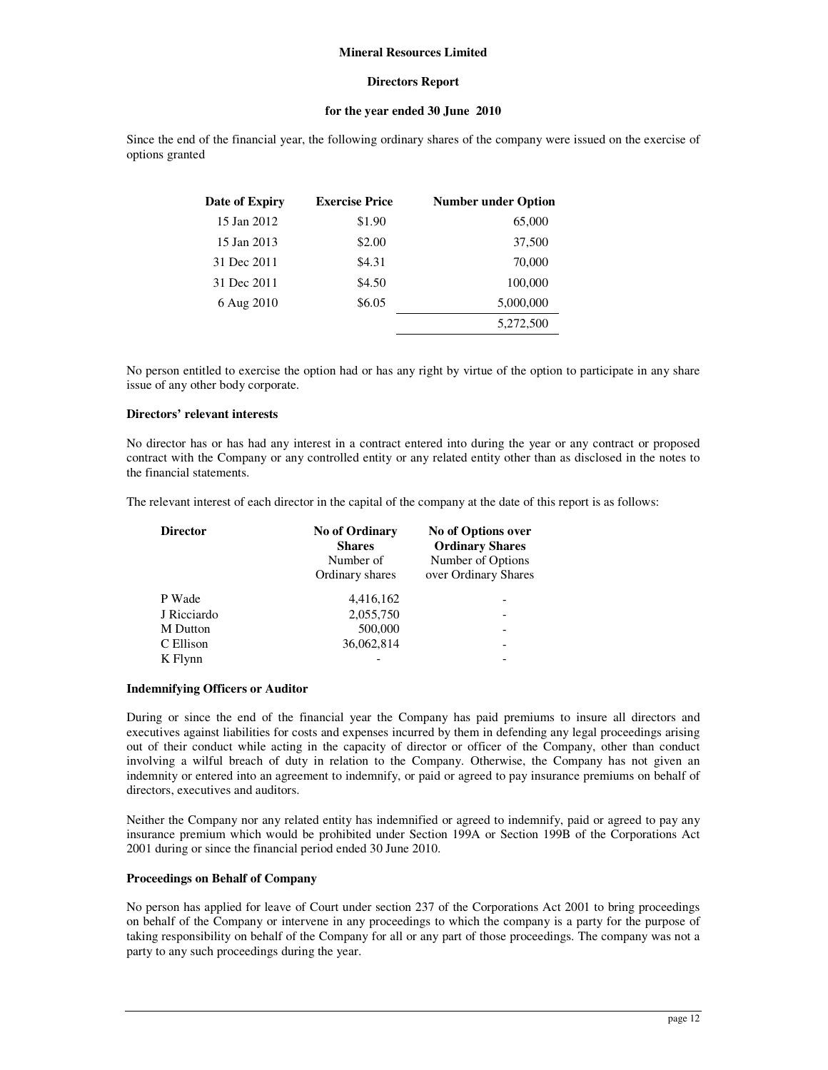Since the end of the financial year, the following ordinary shares of the company were issued on the exercise of options granted

| Date of Expiry | Exercise Price | Number under Option |
|---|---|---|
| 15 Jan 2012 | $1.90 | 65,000 |
| 15 Jan 2013 | $2.00 | 37,500 |
| 31 Dec 2011 | $4.31 | 70,000 |
| 31 Dec 2011 | $4.50 | 100,000 |
| 6 Aug 2010 | $6.05 | 5,000,000 |
| | | 5,272,500 |

No person entitled to exercise the option had or has any right by virtue of the option to participate in any share issue of any other body corporate.

**Directors' relevant interests**

No director has or has had any interest in a contract entered into during the year or any contract or proposed contract with the Company or any controlled entity or any related entity other than as disclosed in the notes to the financial statements.

The relevant interest of each director in the capital of the company at the date of this report is as follows:

| Director | No of Ordinary Shares<br>Number of Ordinary shares | No of Options over Ordinary Shares<br>Number of Options over Ordinary Shares |
|---|---|---|
| P Wade | 4,416,162 | - |
| J Ricciardo | 2,055,750 | - |
| M Dutton | 500,000 | - |
| C Ellison | 36,062,814 | - |
| K Flynn | - | - |

**Indemnifying Officers or Auditor**

During or since the end of the financial year the Company has paid premiums to insure all directors and executives against liabilities for costs and expenses incurred by them in defending any legal proceedings arising out of their conduct while acting in the capacity of director or officer of the Company, other than conduct involving a wilful breach of duty in relation to the Company. Otherwise, the Company has not given an indemnity or entered into an agreement to indemnify, or paid or agreed to pay insurance premiums on behalf of directors, executives and auditors.

Neither the Company nor any related entity has indemnified or agreed to indemnify, paid or agreed to pay any insurance premium which would be prohibited under Section 199A or Section 199B of the Corporations Act 2001 during or since the financial period ended 30 June 2010.

**Proceedings on Behalf of Company**

No person has applied for leave of Court under section 237 of the Corporations Act 2001 to bring proceedings on behalf of the Company or intervene in any proceedings to which the company is a party for the purpose of taking responsibility on behalf of the Company for all or any part of those proceedings. The company was not a party to any such proceedings during the year.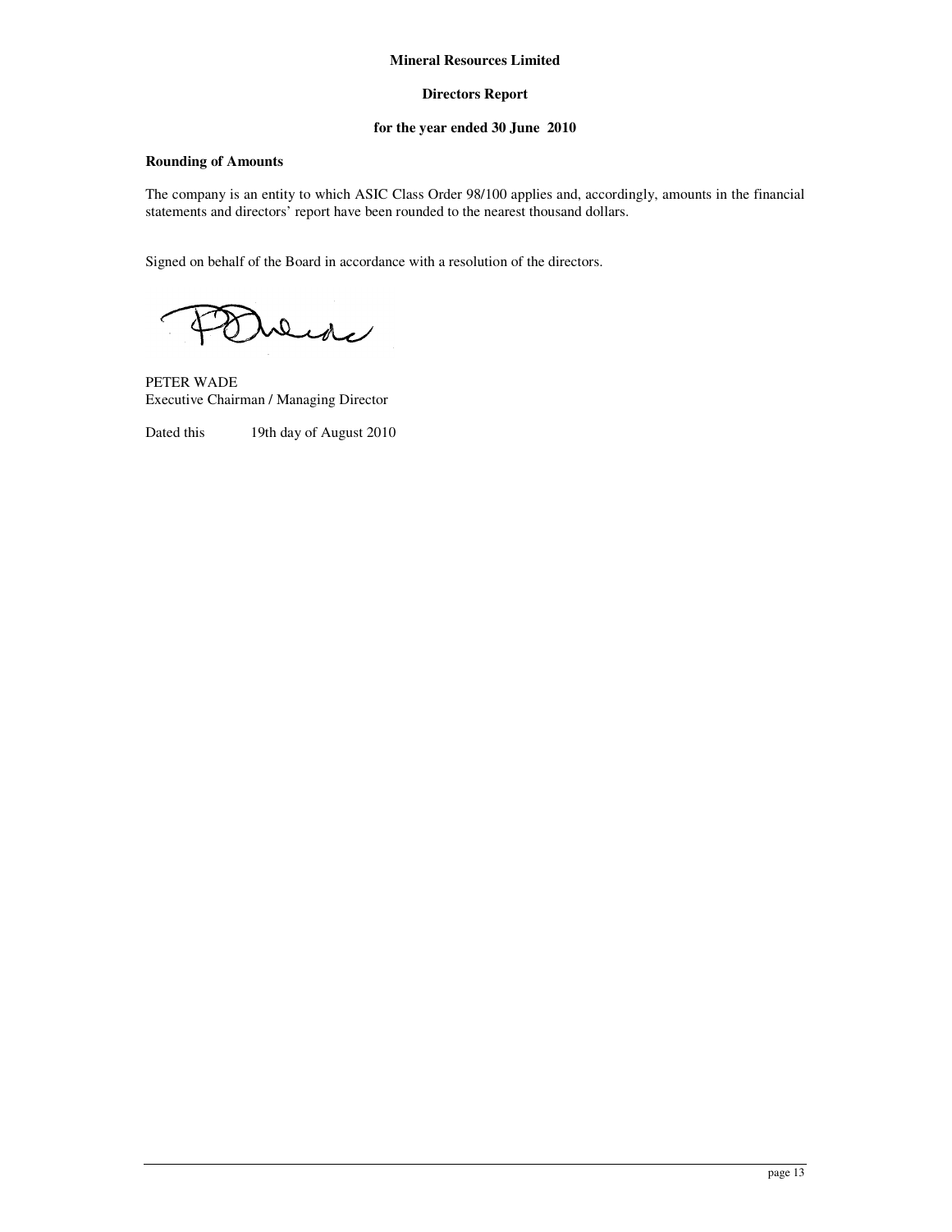**Mineral Resources Limited**

**Directors Report**

**for the year ended 30 June 2010**

**Rounding of Amounts**

The company is an entity to which ASIC Class Order 98/100 applies and, accordingly, amounts in the financial statements and directors' report have been rounded to the nearest thousand dollars.

Signed on behalf of the Board in accordance with a resolution of the directors.

PETER WADE
Executive Chairman / Managing Director

Dated this 19th day of August 2010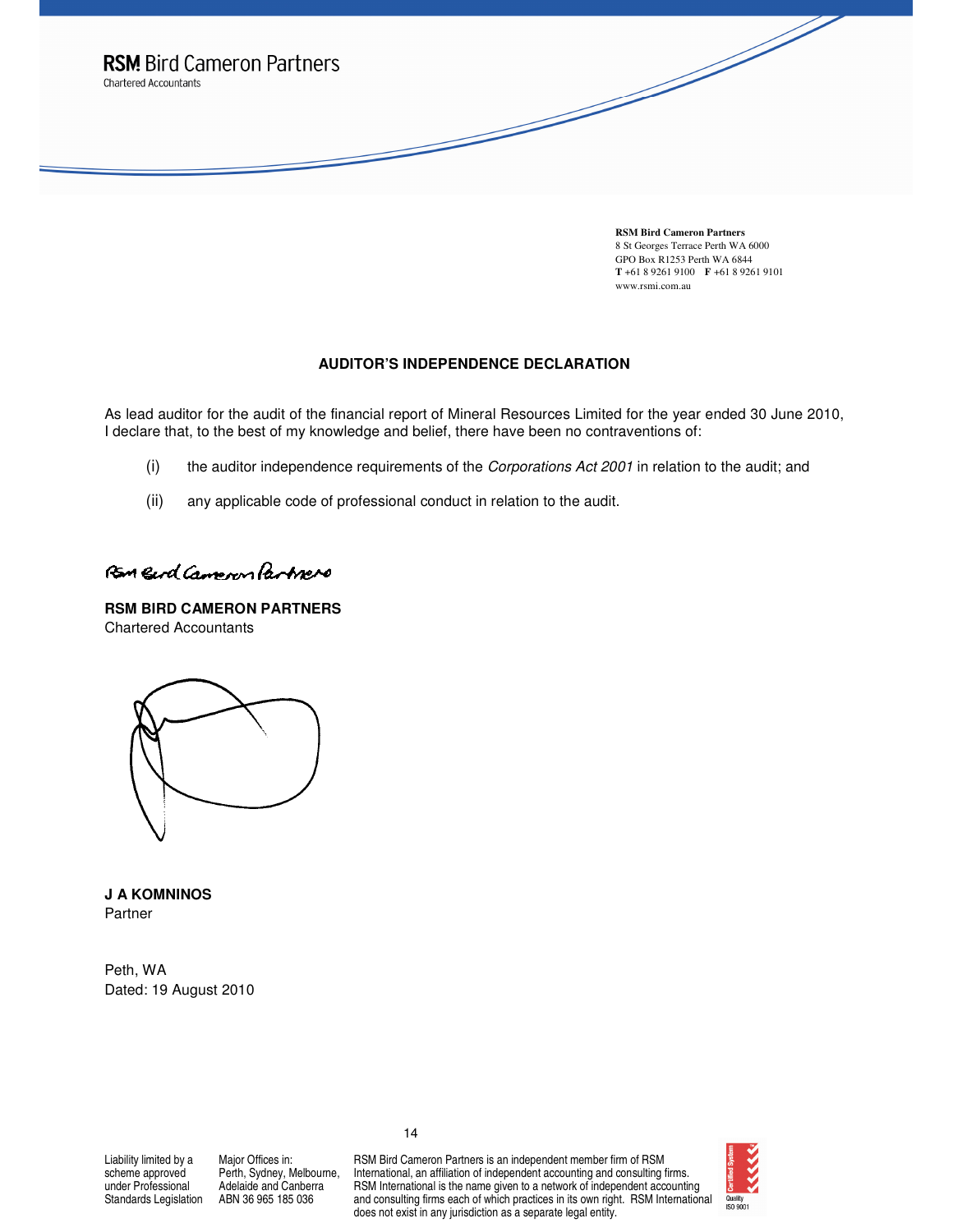**RSM Bird Cameron Partners**
Chartered Accountants

**RSM Bird Cameron Partners**
8 St Georges Terrace Perth WA 6000
GPO Box R1253 Perth WA 6844
**T** +61 8 9261 9100 **F** +61 8 9261 9101
www.rsmi.com.au

## AUDITOR'S INDEPENDENCE DECLARATION

As lead auditor for the audit of the financial report of Mineral Resources Limited for the year ended 30 June 2010, I declare that, to the best of my knowledge and belief, there have been no contraventions of:

(i) the auditor independence requirements of the *Corporations Act 2001* in relation to the audit; and

(ii) any applicable code of professional conduct in relation to the audit.

RSM Bird Cameron Partners

**RSM BIRD CAMERON PARTNERS**
Chartered Accountants

**J A KOMNINOS**
Partner

Peth, WA
Dated: 19 August 2010

Liability limited by a scheme approved under Professional Standards Legislation

Major Offices in: Perth, Sydney, Melbourne, Adelaide and Canberra
ABN 36 965 185 036

RSM Bird Cameron Partners is an independent member firm of RSM International, an affiliation of independent accounting and consulting firms. RSM International is the name given to a network of independent accounting and consulting firms each of which practices in its own right. RSM International does not exist in any jurisdiction as a separate legal entity.

Certified System Quality ISO 9001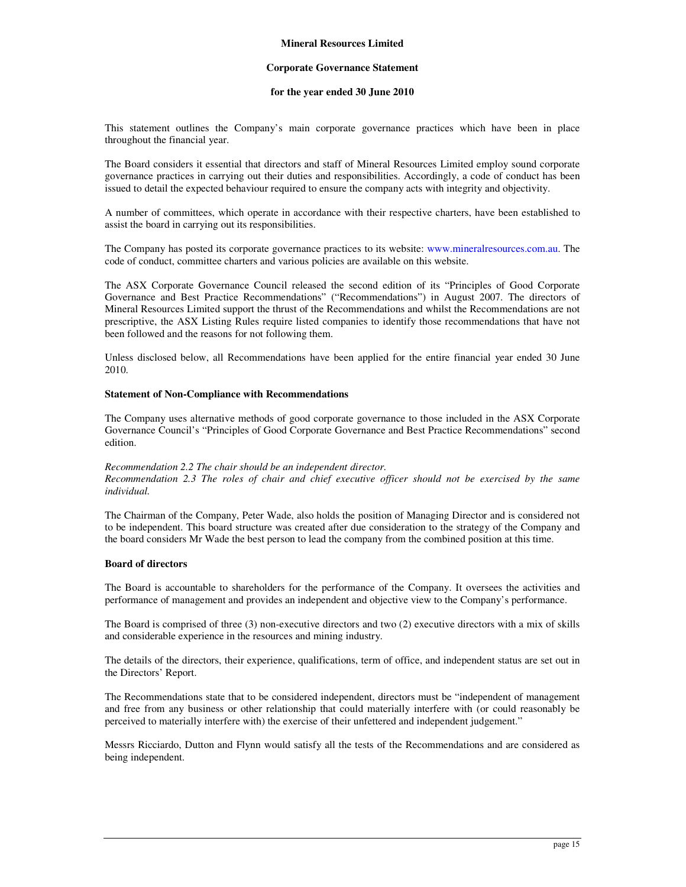**Mineral Resources Limited**

**Corporate Governance Statement**

**for the year ended 30 June 2010**

This statement outlines the Company's main corporate governance practices which have been in place throughout the financial year.

The Board considers it essential that directors and staff of Mineral Resources Limited employ sound corporate governance practices in carrying out their duties and responsibilities. Accordingly, a code of conduct has been issued to detail the expected behaviour required to ensure the company acts with integrity and objectivity.

A number of committees, which operate in accordance with their respective charters, have been established to assist the board in carrying out its responsibilities.

The Company has posted its corporate governance practices to its website: www.mineralresources.com.au. The code of conduct, committee charters and various policies are available on this website.

The ASX Corporate Governance Council released the second edition of its "Principles of Good Corporate Governance and Best Practice Recommendations" ("Recommendations") in August 2007. The directors of Mineral Resources Limited support the thrust of the Recommendations and whilst the Recommendations are not prescriptive, the ASX Listing Rules require listed companies to identify those recommendations that have not been followed and the reasons for not following them.

Unless disclosed below, all Recommendations have been applied for the entire financial year ended 30 June 2010.

**Statement of Non-Compliance with Recommendations**

The Company uses alternative methods of good corporate governance to those included in the ASX Corporate Governance Council's "Principles of Good Corporate Governance and Best Practice Recommendations" second edition.

*Recommendation 2.2 The chair should be an independent director.*
*Recommendation 2.3 The roles of chair and chief executive officer should not be exercised by the same individual.*

The Chairman of the Company, Peter Wade, also holds the position of Managing Director and is considered not to be independent. This board structure was created after due consideration to the strategy of the Company and the board considers Mr Wade the best person to lead the company from the combined position at this time.

**Board of directors**

The Board is accountable to shareholders for the performance of the Company. It oversees the activities and performance of management and provides an independent and objective view to the Company's performance.

The Board is comprised of three (3) non-executive directors and two (2) executive directors with a mix of skills and considerable experience in the resources and mining industry.

The details of the directors, their experience, qualifications, term of office, and independent status are set out in the Directors' Report.

The Recommendations state that to be considered independent, directors must be "independent of management and free from any business or other relationship that could materially interfere with (or could reasonably be perceived to materially interfere with) the exercise of their unfettered and independent judgement."

Messrs Ricciardo, Dutton and Flynn would satisfy all the tests of the Recommendations and are considered as being independent.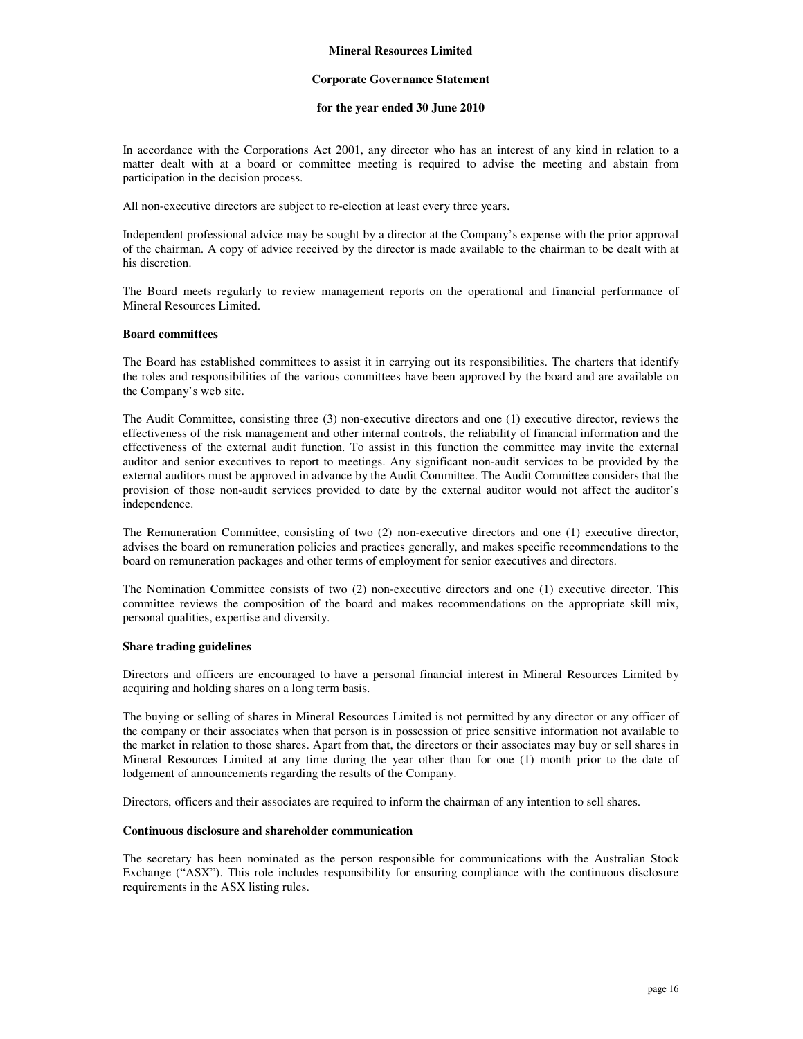In accordance with the Corporations Act 2001, any director who has an interest of any kind in relation to a matter dealt with at a board or committee meeting is required to advise the meeting and abstain from participation in the decision process.

All non-executive directors are subject to re-election at least every three years.

Independent professional advice may be sought by a director at the Company's expense with the prior approval of the chairman. A copy of advice received by the director is made available to the chairman to be dealt with at his discretion.

The Board meets regularly to review management reports on the operational and financial performance of Mineral Resources Limited.

**Board committees**

The Board has established committees to assist it in carrying out its responsibilities. The charters that identify the roles and responsibilities of the various committees have been approved by the board and are available on the Company's web site.

The Audit Committee, consisting three (3) non-executive directors and one (1) executive director, reviews the effectiveness of the risk management and other internal controls, the reliability of financial information and the effectiveness of the external audit function. To assist in this function the committee may invite the external auditor and senior executives to report to meetings. Any significant non-audit services to be provided by the external auditors must be approved in advance by the Audit Committee. The Audit Committee considers that the provision of those non-audit services provided to date by the external auditor would not affect the auditor's independence.

The Remuneration Committee, consisting of two (2) non-executive directors and one (1) executive director, advises the board on remuneration policies and practices generally, and makes specific recommendations to the board on remuneration packages and other terms of employment for senior executives and directors.

The Nomination Committee consists of two (2) non-executive directors and one (1) executive director. This committee reviews the composition of the board and makes recommendations on the appropriate skill mix, personal qualities, expertise and diversity.

**Share trading guidelines**

Directors and officers are encouraged to have a personal financial interest in Mineral Resources Limited by acquiring and holding shares on a long term basis.

The buying or selling of shares in Mineral Resources Limited is not permitted by any director or any officer of the company or their associates when that person is in possession of price sensitive information not available to the market in relation to those shares. Apart from that, the directors or their associates may buy or sell shares in Mineral Resources Limited at any time during the year other than for one (1) month prior to the date of lodgement of announcements regarding the results of the Company.

Directors, officers and their associates are required to inform the chairman of any intention to sell shares.

**Continuous disclosure and shareholder communication**

The secretary has been nominated as the person responsible for communications with the Australian Stock Exchange ("ASX"). This role includes responsibility for ensuring compliance with the continuous disclosure requirements in the ASX listing rules.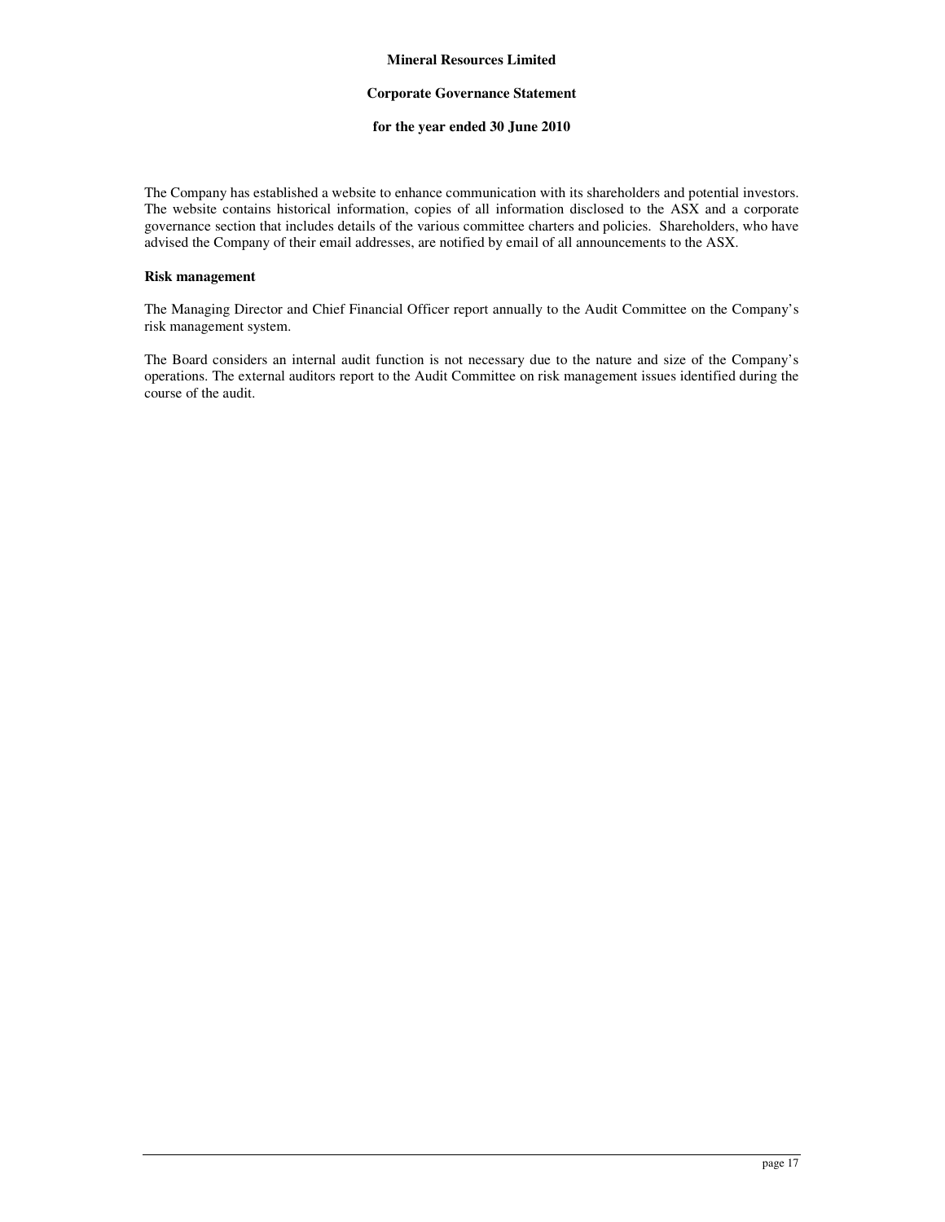The Company has established a website to enhance communication with its shareholders and potential investors. The website contains historical information, copies of all information disclosed to the ASX and a corporate governance section that includes details of the various committee charters and policies. Shareholders, who have advised the Company of their email addresses, are notified by email of all announcements to the ASX.

**Risk management**

The Managing Director and Chief Financial Officer report annually to the Audit Committee on the Company's risk management system.

The Board considers an internal audit function is not necessary due to the nature and size of the Company's operations. The external auditors report to the Audit Committee on risk management issues identified during the course of the audit.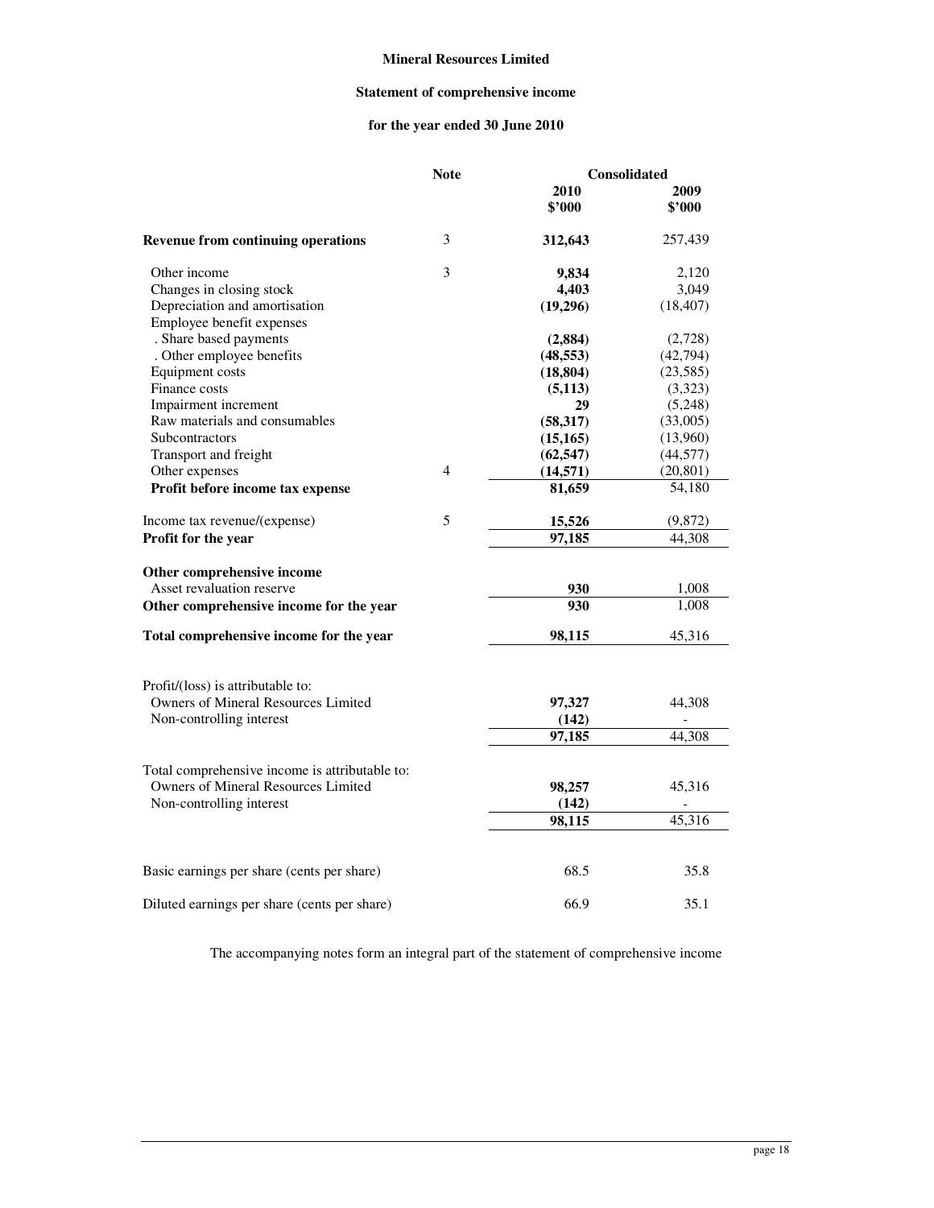**Mineral Resources Limited**

**Statement of comprehensive income**

**for the year ended 30 June 2010**

| | Note | Consolidated | |
|---|---|---|---|
| | | **2010** **$'000** | **2009** **$'000** |
| **Revenue from continuing operations** | 3 | **312,643** | 257,439 |
| Other income | 3 | **9,834** | 2,120 |
| Changes in closing stock | | **4,403** | 3,049 |
| Depreciation and amortisation | | **(19,296)** | (18,407) |
| Employee benefit expenses | | | |
| . Share based payments | | **(2,884)** | (2,728) |
| . Other employee benefits | | **(48,553)** | (42,794) |
| Equipment costs | | **(18,804)** | (23,585) |
| Finance costs | | **(5,113)** | (3,323) |
| Impairment increment | | **29** | (5,248) |
| Raw materials and consumables | | **(58,317)** | (33,005) |
| Subcontractors | | **(15,165)** | (13,960) |
| Transport and freight | | **(62,547)** | (44,577) |
| Other expenses | 4 | **(14,571)** | (20,801) |
| **Profit before income tax expense** | | **81,659** | 54,180 |
| Income tax revenue/(expense) | 5 | **15,526** | (9,872) |
| **Profit for the year** | | **97,185** | 44,308 |
| **Other comprehensive income** | | | |
| Asset revaluation reserve | | **930** | 1,008 |
| **Other comprehensive income for the year** | | **930** | 1,008 |
| **Total comprehensive income for the year** | | **98,115** | 45,316 |
| Profit/(loss) is attributable to: | | | |
| Owners of Mineral Resources Limited | | **97,327** | 44,308 |
| Non-controlling interest | | **(142)** | - |
| | | **97,185** | 44,308 |
| Total comprehensive income is attributable to: | | | |
| Owners of Mineral Resources Limited | | **98,257** | 45,316 |
| Non-controlling interest | | **(142)** | - |
| | | **98,115** | 45,316 |
| Basic earnings per share (cents per share) | | 68.5 | 35.8 |
| Diluted earnings per share (cents per share) | | 66.9 | 35.1 |

The accompanying notes form an integral part of the statement of comprehensive income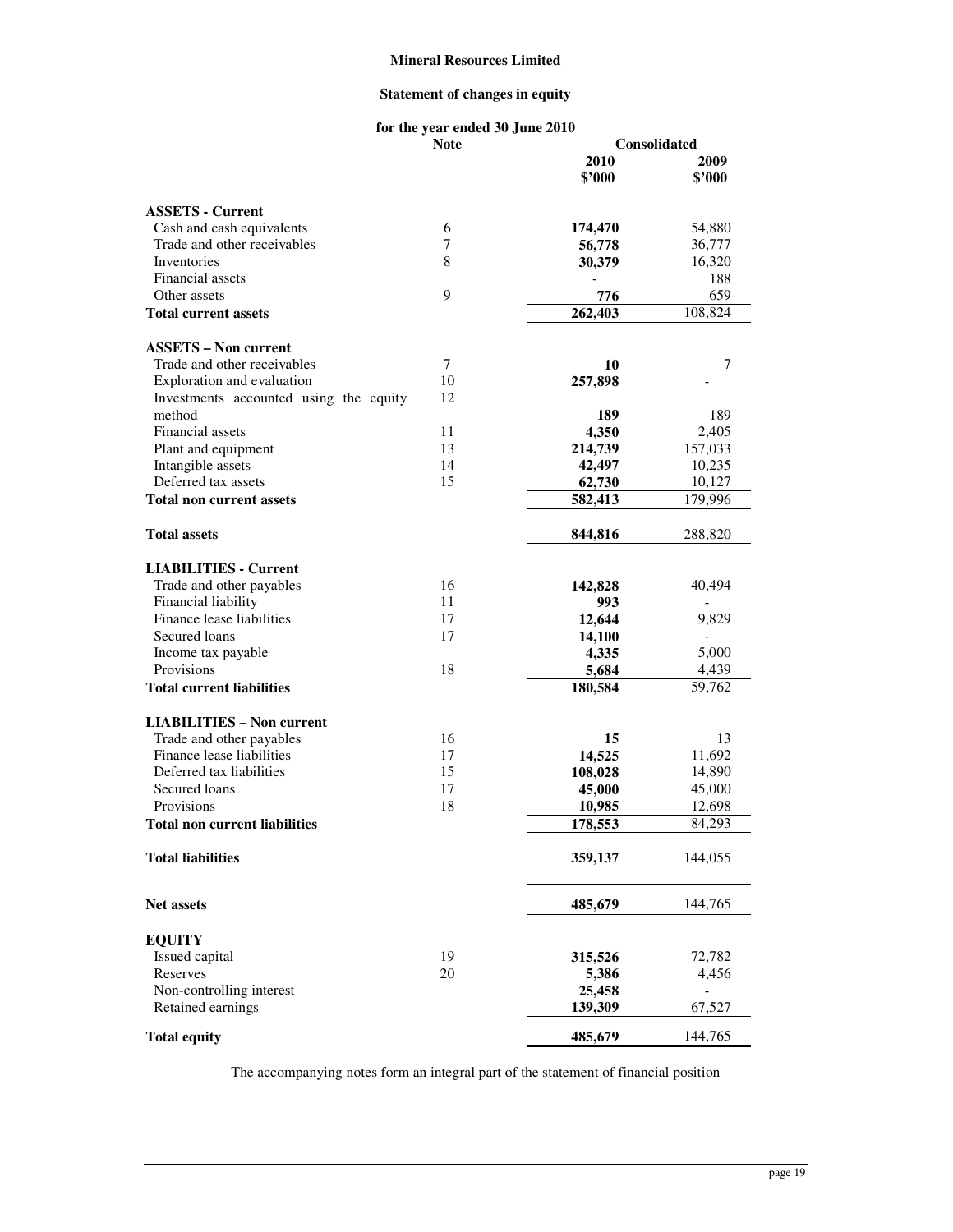**Mineral Resources Limited**

**Statement of changes in equity**

**for the year ended 30 June 2010**

| | Note | Consolidated | |
|---|---|---|---|
| | | **2010 $'000** | **2009 $'000** |
| **ASSETS - Current** | | | |
| Cash and cash equivalents | 6 | **174,470** | 54,880 |
| Trade and other receivables | 7 | **56,778** | 36,777 |
| Inventories | 8 | **30,379** | 16,320 |
| Financial assets | | - | 188 |
| Other assets | 9 | **776** | 659 |
| **Total current assets** | | **262,403** | 108,824 |
| **ASSETS – Non current** | | | |
| Trade and other receivables | 7 | **10** | 7 |
| Exploration and evaluation | 10 | **257,898** | - |
| Investments accounted using the equity method | 12 | **189** | 189 |
| Financial assets | 11 | **4,350** | 2,405 |
| Plant and equipment | 13 | **214,739** | 157,033 |
| Intangible assets | 14 | **42,497** | 10,235 |
| Deferred tax assets | 15 | **62,730** | 10,127 |
| **Total non current assets** | | **582,413** | 179,996 |
| **Total assets** | | **844,816** | 288,820 |
| **LIABILITIES - Current** | | | |
| Trade and other payables | 16 | **142,828** | 40,494 |
| Financial liability | 11 | **993** | - |
| Finance lease liabilities | 17 | **12,644** | 9,829 |
| Secured loans | 17 | **14,100** | - |
| Income tax payable | | **4,335** | 5,000 |
| Provisions | 18 | **5,684** | 4,439 |
| **Total current liabilities** | | **180,584** | 59,762 |
| **LIABILITIES – Non current** | | | |
| Trade and other payables | 16 | **15** | 13 |
| Finance lease liabilities | 17 | **14,525** | 11,692 |
| Deferred tax liabilities | 15 | **108,028** | 14,890 |
| Secured loans | 17 | **45,000** | 45,000 |
| Provisions | 18 | **10,985** | 12,698 |
| **Total non current liabilities** | | **178,553** | 84,293 |
| **Total liabilities** | | **359,137** | 144,055 |
| **Net assets** | | **485,679** | 144,765 |
| **EQUITY** | | | |
| Issued capital | 19 | **315,526** | 72,782 |
| Reserves | 20 | **5,386** | 4,456 |
| Non-controlling interest | | **25,458** | - |
| Retained earnings | | **139,309** | 67,527 |
| **Total equity** | | **485,679** | 144,765 |

The accompanying notes form an integral part of the statement of financial position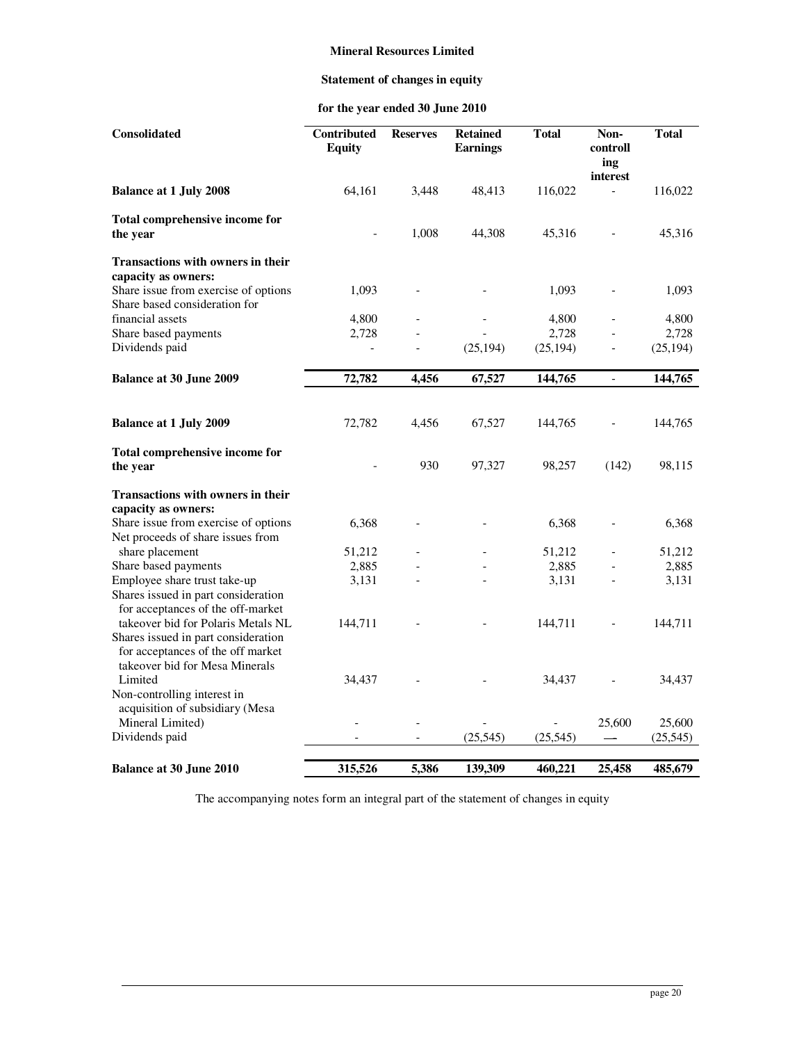**Mineral Resources Limited**

**Statement of changes in equity**

**for the year ended 30 June 2010**

| **Consolidated** | **Contributed Equity** | **Reserves** | **Retained Earnings** | **Total** | **Non-controlling interest** | **Total** |
|---|---|---|---|---|---|---|
| **Balance at 1 July 2008** | 64,161 | 3,448 | 48,413 | 116,022 | - | 116,022 |
| **Total comprehensive income for the year** | - | 1,008 | 44,308 | 45,316 | - | 45,316 |
| **Transactions with owners in their capacity as owners:** | | | | | | |
| Share issue from exercise of options | 1,093 | - | - | 1,093 | - | 1,093 |
| Share based consideration for financial assets | 4,800 | - | - | 4,800 | - | 4,800 |
| Share based payments | 2,728 | - | - | 2,728 | - | 2,728 |
| Dividends paid | - | - | (25,194) | (25,194) | - | (25,194) |
| **Balance at 30 June 2009** | **72,782** | **4,456** | **67,527** | **144,765** | **-** | **144,765** |
| | | | | | | |
| **Balance at 1 July 2009** | 72,782 | 4,456 | 67,527 | 144,765 | - | 144,765 |
| **Total comprehensive income for the year** | - | 930 | 97,327 | 98,257 | (142) | 98,115 |
| **Transactions with owners in their capacity as owners:** | | | | | | |
| Share issue from exercise of options | 6,368 | - | - | 6,368 | - | 6,368 |
| Net proceeds of share issues from share placement | 51,212 | - | - | 51,212 | - | 51,212 |
| Share based payments | 2,885 | - | - | 2,885 | - | 2,885 |
| Employee share trust take-up | 3,131 | - | - | 3,131 | - | 3,131 |
| Shares issued in part consideration for acceptances of the off-market takeover bid for Polaris Metals NL | 144,711 | - | - | 144,711 | - | 144,711 |
| Shares issued in part consideration for acceptances of the off market takeover bid for Mesa Minerals Limited | 34,437 | - | - | 34,437 | - | 34,437 |
| Non-controlling interest in acquisition of subsidiary (Mesa Mineral Limited) | - | - | - | - | 25,600 | 25,600 |
| Dividends paid | - | - | (25,545) | (25,545) | — | (25,545) |
| **Balance at 30 June 2010** | **315,526** | **5,386** | **139,309** | **460,221** | **25,458** | **485,679** |

The accompanying notes form an integral part of the statement of changes in equity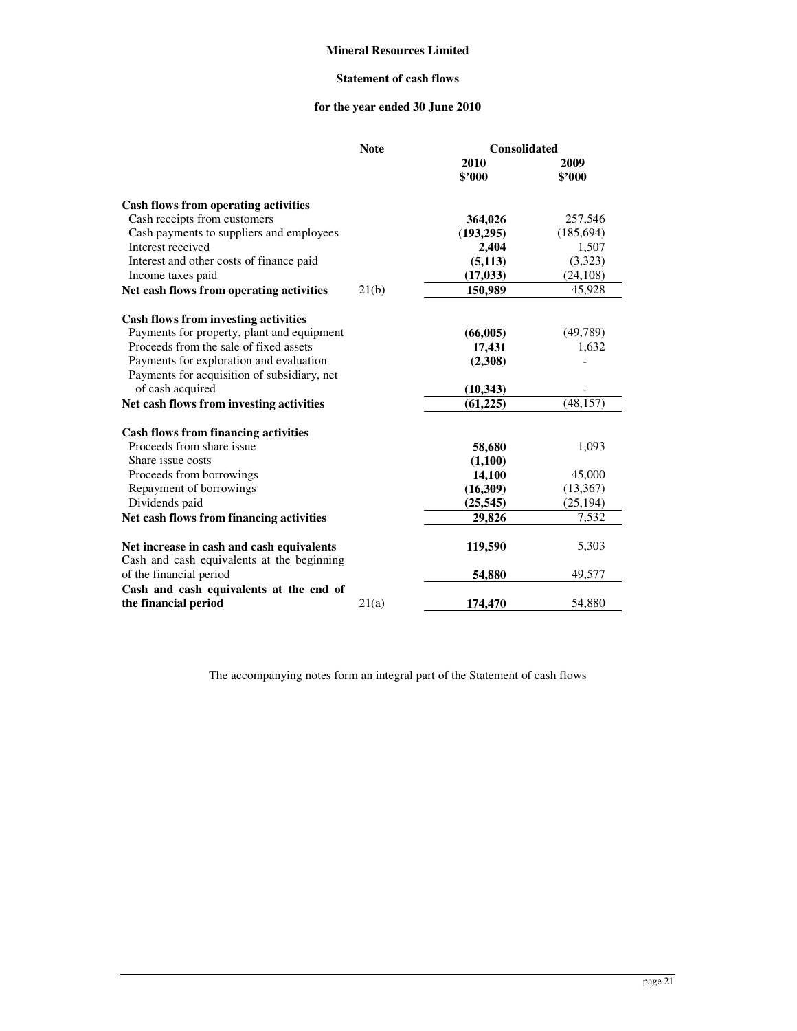**Mineral Resources Limited**

**Statement of cash flows**

**for the year ended 30 June 2010**

| | Note | Consolidated | |
|---|---|---|---|
| | | **2010** **$'000** | **2009** **$'000** |
| **Cash flows from operating activities** | | | |
| Cash receipts from customers | | **364,026** | 257,546 |
| Cash payments to suppliers and employees | | **(193,295)** | (185,694) |
| Interest received | | **2,404** | 1,507 |
| Interest and other costs of finance paid | | **(5,113)** | (3,323) |
| Income taxes paid | | **(17,033)** | (24,108) |
| **Net cash flows from operating activities** | 21(b) | **150,989** | 45,928 |
| **Cash flows from investing activities** | | | |
| Payments for property, plant and equipment | | **(66,005)** | (49,789) |
| Proceeds from the sale of fixed assets | | **17,431** | 1,632 |
| Payments for exploration and evaluation | | **(2,308)** | - |
| Payments for acquisition of subsidiary, net of cash acquired | | **(10,343)** | - |
| **Net cash flows from investing activities** | | **(61,225)** | (48,157) |
| **Cash flows from financing activities** | | | |
| Proceeds from share issue | | **58,680** | 1,093 |
| Share issue costs | | **(1,100)** | |
| Proceeds from borrowings | | **14,100** | 45,000 |
| Repayment of borrowings | | **(16,309)** | (13,367) |
| Dividends paid | | **(25,545)** | (25,194) |
| **Net cash flows from financing activities** | | **29,826** | 7,532 |
| **Net increase in cash and cash equivalents** | | **119,590** | 5,303 |
| Cash and cash equivalents at the beginning of the financial period | | **54,880** | 49,577 |
| **Cash and cash equivalents at the end of the financial period** | 21(a) | **174,470** | 54,880 |

The accompanying notes form an integral part of the Statement of cash flows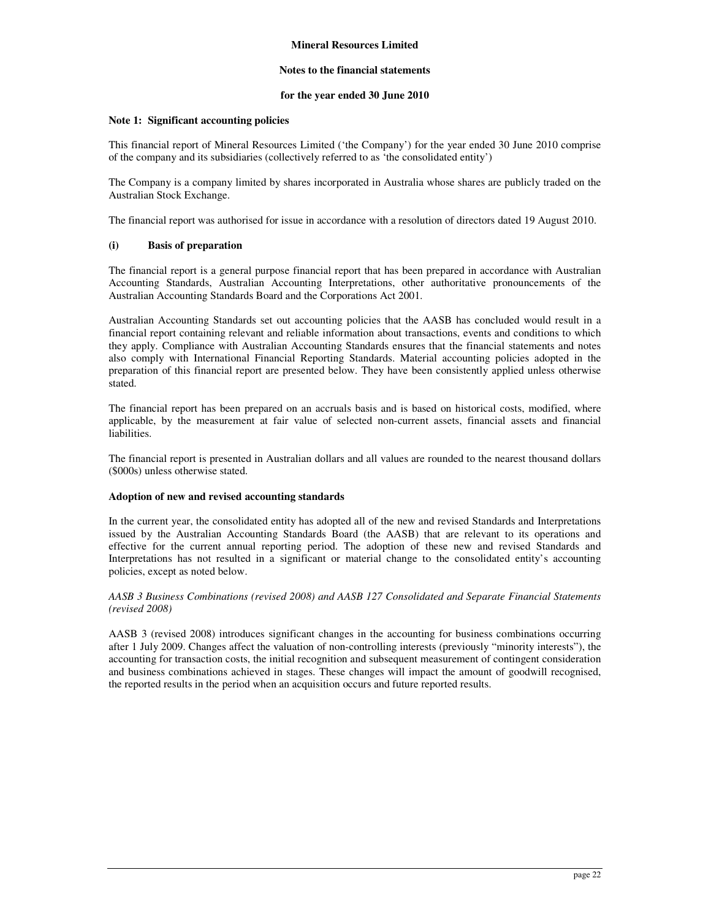**Mineral Resources Limited**

**Notes to the financial statements**

**for the year ended 30 June 2010**

## Note 1: Significant accounting policies

This financial report of Mineral Resources Limited ('the Company') for the year ended 30 June 2010 comprise of the company and its subsidiaries (collectively referred to as 'the consolidated entity')

The Company is a company limited by shares incorporated in Australia whose shares are publicly traded on the Australian Stock Exchange.

The financial report was authorised for issue in accordance with a resolution of directors dated 19 August 2010.

### (i) Basis of preparation

The financial report is a general purpose financial report that has been prepared in accordance with Australian Accounting Standards, Australian Accounting Interpretations, other authoritative pronouncements of the Australian Accounting Standards Board and the Corporations Act 2001.

Australian Accounting Standards set out accounting policies that the AASB has concluded would result in a financial report containing relevant and reliable information about transactions, events and conditions to which they apply. Compliance with Australian Accounting Standards ensures that the financial statements and notes also comply with International Financial Reporting Standards. Material accounting policies adopted in the preparation of this financial report are presented below. They have been consistently applied unless otherwise stated.

The financial report has been prepared on an accruals basis and is based on historical costs, modified, where applicable, by the measurement at fair value of selected non-current assets, financial assets and financial liabilities.

The financial report is presented in Australian dollars and all values are rounded to the nearest thousand dollars ($000s) unless otherwise stated.

**Adoption of new and revised accounting standards**

In the current year, the consolidated entity has adopted all of the new and revised Standards and Interpretations issued by the Australian Accounting Standards Board (the AASB) that are relevant to its operations and effective for the current annual reporting period. The adoption of these new and revised Standards and Interpretations has not resulted in a significant or material change to the consolidated entity's accounting policies, except as noted below.

*AASB 3 Business Combinations (revised 2008) and AASB 127 Consolidated and Separate Financial Statements (revised 2008)*

AASB 3 (revised 2008) introduces significant changes in the accounting for business combinations occurring after 1 July 2009. Changes affect the valuation of non-controlling interests (previously "minority interests"), the accounting for transaction costs, the initial recognition and subsequent measurement of contingent consideration and business combinations achieved in stages. These changes will impact the amount of goodwill recognised, the reported results in the period when an acquisition occurs and future reported results.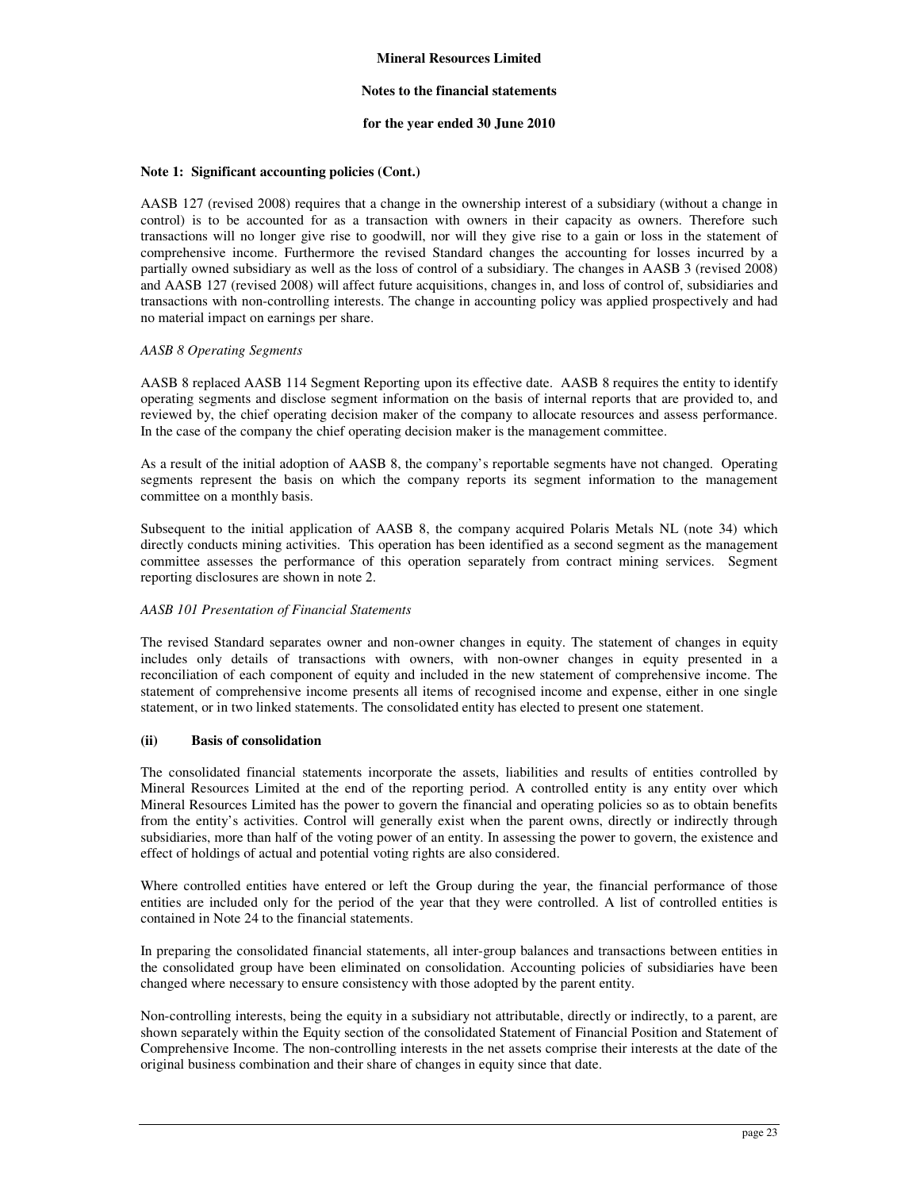# Mineral Resources Limited

## Notes to the financial statements

## for the year ended 30 June 2010

**Note 1: Significant accounting policies (Cont.)**

AASB 127 (revised 2008) requires that a change in the ownership interest of a subsidiary (without a change in control) is to be accounted for as a transaction with owners in their capacity as owners. Therefore such transactions will no longer give rise to goodwill, nor will they give rise to a gain or loss in the statement of comprehensive income. Furthermore the revised Standard changes the accounting for losses incurred by a partially owned subsidiary as well as the loss of control of a subsidiary. The changes in AASB 3 (revised 2008) and AASB 127 (revised 2008) will affect future acquisitions, changes in, and loss of control of, subsidiaries and transactions with non-controlling interests. The change in accounting policy was applied prospectively and had no material impact on earnings per share.

*AASB 8 Operating Segments*

AASB 8 replaced AASB 114 Segment Reporting upon its effective date. AASB 8 requires the entity to identify operating segments and disclose segment information on the basis of internal reports that are provided to, and reviewed by, the chief operating decision maker of the company to allocate resources and assess performance. In the case of the company the chief operating decision maker is the management committee.

As a result of the initial adoption of AASB 8, the company's reportable segments have not changed. Operating segments represent the basis on which the company reports its segment information to the management committee on a monthly basis.

Subsequent to the initial application of AASB 8, the company acquired Polaris Metals NL (note 34) which directly conducts mining activities. This operation has been identified as a second segment as the management committee assesses the performance of this operation separately from contract mining services. Segment reporting disclosures are shown in note 2.

*AASB 101 Presentation of Financial Statements*

The revised Standard separates owner and non-owner changes in equity. The statement of changes in equity includes only details of transactions with owners, with non-owner changes in equity presented in a reconciliation of each component of equity and included in the new statement of comprehensive income. The statement of comprehensive income presents all items of recognised income and expense, either in one single statement, or in two linked statements. The consolidated entity has elected to present one statement.

**(ii) Basis of consolidation**

The consolidated financial statements incorporate the assets, liabilities and results of entities controlled by Mineral Resources Limited at the end of the reporting period. A controlled entity is any entity over which Mineral Resources Limited has the power to govern the financial and operating policies so as to obtain benefits from the entity's activities. Control will generally exist when the parent owns, directly or indirectly through subsidiaries, more than half of the voting power of an entity. In assessing the power to govern, the existence and effect of holdings of actual and potential voting rights are also considered.

Where controlled entities have entered or left the Group during the year, the financial performance of those entities are included only for the period of the year that they were controlled. A list of controlled entities is contained in Note 24 to the financial statements.

In preparing the consolidated financial statements, all inter-group balances and transactions between entities in the consolidated group have been eliminated on consolidation. Accounting policies of subsidiaries have been changed where necessary to ensure consistency with those adopted by the parent entity.

Non-controlling interests, being the equity in a subsidiary not attributable, directly or indirectly, to a parent, are shown separately within the Equity section of the consolidated Statement of Financial Position and Statement of Comprehensive Income. The non-controlling interests in the net assets comprise their interests at the date of the original business combination and their share of changes in equity since that date.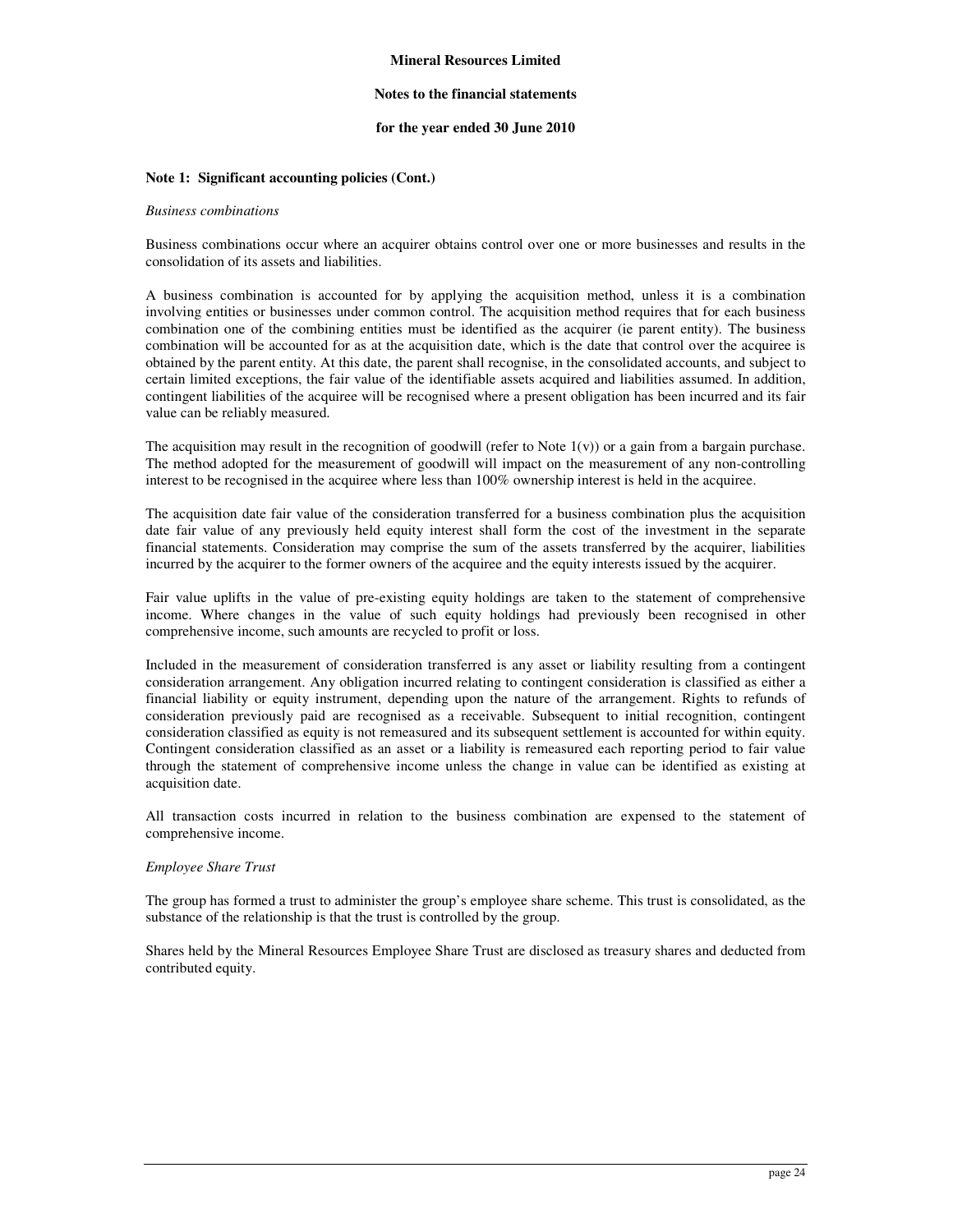**Mineral Resources Limited**

**Notes to the financial statements**

**for the year ended 30 June 2010**

**Note 1: Significant accounting policies (Cont.)**

*Business combinations*

Business combinations occur where an acquirer obtains control over one or more businesses and results in the consolidation of its assets and liabilities.

A business combination is accounted for by applying the acquisition method, unless it is a combination involving entities or businesses under common control. The acquisition method requires that for each business combination one of the combining entities must be identified as the acquirer (ie parent entity). The business combination will be accounted for as at the acquisition date, which is the date that control over the acquiree is obtained by the parent entity. At this date, the parent shall recognise, in the consolidated accounts, and subject to certain limited exceptions, the fair value of the identifiable assets acquired and liabilities assumed. In addition, contingent liabilities of the acquiree will be recognised where a present obligation has been incurred and its fair value can be reliably measured.

The acquisition may result in the recognition of goodwill (refer to Note 1(v)) or a gain from a bargain purchase. The method adopted for the measurement of goodwill will impact on the measurement of any non-controlling interest to be recognised in the acquiree where less than 100% ownership interest is held in the acquiree.

The acquisition date fair value of the consideration transferred for a business combination plus the acquisition date fair value of any previously held equity interest shall form the cost of the investment in the separate financial statements. Consideration may comprise the sum of the assets transferred by the acquirer, liabilities incurred by the acquirer to the former owners of the acquiree and the equity interests issued by the acquirer.

Fair value uplifts in the value of pre-existing equity holdings are taken to the statement of comprehensive income. Where changes in the value of such equity holdings had previously been recognised in other comprehensive income, such amounts are recycled to profit or loss.

Included in the measurement of consideration transferred is any asset or liability resulting from a contingent consideration arrangement. Any obligation incurred relating to contingent consideration is classified as either a financial liability or equity instrument, depending upon the nature of the arrangement. Rights to refunds of consideration previously paid are recognised as a receivable. Subsequent to initial recognition, contingent consideration classified as equity is not remeasured and its subsequent settlement is accounted for within equity. Contingent consideration classified as an asset or a liability is remeasured each reporting period to fair value through the statement of comprehensive income unless the change in value can be identified as existing at acquisition date.

All transaction costs incurred in relation to the business combination are expensed to the statement of comprehensive income.

*Employee Share Trust*

The group has formed a trust to administer the group's employee share scheme. This trust is consolidated, as the substance of the relationship is that the trust is controlled by the group.

Shares held by the Mineral Resources Employee Share Trust are disclosed as treasury shares and deducted from contributed equity.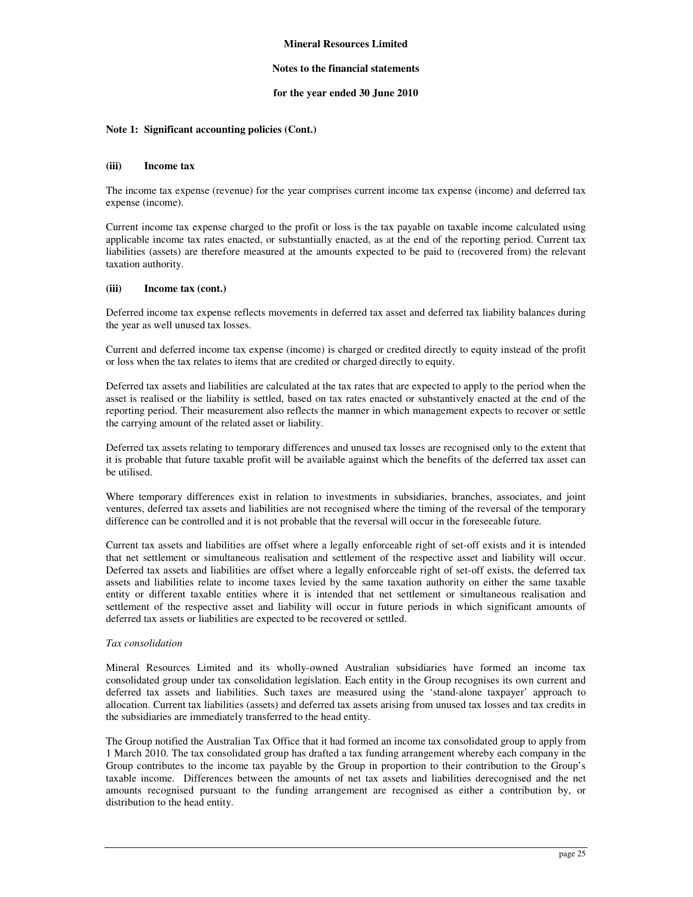**Mineral Resources Limited**

**Notes to the financial statements**

**for the year ended 30 June 2010**

**Note 1: Significant accounting policies (Cont.)**

**(iii) Income tax**

The income tax expense (revenue) for the year comprises current income tax expense (income) and deferred tax expense (income).

Current income tax expense charged to the profit or loss is the tax payable on taxable income calculated using applicable income tax rates enacted, or substantially enacted, as at the end of the reporting period. Current tax liabilities (assets) are therefore measured at the amounts expected to be paid to (recovered from) the relevant taxation authority.

**(iii) Income tax (cont.)**

Deferred income tax expense reflects movements in deferred tax asset and deferred tax liability balances during the year as well unused tax losses.

Current and deferred income tax expense (income) is charged or credited directly to equity instead of the profit or loss when the tax relates to items that are credited or charged directly to equity.

Deferred tax assets and liabilities are calculated at the tax rates that are expected to apply to the period when the asset is realised or the liability is settled, based on tax rates enacted or substantively enacted at the end of the reporting period. Their measurement also reflects the manner in which management expects to recover or settle the carrying amount of the related asset or liability.

Deferred tax assets relating to temporary differences and unused tax losses are recognised only to the extent that it is probable that future taxable profit will be available against which the benefits of the deferred tax asset can be utilised.

Where temporary differences exist in relation to investments in subsidiaries, branches, associates, and joint ventures, deferred tax assets and liabilities are not recognised where the timing of the reversal of the temporary difference can be controlled and it is not probable that the reversal will occur in the foreseeable future.

Current tax assets and liabilities are offset where a legally enforceable right of set-off exists and it is intended that net settlement or simultaneous realisation and settlement of the respective asset and liability will occur. Deferred tax assets and liabilities are offset where a legally enforceable right of set-off exists, the deferred tax assets and liabilities relate to income taxes levied by the same taxation authority on either the same taxable entity or different taxable entities where it is intended that net settlement or simultaneous realisation and settlement of the respective asset and liability will occur in future periods in which significant amounts of deferred tax assets or liabilities are expected to be recovered or settled.

*Tax consolidation*

Mineral Resources Limited and its wholly-owned Australian subsidiaries have formed an income tax consolidated group under tax consolidation legislation. Each entity in the Group recognises its own current and deferred tax assets and liabilities. Such taxes are measured using the 'stand-alone taxpayer' approach to allocation. Current tax liabilities (assets) and deferred tax assets arising from unused tax losses and tax credits in the subsidiaries are immediately transferred to the head entity.

The Group notified the Australian Tax Office that it had formed an income tax consolidated group to apply from 1 March 2010. The tax consolidated group has drafted a tax funding arrangement whereby each company in the Group contributes to the income tax payable by the Group in proportion to their contribution to the Group's taxable income. Differences between the amounts of net tax assets and liabilities derecognised and the net amounts recognised pursuant to the funding arrangement are recognised as either a contribution by, or distribution to the head entity.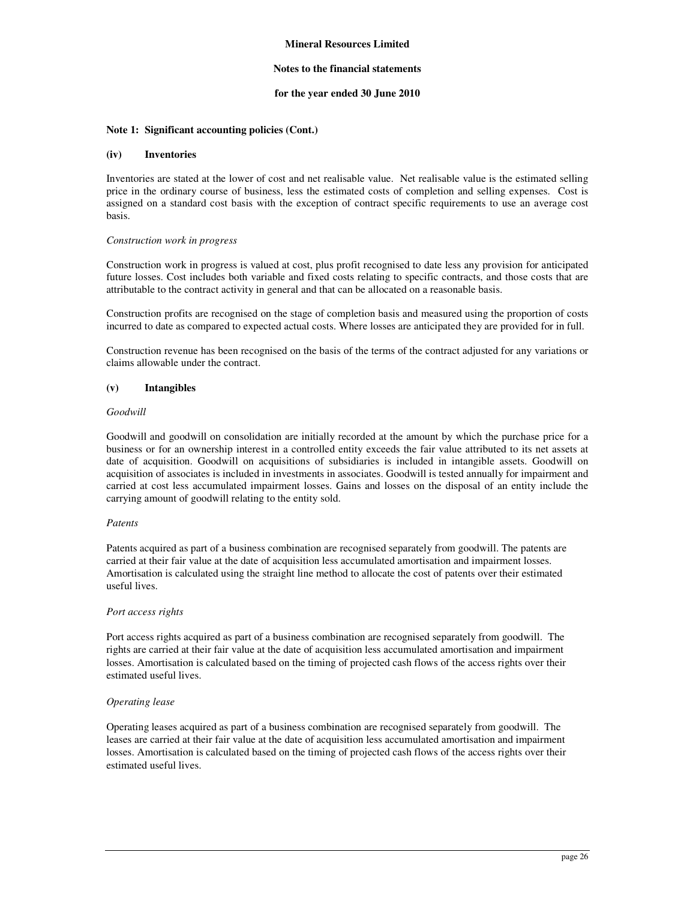**Mineral Resources Limited**

**Notes to the financial statements**

**for the year ended 30 June 2010**

**Note 1: Significant accounting policies (Cont.)**

**(iv) Inventories**

Inventories are stated at the lower of cost and net realisable value. Net realisable value is the estimated selling price in the ordinary course of business, less the estimated costs of completion and selling expenses. Cost is assigned on a standard cost basis with the exception of contract specific requirements to use an average cost basis.

*Construction work in progress*

Construction work in progress is valued at cost, plus profit recognised to date less any provision for anticipated future losses. Cost includes both variable and fixed costs relating to specific contracts, and those costs that are attributable to the contract activity in general and that can be allocated on a reasonable basis.

Construction profits are recognised on the stage of completion basis and measured using the proportion of costs incurred to date as compared to expected actual costs. Where losses are anticipated they are provided for in full.

Construction revenue has been recognised on the basis of the terms of the contract adjusted for any variations or claims allowable under the contract.

**(v) Intangibles**

*Goodwill*

Goodwill and goodwill on consolidation are initially recorded at the amount by which the purchase price for a business or for an ownership interest in a controlled entity exceeds the fair value attributed to its net assets at date of acquisition. Goodwill on acquisitions of subsidiaries is included in intangible assets. Goodwill on acquisition of associates is included in investments in associates. Goodwill is tested annually for impairment and carried at cost less accumulated impairment losses. Gains and losses on the disposal of an entity include the carrying amount of goodwill relating to the entity sold.

*Patents*

Patents acquired as part of a business combination are recognised separately from goodwill. The patents are carried at their fair value at the date of acquisition less accumulated amortisation and impairment losses. Amortisation is calculated using the straight line method to allocate the cost of patents over their estimated useful lives.

*Port access rights*

Port access rights acquired as part of a business combination are recognised separately from goodwill. The rights are carried at their fair value at the date of acquisition less accumulated amortisation and impairment losses. Amortisation is calculated based on the timing of projected cash flows of the access rights over their estimated useful lives.

*Operating lease*

Operating leases acquired as part of a business combination are recognised separately from goodwill. The leases are carried at their fair value at the date of acquisition less accumulated amortisation and impairment losses. Amortisation is calculated based on the timing of projected cash flows of the access rights over their estimated useful lives.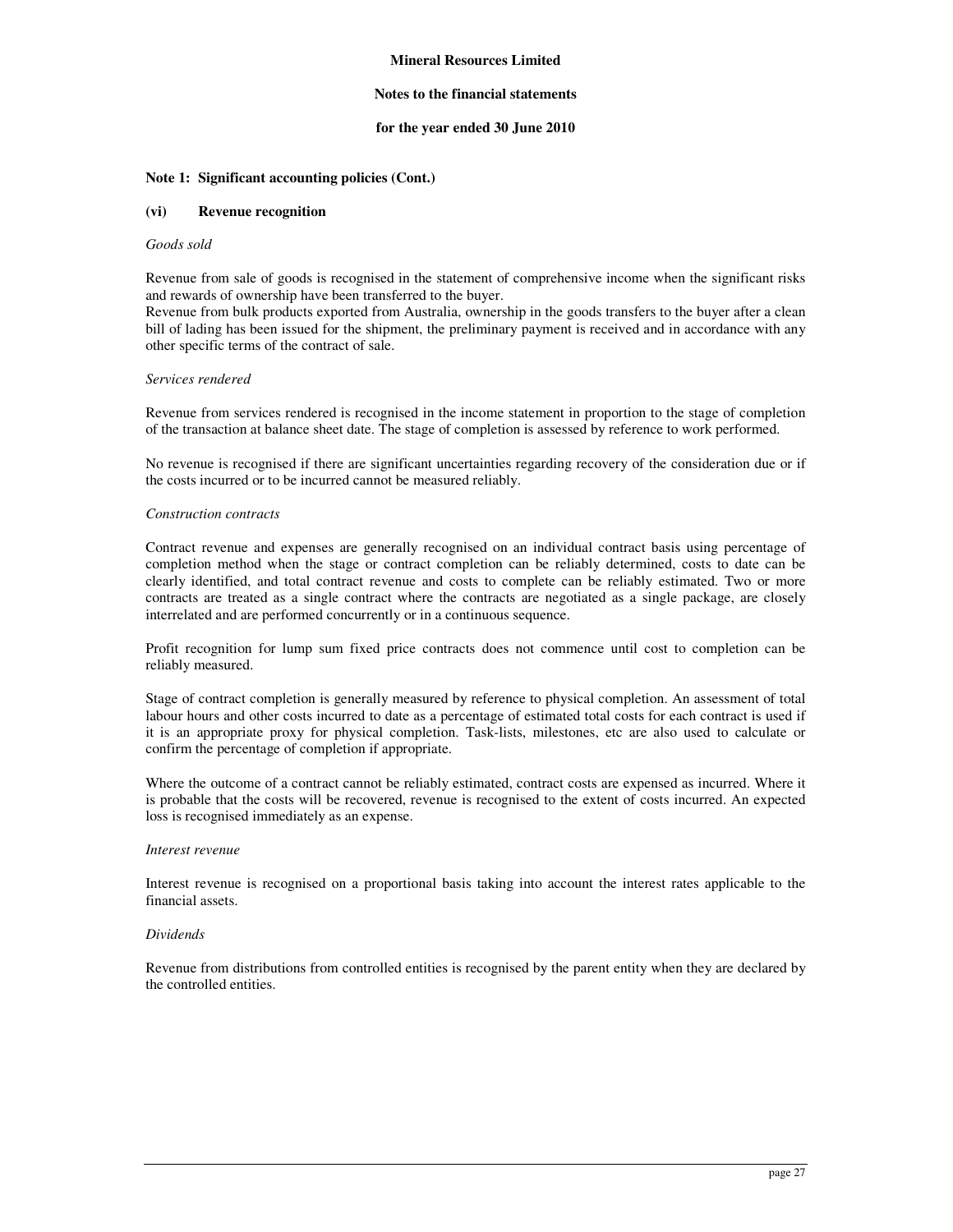**Note 1: Significant accounting policies (Cont.)**

**(vi) Revenue recognition**

*Goods sold*

Revenue from sale of goods is recognised in the statement of comprehensive income when the significant risks and rewards of ownership have been transferred to the buyer.
Revenue from bulk products exported from Australia, ownership in the goods transfers to the buyer after a clean bill of lading has been issued for the shipment, the preliminary payment is received and in accordance with any other specific terms of the contract of sale.

*Services rendered*

Revenue from services rendered is recognised in the income statement in proportion to the stage of completion of the transaction at balance sheet date. The stage of completion is assessed by reference to work performed.

No revenue is recognised if there are significant uncertainties regarding recovery of the consideration due or if the costs incurred or to be incurred cannot be measured reliably.

*Construction contracts*

Contract revenue and expenses are generally recognised on an individual contract basis using percentage of completion method when the stage or contract completion can be reliably determined, costs to date can be clearly identified, and total contract revenue and costs to complete can be reliably estimated. Two or more contracts are treated as a single contract where the contracts are negotiated as a single package, are closely interrelated and are performed concurrently or in a continuous sequence.

Profit recognition for lump sum fixed price contracts does not commence until cost to completion can be reliably measured.

Stage of contract completion is generally measured by reference to physical completion. An assessment of total labour hours and other costs incurred to date as a percentage of estimated total costs for each contract is used if it is an appropriate proxy for physical completion. Task-lists, milestones, etc are also used to calculate or confirm the percentage of completion if appropriate.

Where the outcome of a contract cannot be reliably estimated, contract costs are expensed as incurred. Where it is probable that the costs will be recovered, revenue is recognised to the extent of costs incurred. An expected loss is recognised immediately as an expense.

*Interest revenue*

Interest revenue is recognised on a proportional basis taking into account the interest rates applicable to the financial assets.

*Dividends*

Revenue from distributions from controlled entities is recognised by the parent entity when they are declared by the controlled entities.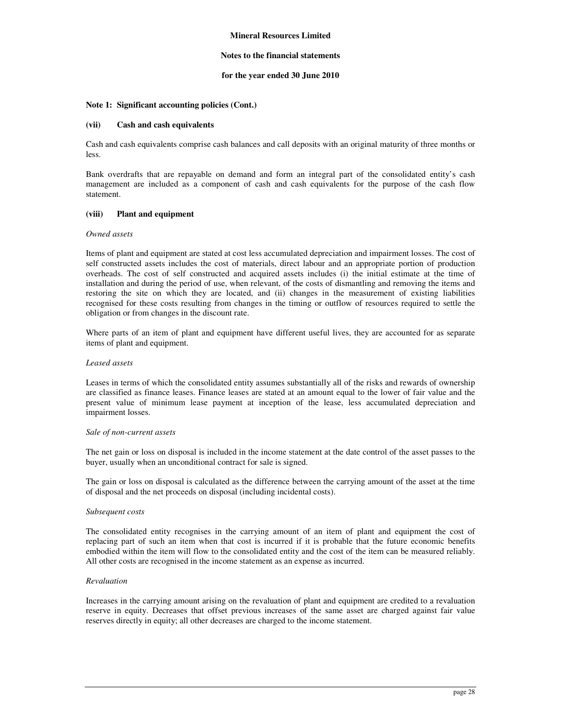Mineral Resources Limited

Notes to the financial statements

for the year ended 30 June 2010

**Note 1: Significant accounting policies (Cont.)**

**(vii) Cash and cash equivalents**

Cash and cash equivalents comprise cash balances and call deposits with an original maturity of three months or less.

Bank overdrafts that are repayable on demand and form an integral part of the consolidated entity's cash management are included as a component of cash and cash equivalents for the purpose of the cash flow statement.

**(viii) Plant and equipment**

*Owned assets*

Items of plant and equipment are stated at cost less accumulated depreciation and impairment losses. The cost of self constructed assets includes the cost of materials, direct labour and an appropriate portion of production overheads. The cost of self constructed and acquired assets includes (i) the initial estimate at the time of installation and during the period of use, when relevant, of the costs of dismantling and removing the items and restoring the site on which they are located, and (ii) changes in the measurement of existing liabilities recognised for these costs resulting from changes in the timing or outflow of resources required to settle the obligation or from changes in the discount rate.

Where parts of an item of plant and equipment have different useful lives, they are accounted for as separate items of plant and equipment.

*Leased assets*

Leases in terms of which the consolidated entity assumes substantially all of the risks and rewards of ownership are classified as finance leases. Finance leases are stated at an amount equal to the lower of fair value and the present value of minimum lease payment at inception of the lease, less accumulated depreciation and impairment losses.

*Sale of non-current assets*

The net gain or loss on disposal is included in the income statement at the date control of the asset passes to the buyer, usually when an unconditional contract for sale is signed.

The gain or loss on disposal is calculated as the difference between the carrying amount of the asset at the time of disposal and the net proceeds on disposal (including incidental costs).

*Subsequent costs*

The consolidated entity recognises in the carrying amount of an item of plant and equipment the cost of replacing part of such an item when that cost is incurred if it is probable that the future economic benefits embodied within the item will flow to the consolidated entity and the cost of the item can be measured reliably. All other costs are recognised in the income statement as an expense as incurred.

*Revaluation*

Increases in the carrying amount arising on the revaluation of plant and equipment are credited to a revaluation reserve in equity. Decreases that offset previous increases of the same asset are charged against fair value reserves directly in equity; all other decreases are charged to the income statement.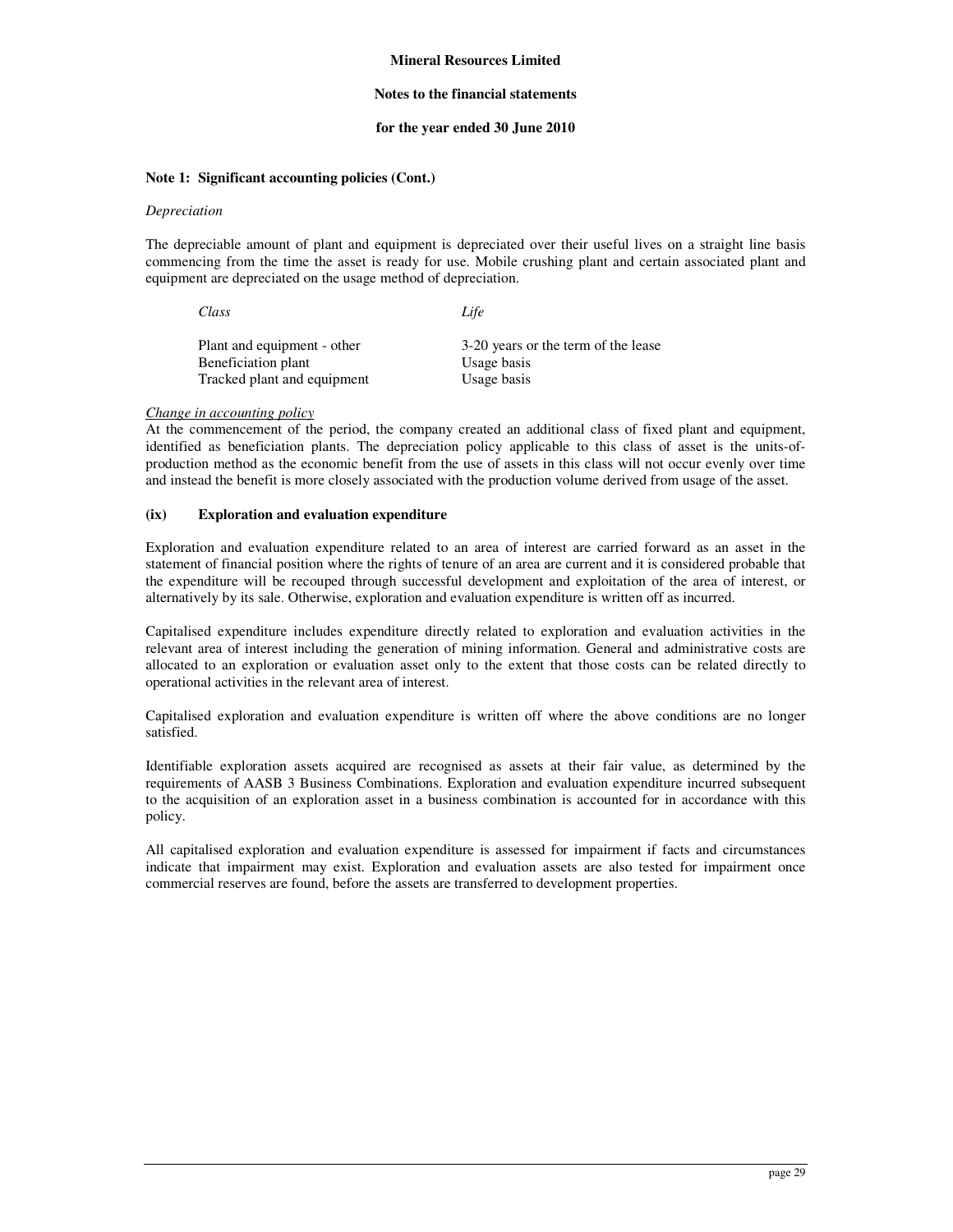**Note 1: Significant accounting policies (Cont.)**

*Depreciation*

The depreciable amount of plant and equipment is depreciated over their useful lives on a straight line basis commencing from the time the asset is ready for use. Mobile crushing plant and certain associated plant and equipment are depreciated on the usage method of depreciation.

| *Class* | *Life* |
|---|---|
| Plant and equipment - other | 3-20 years or the term of the lease |
| Beneficiation plant | Usage basis |
| Tracked plant and equipment | Usage basis |

<u>*Change in accounting policy*</u>

At the commencement of the period, the company created an additional class of fixed plant and equipment, identified as beneficiation plants. The depreciation policy applicable to this class of asset is the units-of-production method as the economic benefit from the use of assets in this class will not occur evenly over time and instead the benefit is more closely associated with the production volume derived from usage of the asset.

**(ix) Exploration and evaluation expenditure**

Exploration and evaluation expenditure related to an area of interest are carried forward as an asset in the statement of financial position where the rights of tenure of an area are current and it is considered probable that the expenditure will be recouped through successful development and exploitation of the area of interest, or alternatively by its sale. Otherwise, exploration and evaluation expenditure is written off as incurred.

Capitalised expenditure includes expenditure directly related to exploration and evaluation activities in the relevant area of interest including the generation of mining information. General and administrative costs are allocated to an exploration or evaluation asset only to the extent that those costs can be related directly to operational activities in the relevant area of interest.

Capitalised exploration and evaluation expenditure is written off where the above conditions are no longer satisfied.

Identifiable exploration assets acquired are recognised as assets at their fair value, as determined by the requirements of AASB 3 Business Combinations. Exploration and evaluation expenditure incurred subsequent to the acquisition of an exploration asset in a business combination is accounted for in accordance with this policy.

All capitalised exploration and evaluation expenditure is assessed for impairment if facts and circumstances indicate that impairment may exist. Exploration and evaluation assets are also tested for impairment once commercial reserves are found, before the assets are transferred to development properties.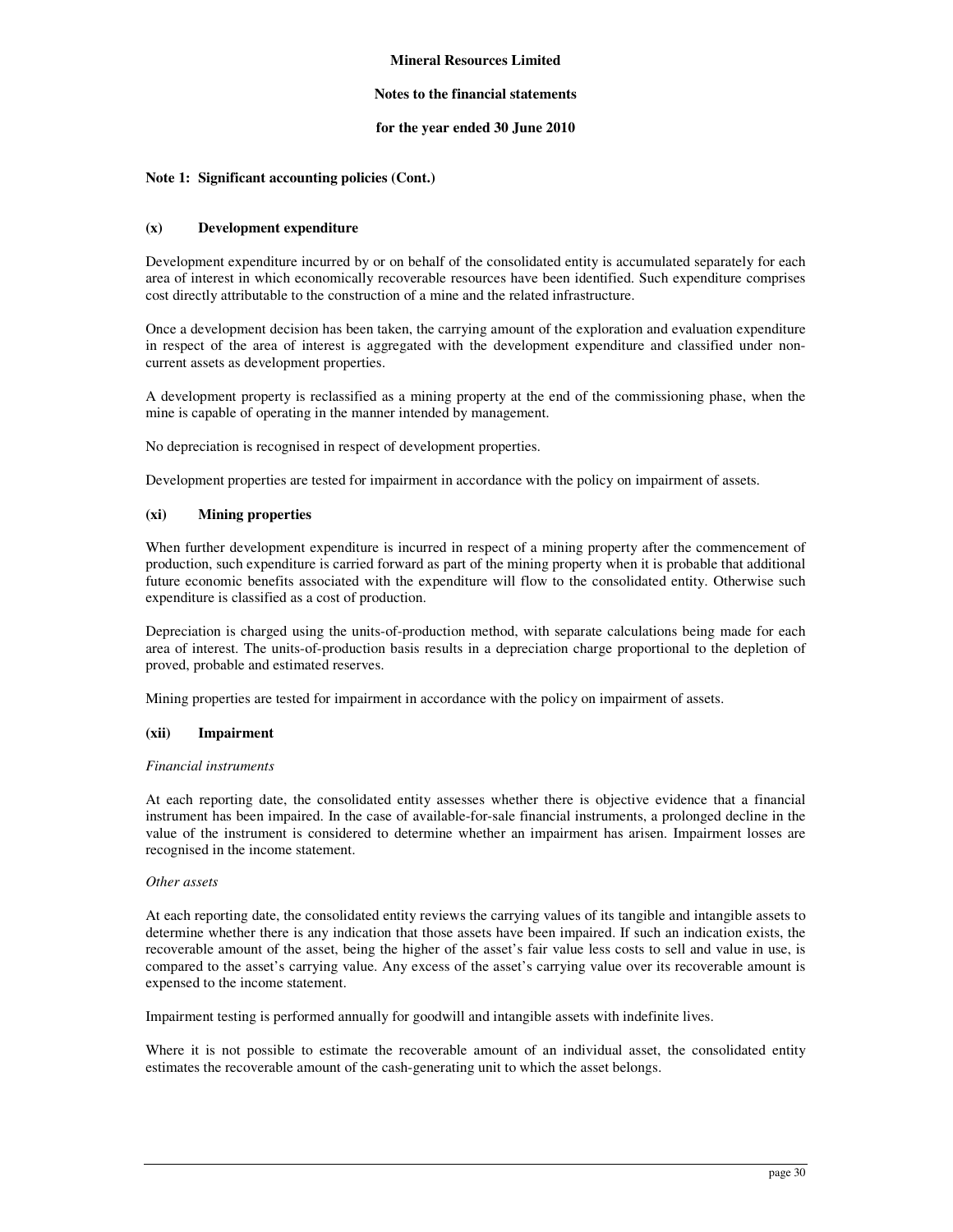## Note 1: Significant accounting policies (Cont.)

### (x) Development expenditure

Development expenditure incurred by or on behalf of the consolidated entity is accumulated separately for each area of interest in which economically recoverable resources have been identified. Such expenditure comprises cost directly attributable to the construction of a mine and the related infrastructure.

Once a development decision has been taken, the carrying amount of the exploration and evaluation expenditure in respect of the area of interest is aggregated with the development expenditure and classified under non-current assets as development properties.

A development property is reclassified as a mining property at the end of the commissioning phase, when the mine is capable of operating in the manner intended by management.

No depreciation is recognised in respect of development properties.

Development properties are tested for impairment in accordance with the policy on impairment of assets.

### (xi) Mining properties

When further development expenditure is incurred in respect of a mining property after the commencement of production, such expenditure is carried forward as part of the mining property when it is probable that additional future economic benefits associated with the expenditure will flow to the consolidated entity. Otherwise such expenditure is classified as a cost of production.

Depreciation is charged using the units-of-production method, with separate calculations being made for each area of interest. The units-of-production basis results in a depreciation charge proportional to the depletion of proved, probable and estimated reserves.

Mining properties are tested for impairment in accordance with the policy on impairment of assets.

### (xii) Impairment

*Financial instruments*

At each reporting date, the consolidated entity assesses whether there is objective evidence that a financial instrument has been impaired. In the case of available-for-sale financial instruments, a prolonged decline in the value of the instrument is considered to determine whether an impairment has arisen. Impairment losses are recognised in the income statement.

*Other assets*

At each reporting date, the consolidated entity reviews the carrying values of its tangible and intangible assets to determine whether there is any indication that those assets have been impaired. If such an indication exists, the recoverable amount of the asset, being the higher of the asset's fair value less costs to sell and value in use, is compared to the asset's carrying value. Any excess of the asset's carrying value over its recoverable amount is expensed to the income statement.

Impairment testing is performed annually for goodwill and intangible assets with indefinite lives.

Where it is not possible to estimate the recoverable amount of an individual asset, the consolidated entity estimates the recoverable amount of the cash-generating unit to which the asset belongs.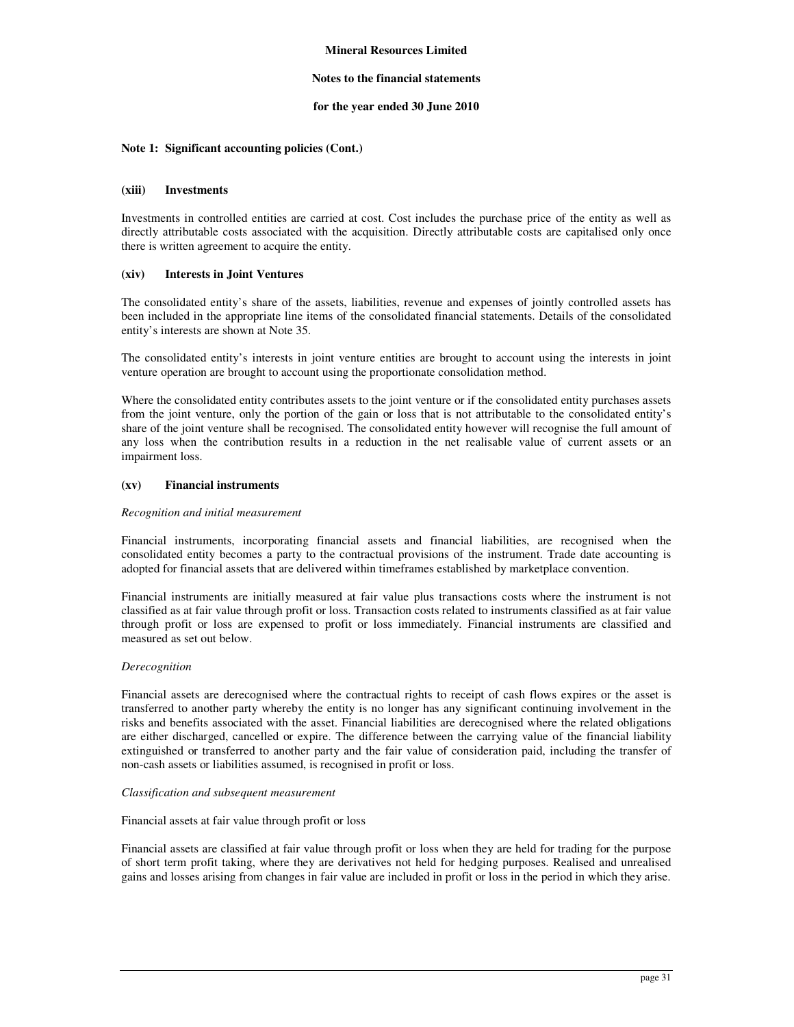**Note 1: Significant accounting policies (Cont.)**

**(xiii) Investments**

Investments in controlled entities are carried at cost. Cost includes the purchase price of the entity as well as directly attributable costs associated with the acquisition. Directly attributable costs are capitalised only once there is written agreement to acquire the entity.

**(xiv) Interests in Joint Ventures**

The consolidated entity's share of the assets, liabilities, revenue and expenses of jointly controlled assets has been included in the appropriate line items of the consolidated financial statements. Details of the consolidated entity's interests are shown at Note 35.

The consolidated entity's interests in joint venture entities are brought to account using the interests in joint venture operation are brought to account using the proportionate consolidation method.

Where the consolidated entity contributes assets to the joint venture or if the consolidated entity purchases assets from the joint venture, only the portion of the gain or loss that is not attributable to the consolidated entity's share of the joint venture shall be recognised. The consolidated entity however will recognise the full amount of any loss when the contribution results in a reduction in the net realisable value of current assets or an impairment loss.

**(xv) Financial instruments**

*Recognition and initial measurement*

Financial instruments, incorporating financial assets and financial liabilities, are recognised when the consolidated entity becomes a party to the contractual provisions of the instrument. Trade date accounting is adopted for financial assets that are delivered within timeframes established by marketplace convention.

Financial instruments are initially measured at fair value plus transactions costs where the instrument is not classified as at fair value through profit or loss. Transaction costs related to instruments classified as at fair value through profit or loss are expensed to profit or loss immediately. Financial instruments are classified and measured as set out below.

*Derecognition*

Financial assets are derecognised where the contractual rights to receipt of cash flows expires or the asset is transferred to another party whereby the entity is no longer has any significant continuing involvement in the risks and benefits associated with the asset. Financial liabilities are derecognised where the related obligations are either discharged, cancelled or expire. The difference between the carrying value of the financial liability extinguished or transferred to another party and the fair value of consideration paid, including the transfer of non-cash assets or liabilities assumed, is recognised in profit or loss.

*Classification and subsequent measurement*

Financial assets at fair value through profit or loss

Financial assets are classified at fair value through profit or loss when they are held for trading for the purpose of short term profit taking, where they are derivatives not held for hedging purposes. Realised and unrealised gains and losses arising from changes in fair value are included in profit or loss in the period in which they arise.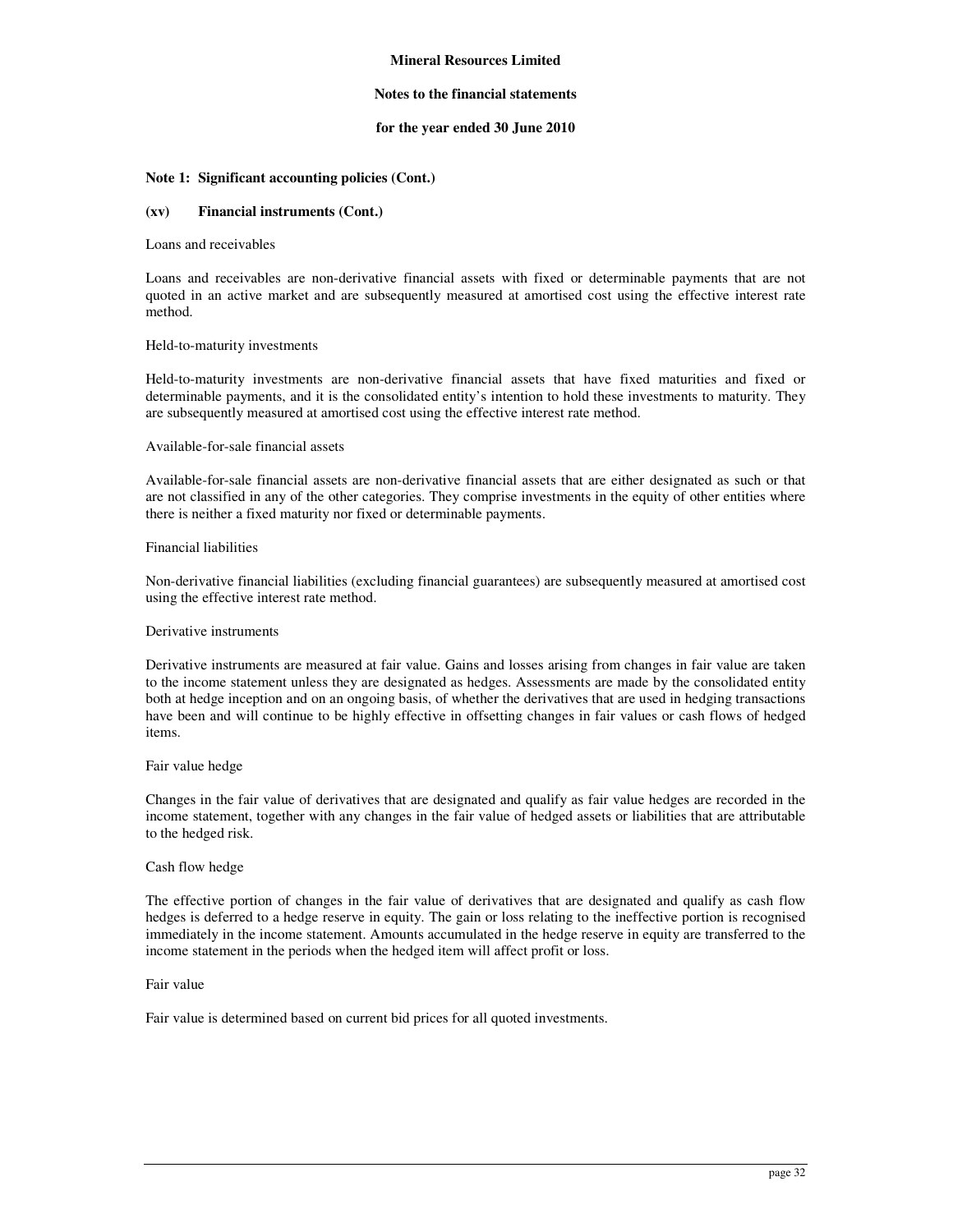## Note 1: Significant accounting policies (Cont.)

### (xv) Financial instruments (Cont.)

Loans and receivables

Loans and receivables are non-derivative financial assets with fixed or determinable payments that are not quoted in an active market and are subsequently measured at amortised cost using the effective interest rate method.

Held-to-maturity investments

Held-to-maturity investments are non-derivative financial assets that have fixed maturities and fixed or determinable payments, and it is the consolidated entity's intention to hold these investments to maturity. They are subsequently measured at amortised cost using the effective interest rate method.

Available-for-sale financial assets

Available-for-sale financial assets are non-derivative financial assets that are either designated as such or that are not classified in any of the other categories. They comprise investments in the equity of other entities where there is neither a fixed maturity nor fixed or determinable payments.

Financial liabilities

Non-derivative financial liabilities (excluding financial guarantees) are subsequently measured at amortised cost using the effective interest rate method.

Derivative instruments

Derivative instruments are measured at fair value. Gains and losses arising from changes in fair value are taken to the income statement unless they are designated as hedges. Assessments are made by the consolidated entity both at hedge inception and on an ongoing basis, of whether the derivatives that are used in hedging transactions have been and will continue to be highly effective in offsetting changes in fair values or cash flows of hedged items.

Fair value hedge

Changes in the fair value of derivatives that are designated and qualify as fair value hedges are recorded in the income statement, together with any changes in the fair value of hedged assets or liabilities that are attributable to the hedged risk.

Cash flow hedge

The effective portion of changes in the fair value of derivatives that are designated and qualify as cash flow hedges is deferred to a hedge reserve in equity. The gain or loss relating to the ineffective portion is recognised immediately in the income statement. Amounts accumulated in the hedge reserve in equity are transferred to the income statement in the periods when the hedged item will affect profit or loss.

Fair value

Fair value is determined based on current bid prices for all quoted investments.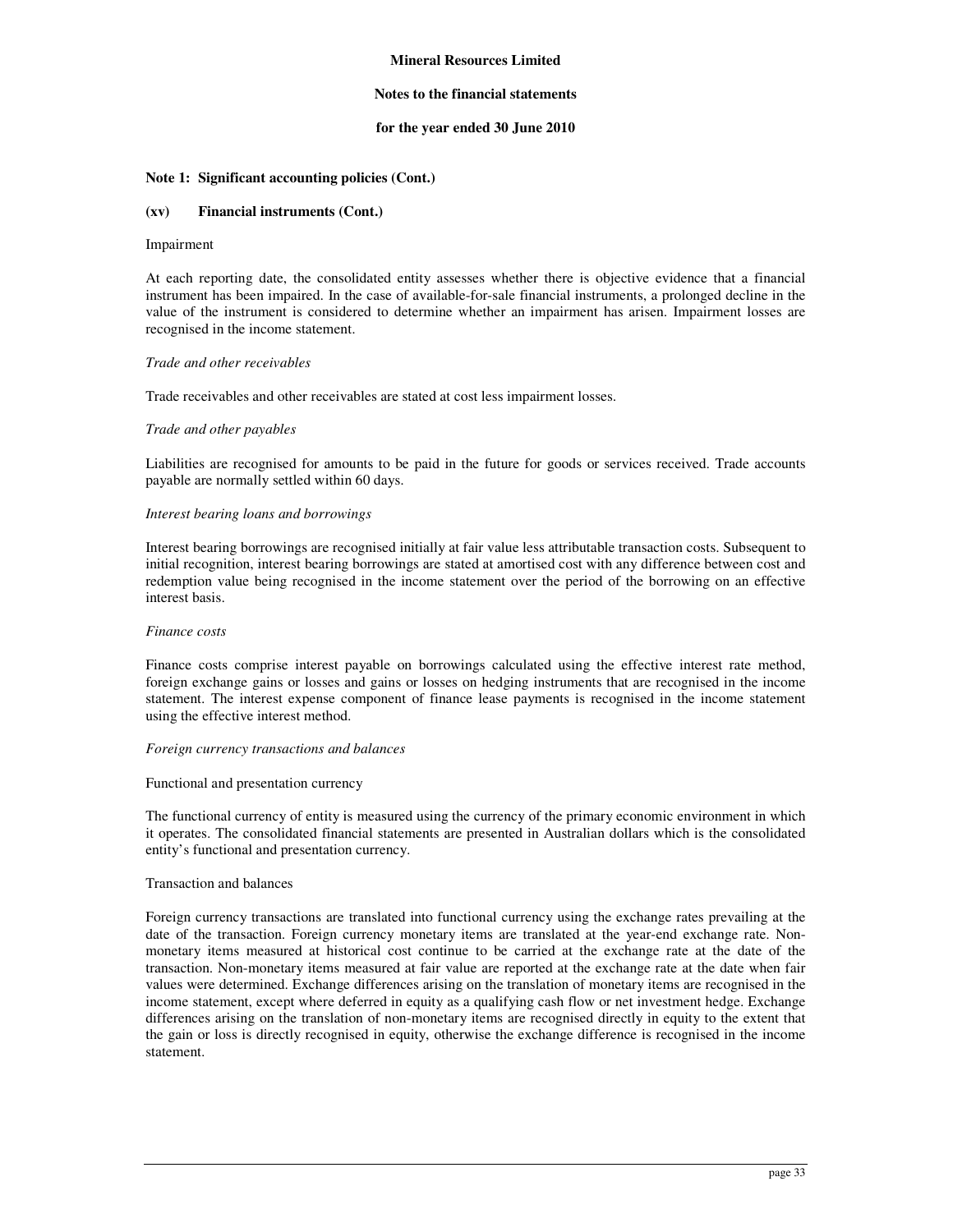**Mineral Resources Limited**

**Notes to the financial statements**

**for the year ended 30 June 2010**

**Note 1: Significant accounting policies (Cont.)**

**(xv) Financial instruments (Cont.)**

Impairment

At each reporting date, the consolidated entity assesses whether there is objective evidence that a financial instrument has been impaired. In the case of available-for-sale financial instruments, a prolonged decline in the value of the instrument is considered to determine whether an impairment has arisen. Impairment losses are recognised in the income statement.

*Trade and other receivables*

Trade receivables and other receivables are stated at cost less impairment losses.

*Trade and other payables*

Liabilities are recognised for amounts to be paid in the future for goods or services received. Trade accounts payable are normally settled within 60 days.

*Interest bearing loans and borrowings*

Interest bearing borrowings are recognised initially at fair value less attributable transaction costs. Subsequent to initial recognition, interest bearing borrowings are stated at amortised cost with any difference between cost and redemption value being recognised in the income statement over the period of the borrowing on an effective interest basis.

*Finance costs*

Finance costs comprise interest payable on borrowings calculated using the effective interest rate method, foreign exchange gains or losses and gains or losses on hedging instruments that are recognised in the income statement. The interest expense component of finance lease payments is recognised in the income statement using the effective interest method.

*Foreign currency transactions and balances*

Functional and presentation currency

The functional currency of entity is measured using the currency of the primary economic environment in which it operates. The consolidated financial statements are presented in Australian dollars which is the consolidated entity's functional and presentation currency.

Transaction and balances

Foreign currency transactions are translated into functional currency using the exchange rates prevailing at the date of the transaction. Foreign currency monetary items are translated at the year-end exchange rate. Non-monetary items measured at historical cost continue to be carried at the exchange rate at the date of the transaction. Non-monetary items measured at fair value are reported at the exchange rate at the date when fair values were determined. Exchange differences arising on the translation of monetary items are recognised in the income statement, except where deferred in equity as a qualifying cash flow or net investment hedge. Exchange differences arising on the translation of non-monetary items are recognised directly in equity to the extent that the gain or loss is directly recognised in equity, otherwise the exchange difference is recognised in the income statement.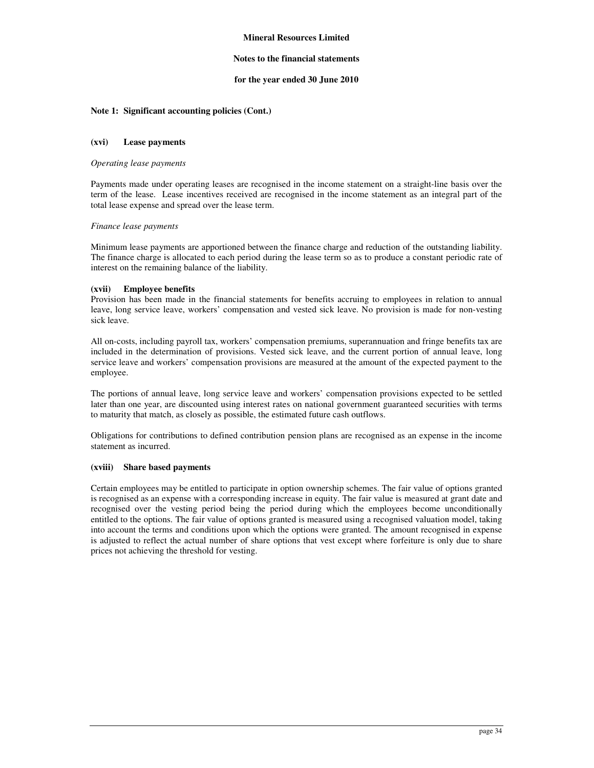## Note 1: Significant accounting policies (Cont.)

### (xvi) Lease payments

*Operating lease payments*

Payments made under operating leases are recognised in the income statement on a straight-line basis over the term of the lease. Lease incentives received are recognised in the income statement as an integral part of the total lease expense and spread over the lease term.

*Finance lease payments*

Minimum lease payments are apportioned between the finance charge and reduction of the outstanding liability. The finance charge is allocated to each period during the lease term so as to produce a constant periodic rate of interest on the remaining balance of the liability.

### (xvii) Employee benefits

Provision has been made in the financial statements for benefits accruing to employees in relation to annual leave, long service leave, workers' compensation and vested sick leave. No provision is made for non-vesting sick leave.

All on-costs, including payroll tax, workers' compensation premiums, superannuation and fringe benefits tax are included in the determination of provisions. Vested sick leave, and the current portion of annual leave, long service leave and workers' compensation provisions are measured at the amount of the expected payment to the employee.

The portions of annual leave, long service leave and workers' compensation provisions expected to be settled later than one year, are discounted using interest rates on national government guaranteed securities with terms to maturity that match, as closely as possible, the estimated future cash outflows.

Obligations for contributions to defined contribution pension plans are recognised as an expense in the income statement as incurred.

### (xviii) Share based payments

Certain employees may be entitled to participate in option ownership schemes. The fair value of options granted is recognised as an expense with a corresponding increase in equity. The fair value is measured at grant date and recognised over the vesting period being the period during which the employees become unconditionally entitled to the options. The fair value of options granted is measured using a recognised valuation model, taking into account the terms and conditions upon which the options were granted. The amount recognised in expense is adjusted to reflect the actual number of share options that vest except where forfeiture is only due to share prices not achieving the threshold for vesting.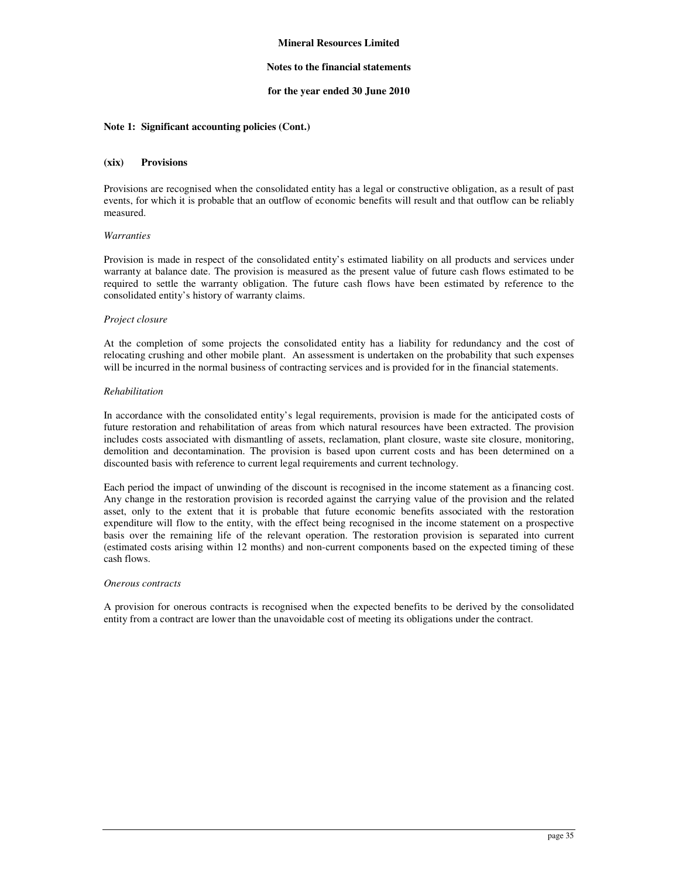# Mineral Resources Limited

## Notes to the financial statements

## for the year ended 30 June 2010

### Note 1: Significant accounting policies (Cont.)

#### (xix) Provisions

Provisions are recognised when the consolidated entity has a legal or constructive obligation, as a result of past events, for which it is probable that an outflow of economic benefits will result and that outflow can be reliably measured.

*Warranties*

Provision is made in respect of the consolidated entity's estimated liability on all products and services under warranty at balance date. The provision is measured as the present value of future cash flows estimated to be required to settle the warranty obligation. The future cash flows have been estimated by reference to the consolidated entity's history of warranty claims.

*Project closure*

At the completion of some projects the consolidated entity has a liability for redundancy and the cost of relocating crushing and other mobile plant. An assessment is undertaken on the probability that such expenses will be incurred in the normal business of contracting services and is provided for in the financial statements.

*Rehabilitation*

In accordance with the consolidated entity's legal requirements, provision is made for the anticipated costs of future restoration and rehabilitation of areas from which natural resources have been extracted. The provision includes costs associated with dismantling of assets, reclamation, plant closure, waste site closure, monitoring, demolition and decontamination. The provision is based upon current costs and has been determined on a discounted basis with reference to current legal requirements and current technology.

Each period the impact of unwinding of the discount is recognised in the income statement as a financing cost. Any change in the restoration provision is recorded against the carrying value of the provision and the related asset, only to the extent that it is probable that future economic benefits associated with the restoration expenditure will flow to the entity, with the effect being recognised in the income statement on a prospective basis over the remaining life of the relevant operation. The restoration provision is separated into current (estimated costs arising within 12 months) and non-current components based on the expected timing of these cash flows.

*Onerous contracts*

A provision for onerous contracts is recognised when the expected benefits to be derived by the consolidated entity from a contract are lower than the unavoidable cost of meeting its obligations under the contract.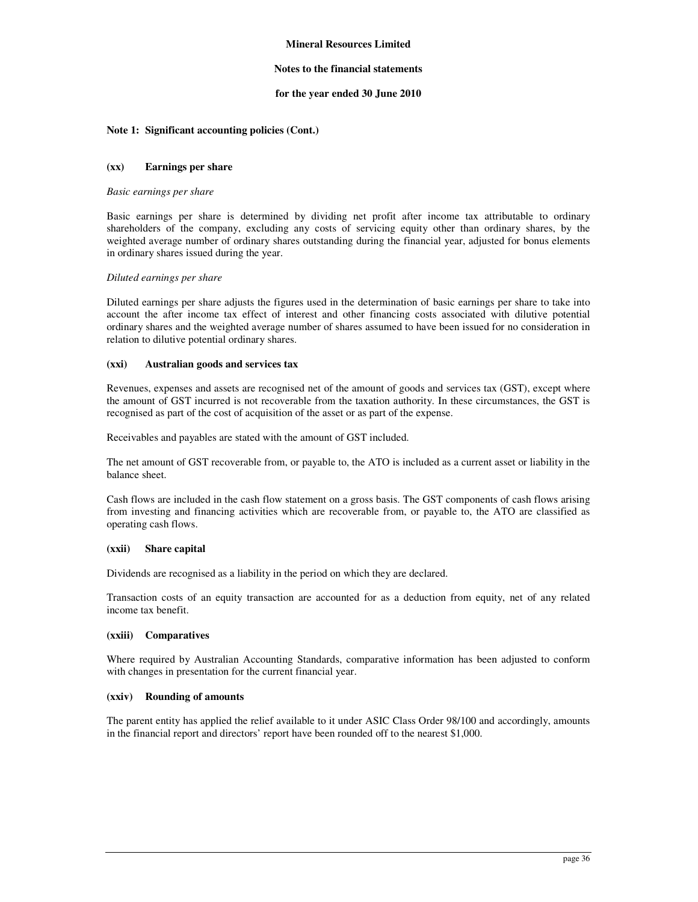**Note 1: Significant accounting policies (Cont.)**

**(xx) Earnings per share**

*Basic earnings per share*

Basic earnings per share is determined by dividing net profit after income tax attributable to ordinary shareholders of the company, excluding any costs of servicing equity other than ordinary shares, by the weighted average number of ordinary shares outstanding during the financial year, adjusted for bonus elements in ordinary shares issued during the year.

*Diluted earnings per share*

Diluted earnings per share adjusts the figures used in the determination of basic earnings per share to take into account the after income tax effect of interest and other financing costs associated with dilutive potential ordinary shares and the weighted average number of shares assumed to have been issued for no consideration in relation to dilutive potential ordinary shares.

**(xxi) Australian goods and services tax**

Revenues, expenses and assets are recognised net of the amount of goods and services tax (GST), except where the amount of GST incurred is not recoverable from the taxation authority. In these circumstances, the GST is recognised as part of the cost of acquisition of the asset or as part of the expense.

Receivables and payables are stated with the amount of GST included.

The net amount of GST recoverable from, or payable to, the ATO is included as a current asset or liability in the balance sheet.

Cash flows are included in the cash flow statement on a gross basis. The GST components of cash flows arising from investing and financing activities which are recoverable from, or payable to, the ATO are classified as operating cash flows.

**(xxii) Share capital**

Dividends are recognised as a liability in the period on which they are declared.

Transaction costs of an equity transaction are accounted for as a deduction from equity, net of any related income tax benefit.

**(xxiii) Comparatives**

Where required by Australian Accounting Standards, comparative information has been adjusted to conform with changes in presentation for the current financial year.

**(xxiv) Rounding of amounts**

The parent entity has applied the relief available to it under ASIC Class Order 98/100 and accordingly, amounts in the financial report and directors' report have been rounded off to the nearest $1,000.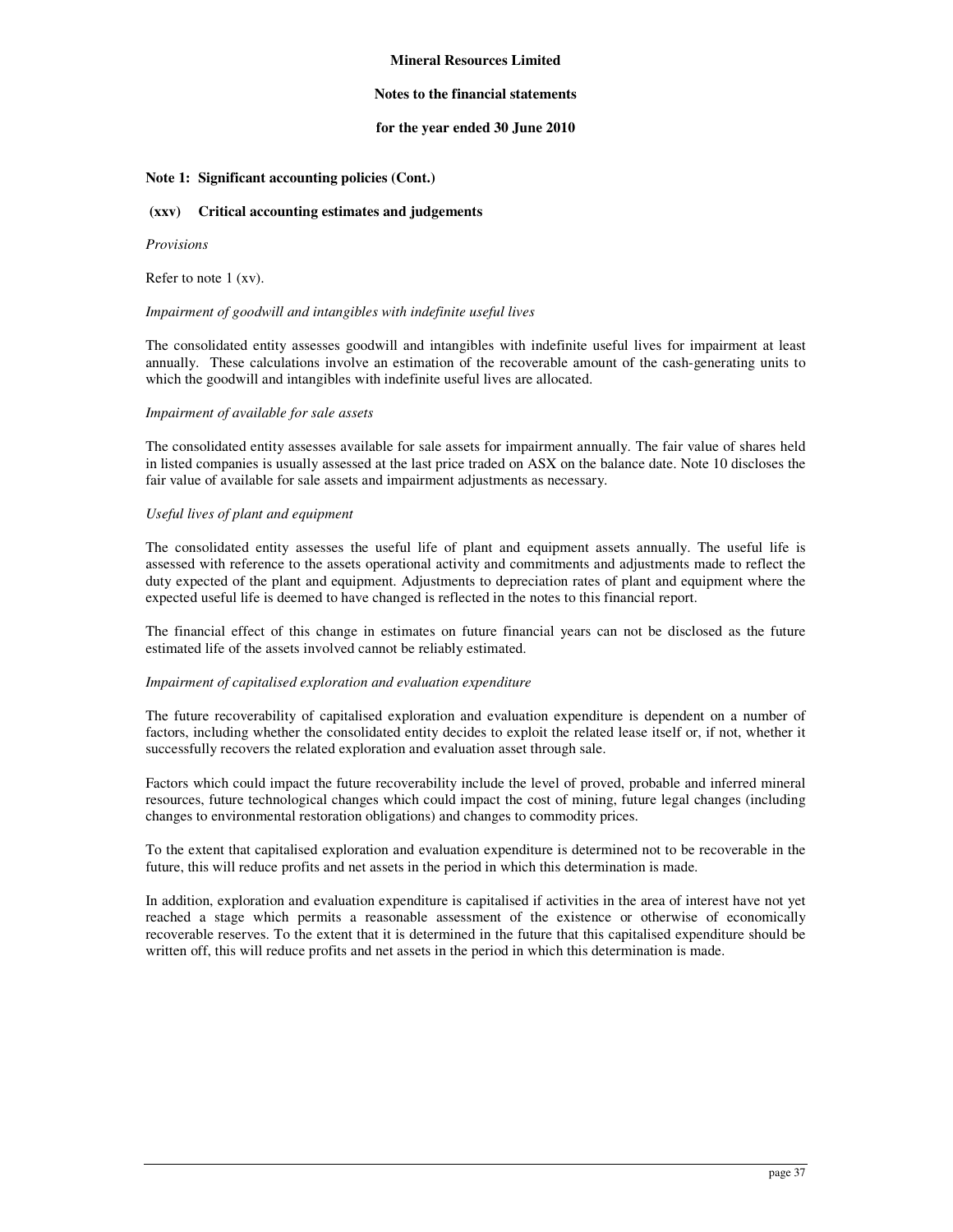**Note 1: Significant accounting policies (Cont.)**

**(xxv) Critical accounting estimates and judgements**

*Provisions*

Refer to note 1 (xv).

*Impairment of goodwill and intangibles with indefinite useful lives*

The consolidated entity assesses goodwill and intangibles with indefinite useful lives for impairment at least annually. These calculations involve an estimation of the recoverable amount of the cash-generating units to which the goodwill and intangibles with indefinite useful lives are allocated.

*Impairment of available for sale assets*

The consolidated entity assesses available for sale assets for impairment annually. The fair value of shares held in listed companies is usually assessed at the last price traded on ASX on the balance date. Note 10 discloses the fair value of available for sale assets and impairment adjustments as necessary.

*Useful lives of plant and equipment*

The consolidated entity assesses the useful life of plant and equipment assets annually. The useful life is assessed with reference to the assets operational activity and commitments and adjustments made to reflect the duty expected of the plant and equipment. Adjustments to depreciation rates of plant and equipment where the expected useful life is deemed to have changed is reflected in the notes to this financial report.

The financial effect of this change in estimates on future financial years can not be disclosed as the future estimated life of the assets involved cannot be reliably estimated.

*Impairment of capitalised exploration and evaluation expenditure*

The future recoverability of capitalised exploration and evaluation expenditure is dependent on a number of factors, including whether the consolidated entity decides to exploit the related lease itself or, if not, whether it successfully recovers the related exploration and evaluation asset through sale.

Factors which could impact the future recoverability include the level of proved, probable and inferred mineral resources, future technological changes which could impact the cost of mining, future legal changes (including changes to environmental restoration obligations) and changes to commodity prices.

To the extent that capitalised exploration and evaluation expenditure is determined not to be recoverable in the future, this will reduce profits and net assets in the period in which this determination is made.

In addition, exploration and evaluation expenditure is capitalised if activities in the area of interest have not yet reached a stage which permits a reasonable assessment of the existence or otherwise of economically recoverable reserves. To the extent that it is determined in the future that this capitalised expenditure should be written off, this will reduce profits and net assets in the period in which this determination is made.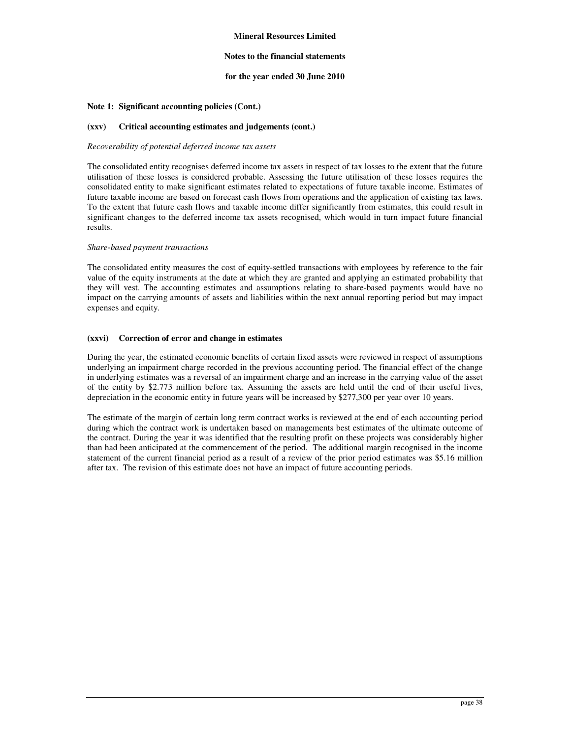## Note 1: Significant accounting policies (Cont.)

### (xxv) Critical accounting estimates and judgements (cont.)

*Recoverability of potential deferred income tax assets*

The consolidated entity recognises deferred income tax assets in respect of tax losses to the extent that the future utilisation of these losses is considered probable. Assessing the future utilisation of these losses requires the consolidated entity to make significant estimates related to expectations of future taxable income. Estimates of future taxable income are based on forecast cash flows from operations and the application of existing tax laws. To the extent that future cash flows and taxable income differ significantly from estimates, this could result in significant changes to the deferred income tax assets recognised, which would in turn impact future financial results.

*Share-based payment transactions*

The consolidated entity measures the cost of equity-settled transactions with employees by reference to the fair value of the equity instruments at the date at which they are granted and applying an estimated probability that they will vest. The accounting estimates and assumptions relating to share-based payments would have no impact on the carrying amounts of assets and liabilities within the next annual reporting period but may impact expenses and equity.

### (xxvi) Correction of error and change in estimates

During the year, the estimated economic benefits of certain fixed assets were reviewed in respect of assumptions underlying an impairment charge recorded in the previous accounting period. The financial effect of the change in underlying estimates was a reversal of an impairment charge and an increase in the carrying value of the asset of the entity by $2.773 million before tax. Assuming the assets are held until the end of their useful lives, depreciation in the economic entity in future years will be increased by $277,300 per year over 10 years.

The estimate of the margin of certain long term contract works is reviewed at the end of each accounting period during which the contract work is undertaken based on managements best estimates of the ultimate outcome of the contract. During the year it was identified that the resulting profit on these projects was considerably higher than had been anticipated at the commencement of the period. The additional margin recognised in the income statement of the current financial period as a result of a review of the prior period estimates was $5.16 million after tax. The revision of this estimate does not have an impact of future accounting periods.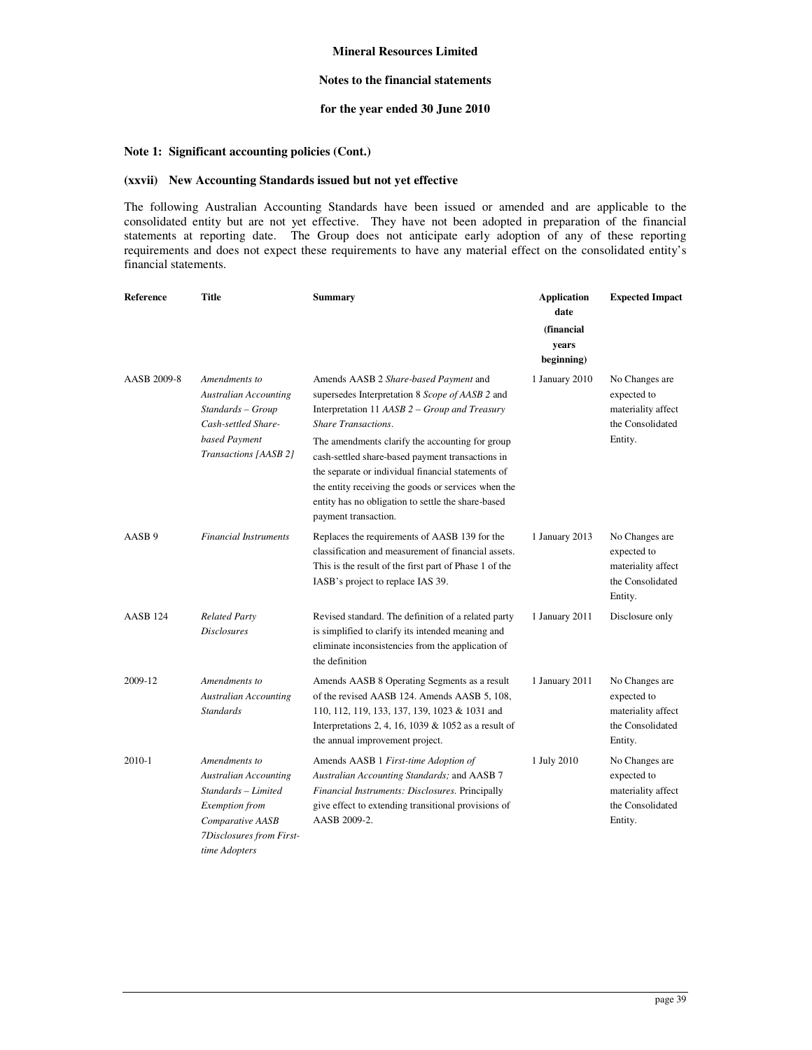**Mineral Resources Limited**

**Notes to the financial statements**

**for the year ended 30 June 2010**

### Note 1: Significant accounting policies (Cont.)

#### (xxvii) New Accounting Standards issued but not yet effective

The following Australian Accounting Standards have been issued or amended and are applicable to the consolidated entity but are not yet effective. They have not been adopted in preparation of the financial statements at reporting date. The Group does not anticipate early adoption of any of these reporting requirements and does not expect these requirements to have any material effect on the consolidated entity's financial statements.

| Reference | Title | Summary | Application date (financial years beginning) | Expected Impact |
|---|---|---|---|---|
| AASB 2009-8 | *Amendments to Australian Accounting Standards – Group Cash-settled Share-based Payment Transactions [AASB 2]* | Amends AASB 2 *Share-based Payment* and supersedes Interpretation 8 *Scope of AASB 2* and Interpretation 11 *AASB 2 – Group and Treasury Share Transactions*. The amendments clarify the accounting for group cash-settled share-based payment transactions in the separate or individual financial statements of the entity receiving the goods or services when the entity has no obligation to settle the share-based payment transaction. | 1 January 2010 | No Changes are expected to materiality affect the Consolidated Entity. |
| AASB 9 | *Financial Instruments* | Replaces the requirements of AASB 139 for the classification and measurement of financial assets. This is the result of the first part of Phase 1 of the IASB's project to replace IAS 39. | 1 January 2013 | No Changes are expected to materiality affect the Consolidated Entity. |
| AASB 124 | *Related Party Disclosures* | Revised standard. The definition of a related party is simplified to clarify its intended meaning and eliminate inconsistencies from the application of the definition | 1 January 2011 | Disclosure only |
| 2009-12 | *Amendments to Australian Accounting Standards* | Amends AASB 8 Operating Segments as a result of the revised AASB 124. Amends AASB 5, 108, 110, 112, 119, 133, 137, 139, 1023 & 1031 and Interpretations 2, 4, 16, 1039 & 1052 as a result of the annual improvement project. | 1 January 2011 | No Changes are expected to materiality affect the Consolidated Entity. |
| 2010-1 | *Amendments to Australian Accounting Standards – Limited Exemption from Comparative AASB 7Disclosures from First-time Adopters* | Amends AASB 1 *First-time Adoption of Australian Accounting Standards;* and AASB 7 *Financial Instruments: Disclosures.* Principally give effect to extending transitional provisions of AASB 2009-2. | 1 July 2010 | No Changes are expected to materiality affect the Consolidated Entity. |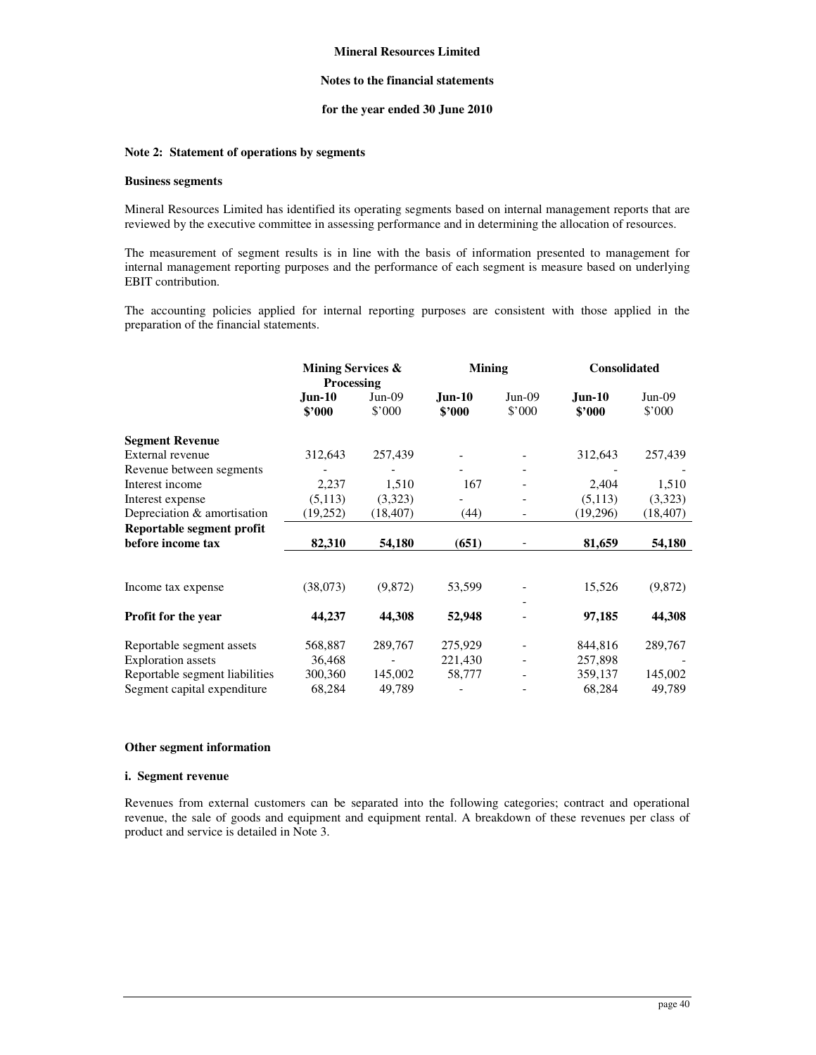**Mineral Resources Limited**

**Notes to the financial statements**

**for the year ended 30 June 2010**

**Note 2: Statement of operations by segments**

**Business segments**

Mineral Resources Limited has identified its operating segments based on internal management reports that are reviewed by the executive committee in assessing performance and in determining the allocation of resources.

The measurement of segment results is in line with the basis of information presented to management for internal management reporting purposes and the performance of each segment is measure based on underlying EBIT contribution.

The accounting policies applied for internal reporting purposes are consistent with those applied in the preparation of the financial statements.

| | **Mining Services & Processing** | | **Mining** | | **Consolidated** | |
|---|---|---|---|---|---|---|
| | **Jun-10 $'000** | Jun-09 $'000 | **Jun-10 $'000** | Jun-09 $'000 | **Jun-10 $'000** | Jun-09 $'000 |
| **Segment Revenue** | | | | | | |
| External revenue | 312,643 | 257,439 | - | - | 312,643 | 257,439 |
| Revenue between segments | - | - | - | - | - | - |
| Interest income | 2,237 | 1,510 | 167 | - | 2,404 | 1,510 |
| Interest expense | (5,113) | (3,323) | - | - | (5,113) | (3,323) |
| Depreciation & amortisation | (19,252) | (18,407) | (44) | - | (19,296) | (18,407) |
| **Reportable segment profit before income tax** | **82,310** | **54,180** | **(651)** | - | **81,659** | **54,180** |
| Income tax expense | (38,073) | (9,872) | 53,599 | - | 15,526 | (9,872) |
| **Profit for the year** | **44,237** | **44,308** | **52,948** | - | **97,185** | **44,308** |
| Reportable segment assets | 568,887 | 289,767 | 275,929 | - | 844,816 | 289,767 |
| Exploration assets | 36,468 | - | 221,430 | - | 257,898 | - |
| Reportable segment liabilities | 300,360 | 145,002 | 58,777 | - | 359,137 | 145,002 |
| Segment capital expenditure | 68,284 | 49,789 | - | - | 68,284 | 49,789 |

**Other segment information**

**i. Segment revenue**

Revenues from external customers can be separated into the following categories; contract and operational revenue, the sale of goods and equipment and equipment rental. A breakdown of these revenues per class of product and service is detailed in Note 3.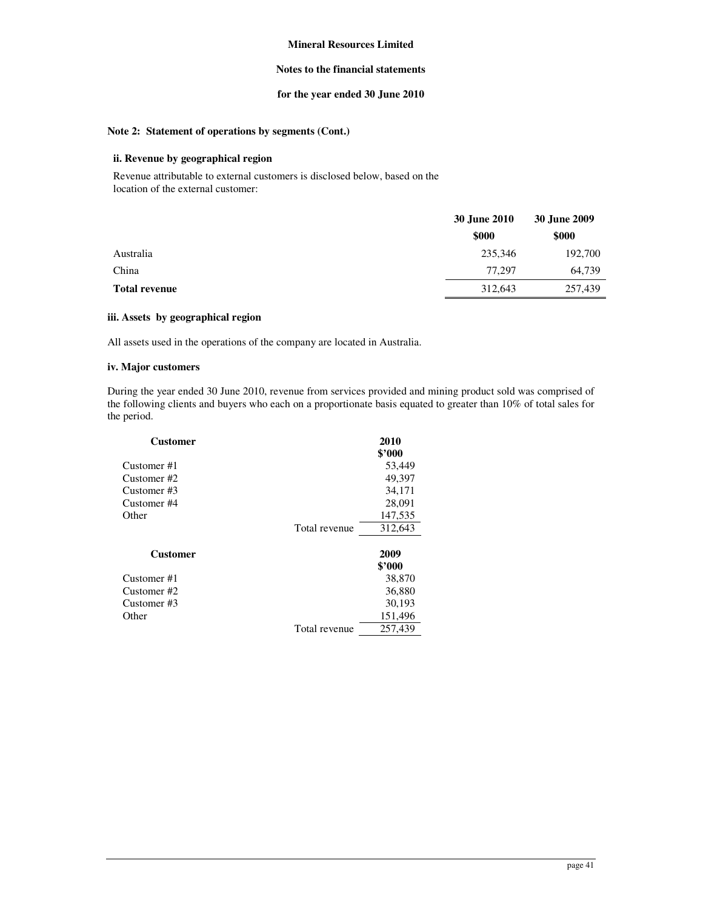**Mineral Resources Limited**

**Notes to the financial statements**

**for the year ended 30 June 2010**

### Note 2: Statement of operations by segments (Cont.)

#### ii. Revenue by geographical region

Revenue attributable to external customers is disclosed below, based on the location of the external customer:

| | 30 June 2010 | 30 June 2009 |
|---|---|---|
| | $000 | $000 |
| Australia | 235,346 | 192,700 |
| China | 77,297 | 64,739 |
| **Total revenue** | 312,643 | 257,439 |

#### iii. Assets by geographical region

All assets used in the operations of the company are located in Australia.

#### iv. Major customers

During the year ended 30 June 2010, revenue from services provided and mining product sold was comprised of the following clients and buyers who each on a proportionate basis equated to greater than 10% of total sales for the period.

| Customer | | 2010 |
|---|---|---|
| | | $'000 |
| Customer #1 | | 53,449 |
| Customer #2 | | 49,397 |
| Customer #3 | | 34,171 |
| Customer #4 | | 28,091 |
| Other | | 147,535 |
| | Total revenue | 312,643 |

| Customer | | 2009 |
|---|---|---|
| | | $'000 |
| Customer #1 | | 38,870 |
| Customer #2 | | 36,880 |
| Customer #3 | | 30,193 |
| Other | | 151,496 |
| | Total revenue | 257,439 |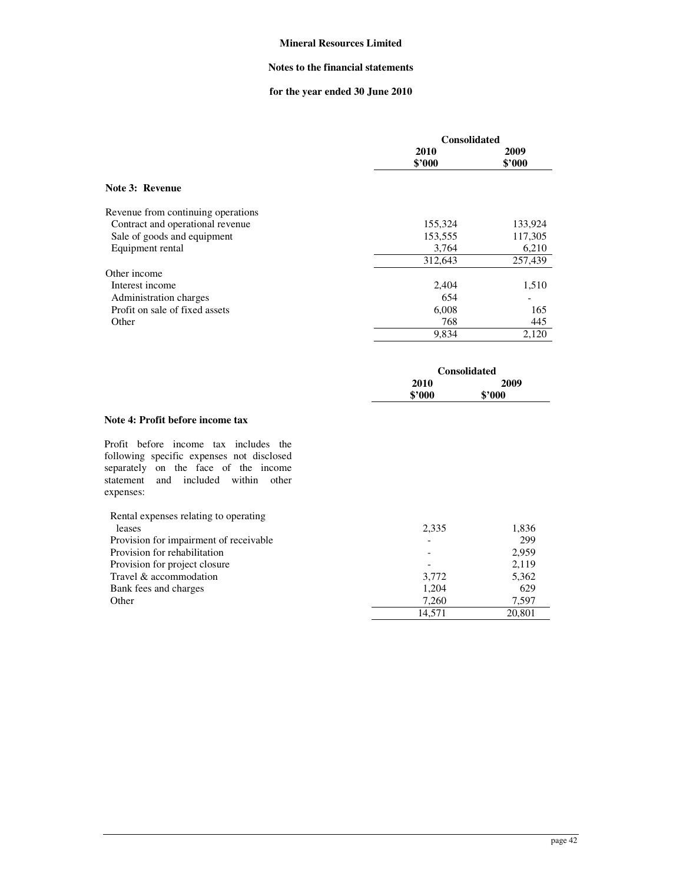**Mineral Resources Limited**

**Notes to the financial statements**

**for the year ended 30 June 2010**

| | Consolidated | |
|---|---|---|
| | **2010** **$'000** | **2009** **$'000** |
| **Note 3: Revenue** | | |
| Revenue from continuing operations | | |
| Contract and operational revenue | 155,324 | 133,924 |
| Sale of goods and equipment | 153,555 | 117,305 |
| Equipment rental | 3,764 | 6,210 |
| | 312,643 | 257,439 |
| Other income | | |
| Interest income | 2,404 | 1,510 |
| Administration charges | 654 | - |
| Profit on sale of fixed assets | 6,008 | 165 |
| Other | 768 | 445 |
| | 9,834 | 2,120 |

| | Consolidated | |
|---|---|---|
| | **2010** **$'000** | **2009** **$'000** |
| **Note 4: Profit before income tax** | | |
| Profit before income tax includes the following specific expenses not disclosed separately on the face of the income statement and included within other expenses: | | |
| Rental expenses relating to operating leases | 2,335 | 1,836 |
| Provision for impairment of receivable | - | 299 |
| Provision for rehabilitation | - | 2,959 |
| Provision for project closure | - | 2,119 |
| Travel & accommodation | 3,772 | 5,362 |
| Bank fees and charges | 1,204 | 629 |
| Other | 7,260 | 7,597 |
| | 14,571 | 20,801 |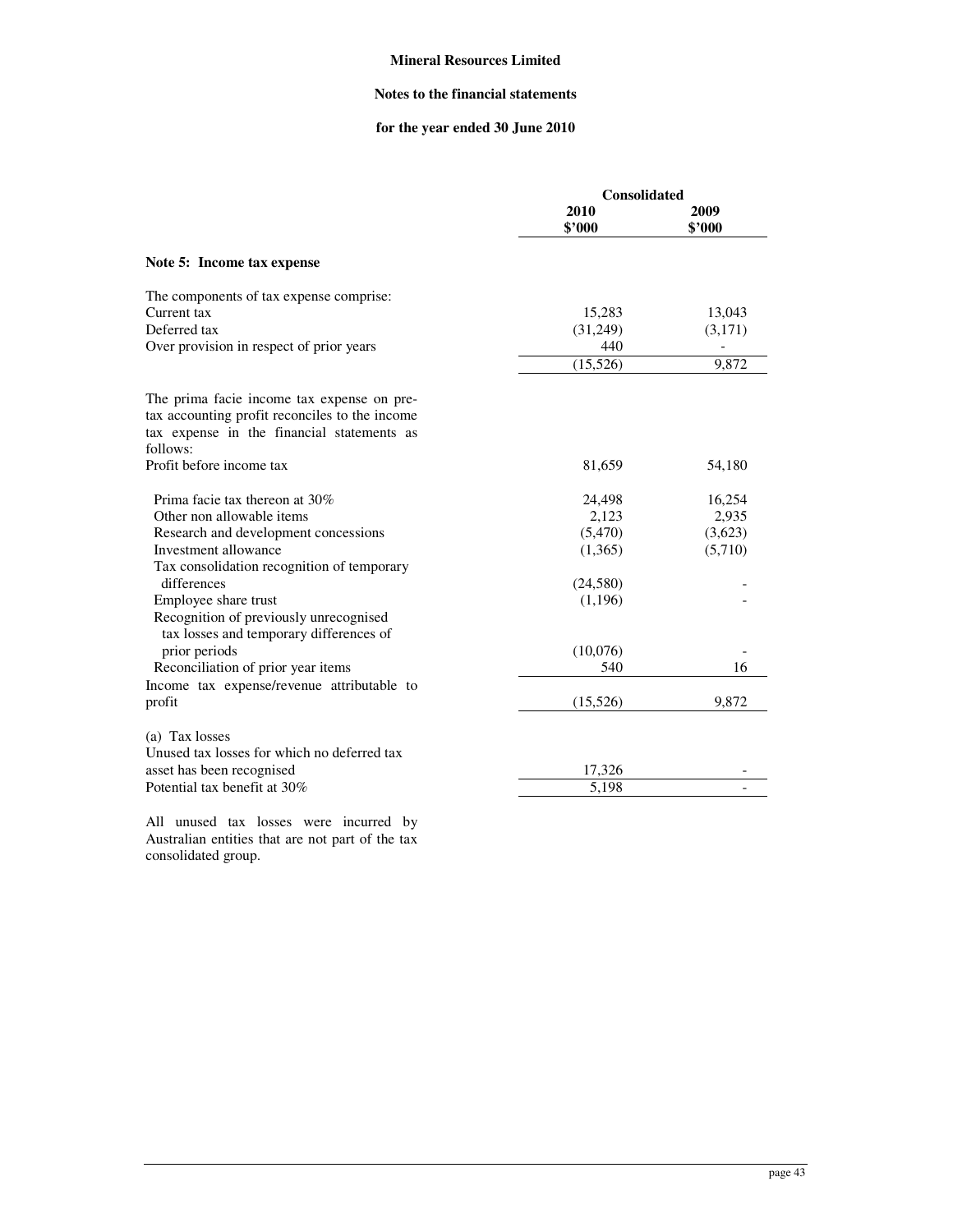**Mineral Resources Limited**

**Notes to the financial statements**

**for the year ended 30 June 2010**

| | Consolidated | |
|---|---|---|
| | **2010 $'000** | **2009 $'000** |
| **Note 5: Income tax expense** | | |
| The components of tax expense comprise: | | |
| Current tax | 15,283 | 13,043 |
| Deferred tax | (31,249) | (3,171) |
| Over provision in respect of prior years | 440 | - |
| | (15,526) | 9,872 |
| The prima facie income tax expense on pre-tax accounting profit reconciles to the income tax expense in the financial statements as follows: | | |
| Profit before income tax | 81,659 | 54,180 |
| Prima facie tax thereon at 30% | 24,498 | 16,254 |
| Other non allowable items | 2,123 | 2,935 |
| Research and development concessions | (5,470) | (3,623) |
| Investment allowance | (1,365) | (5,710) |
| Tax consolidation recognition of temporary differences | (24,580) | - |
| Employee share trust | (1,196) | - |
| Recognition of previously unrecognised tax losses and temporary differences of prior periods | (10,076) | - |
| Reconciliation of prior year items | 540 | 16 |
| Income tax expense/revenue attributable to profit | (15,526) | 9,872 |
| (a) Tax losses | | |
| Unused tax losses for which no deferred tax asset has been recognised | 17,326 | - |
| Potential tax benefit at 30% | 5,198 | - |

All unused tax losses were incurred by Australian entities that are not part of the tax consolidated group.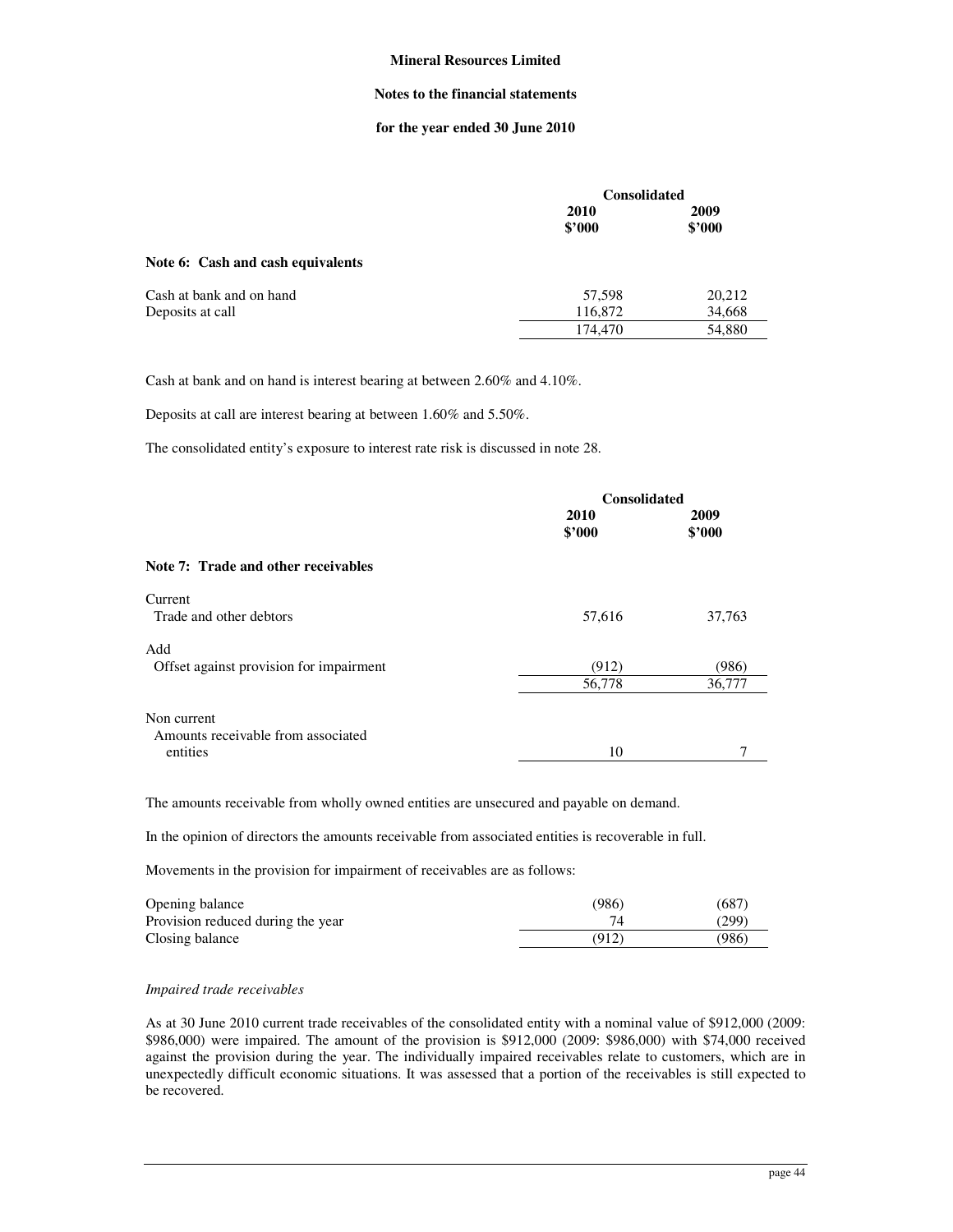**Mineral Resources Limited**

**Notes to the financial statements**

**for the year ended 30 June 2010**

| | Consolidated | |
|---|---|---|
| | **2010** **\$'000** | **2009** **\$'000** |
| **Note 6: Cash and cash equivalents** | | |
| Cash at bank and on hand | 57,598 | 20,212 |
| Deposits at call | 116,872 | 34,668 |
| | 174,470 | 54,880 |

Cash at bank and on hand is interest bearing at between 2.60% and 4.10%.

Deposits at call are interest bearing at between 1.60% and 5.50%.

The consolidated entity's exposure to interest rate risk is discussed in note 28.

| | Consolidated | |
|---|---|---|
| | **2010** **\$'000** | **2009** **\$'000** |
| **Note 7: Trade and other receivables** | | |
| Current | | |
| Trade and other debtors | 57,616 | 37,763 |
| Add | | |
| Offset against provision for impairment | (912) | (986) |
| | 56,778 | 36,777 |
| Non current | | |
| Amounts receivable from associated entities | 10 | 7 |

The amounts receivable from wholly owned entities are unsecured and payable on demand.

In the opinion of directors the amounts receivable from associated entities is recoverable in full.

Movements in the provision for impairment of receivables are as follows:

| | 2010 | 2009 |
|---|---|---|
| Opening balance | (986) | (687) |
| Provision reduced during the year | 74 | (299) |
| Closing balance | (912) | (986) |

*Impaired trade receivables*

As at 30 June 2010 current trade receivables of the consolidated entity with a nominal value of \$912,000 (2009: \$986,000) were impaired. The amount of the provision is \$912,000 (2009: \$986,000) with \$74,000 received against the provision during the year. The individually impaired receivables relate to customers, which are in unexpectedly difficult economic situations. It was assessed that a portion of the receivables is still expected to be recovered.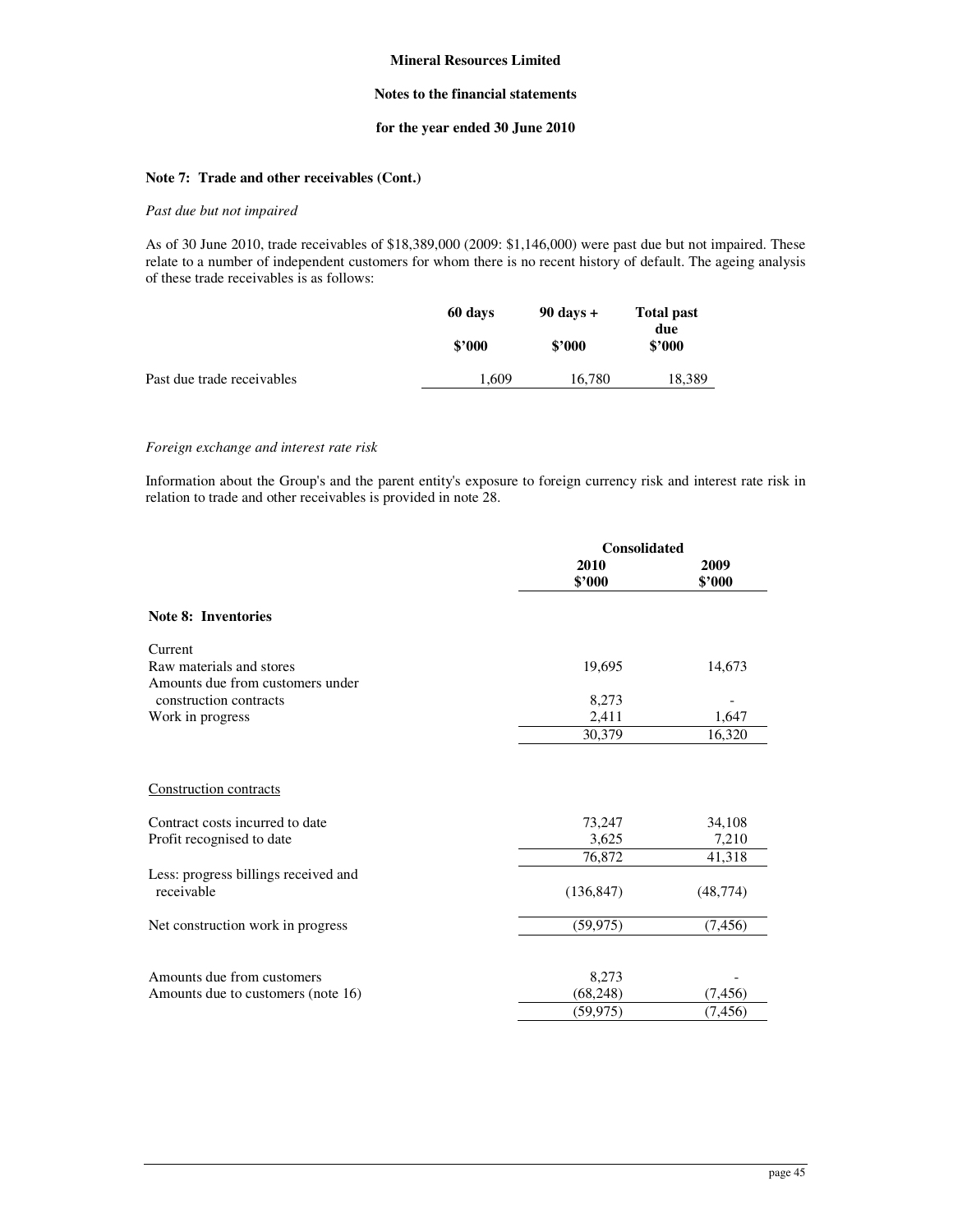# Mineral Resources Limited

## Notes to the financial statements

## for the year ended 30 June 2010

### Note 7: Trade and other receivables (Cont.)

*Past due but not impaired*

As of 30 June 2010, trade receivables of $18,389,000 (2009: $1,146,000) were past due but not impaired. These relate to a number of independent customers for whom there is no recent history of default. The ageing analysis of these trade receivables is as follows:

| | 60 days | 90 days + | Total past due |
|---|---|---|---|
| | $'000 | $'000 | $'000 |
| Past due trade receivables | 1,609 | 16,780 | 18,389 |

*Foreign exchange and interest rate risk*

Information about the Group's and the parent entity's exposure to foreign currency risk and interest rate risk in relation to trade and other receivables is provided in note 28.

| | Consolidated | |
|---|---|---|
| | 2010 $'000 | 2009 $'000 |
| **Note 8: Inventories** | | |
| Current | | |
| Raw materials and stores | 19,695 | 14,673 |
| Amounts due from customers under construction contracts | 8,273 | - |
| Work in progress | 2,411 | 1,647 |
| | 30,379 | 16,320 |
| Construction contracts | | |
| Contract costs incurred to date | 73,247 | 34,108 |
| Profit recognised to date | 3,625 | 7,210 |
| | 76,872 | 41,318 |
| Less: progress billings received and receivable | (136,847) | (48,774) |
| Net construction work in progress | (59,975) | (7,456) |
| Amounts due from customers | 8,273 | - |
| Amounts due to customers (note 16) | (68,248) | (7,456) |
| | (59,975) | (7,456) |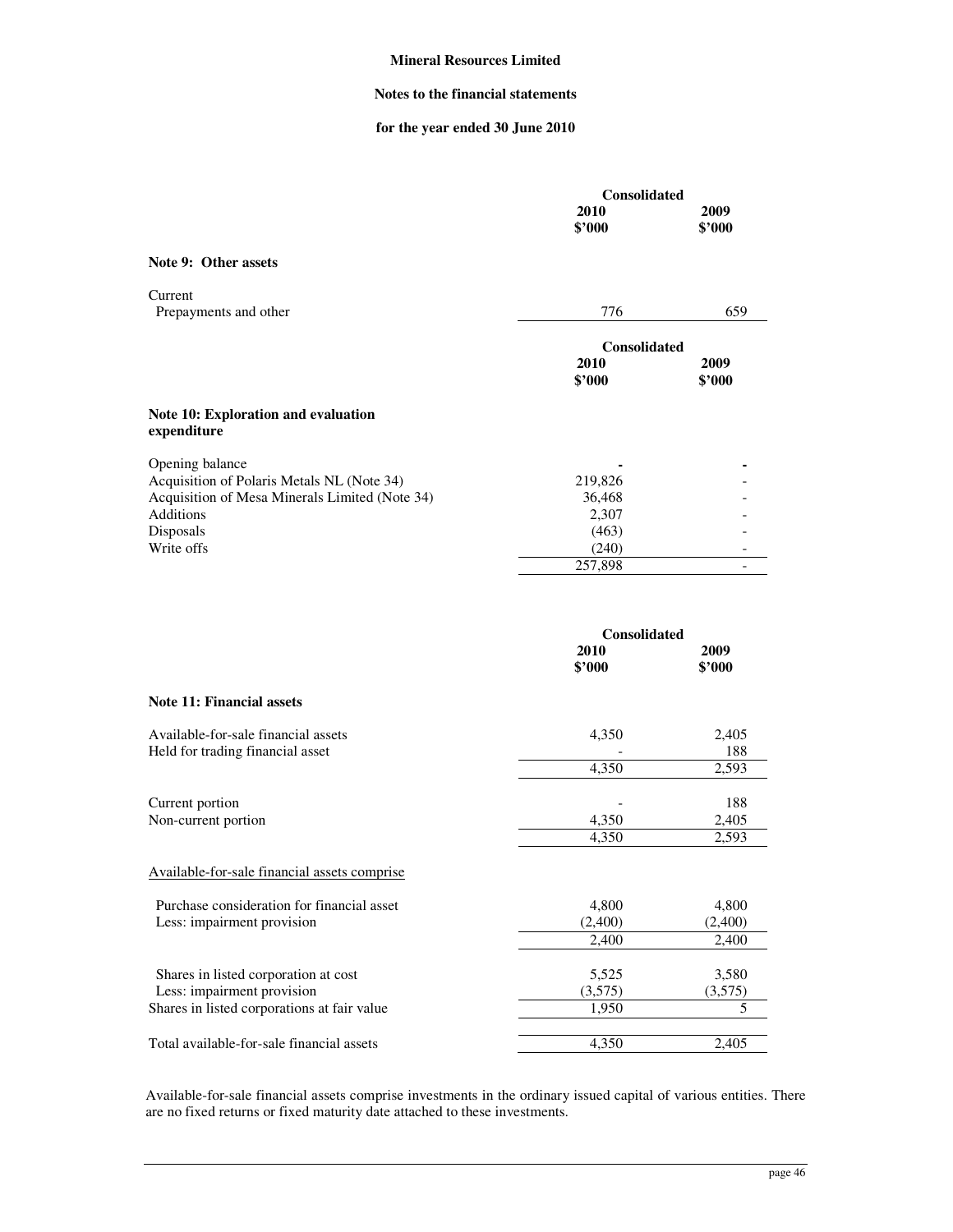**Mineral Resources Limited**

**Notes to the financial statements**

**for the year ended 30 June 2010**

## Note 9: Other assets

| | Consolidated 2010 $'000 | Consolidated 2009 $'000 |
|---|---|---|
| Current | | |
| Prepayments and other | 776 | 659 |

## Note 10: Exploration and evaluation expenditure

| | Consolidated 2010 $'000 | Consolidated 2009 $'000 |
|---|---|---|
| Opening balance | - | - |
| Acquisition of Polaris Metals NL (Note 34) | 219,826 | - |
| Acquisition of Mesa Minerals Limited (Note 34) | 36,468 | - |
| Additions | 2,307 | - |
| Disposals | (463) | - |
| Write offs | (240) | - |
| | 257,898 | - |

## Note 11: Financial assets

| | Consolidated 2010 $'000 | Consolidated 2009 $'000 |
|---|---|---|
| Available-for-sale financial assets | 4,350 | 2,405 |
| Held for trading financial asset | - | 188 |
| | 4,350 | 2,593 |
| | | |
| Current portion | - | 188 |
| Non-current portion | 4,350 | 2,405 |
| | 4,350 | 2,593 |
| | | |
| Available-for-sale financial assets comprise | | |
| | | |
| Purchase consideration for financial asset | 4,800 | 4,800 |
| Less: impairment provision | (2,400) | (2,400) |
| | 2,400 | 2,400 |
| | | |
| Shares in listed corporation at cost | 5,525 | 3,580 |
| Less: impairment provision | (3,575) | (3,575) |
| Shares in listed corporations at fair value | 1,950 | 5 |
| | | |
| Total available-for-sale financial assets | 4,350 | 2,405 |

Available-for-sale financial assets comprise investments in the ordinary issued capital of various entities. There are no fixed returns or fixed maturity date attached to these investments.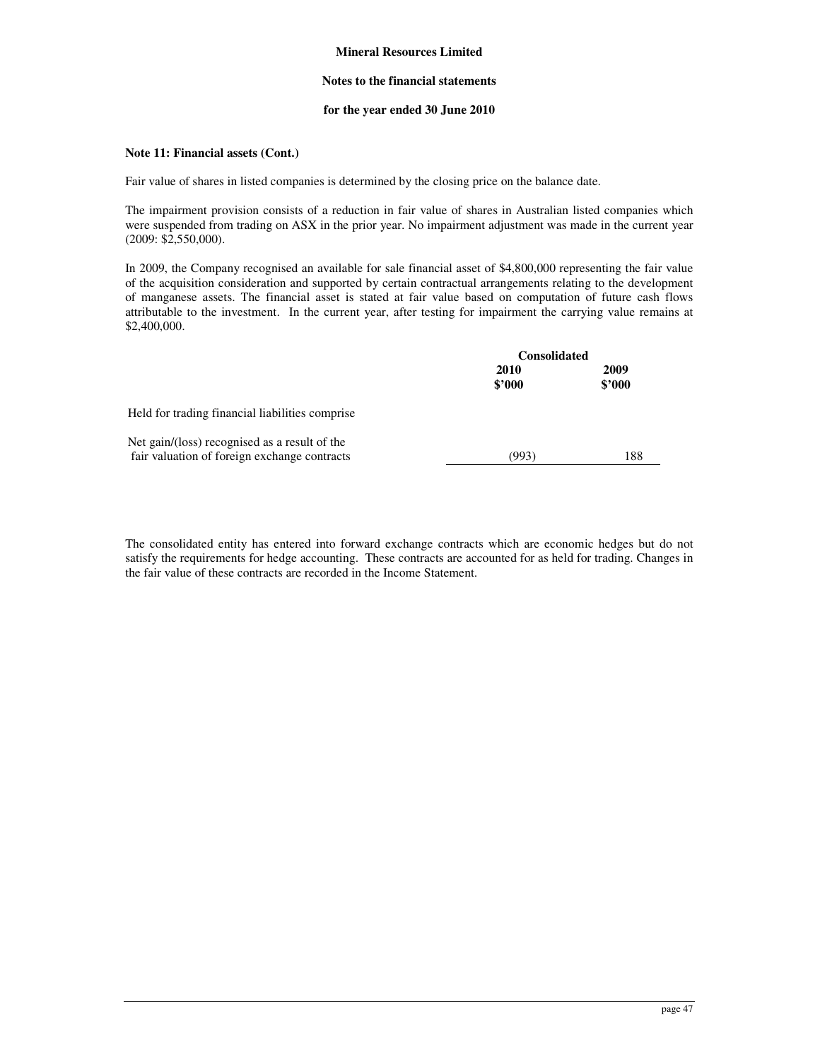**Note 11: Financial assets (Cont.)**

Fair value of shares in listed companies is determined by the closing price on the balance date.

The impairment provision consists of a reduction in fair value of shares in Australian listed companies which were suspended from trading on ASX in the prior year. No impairment adjustment was made in the current year (2009: $2,550,000).

In 2009, the Company recognised an available for sale financial asset of $4,800,000 representing the fair value of the acquisition consideration and supported by certain contractual arrangements relating to the development of manganese assets. The financial asset is stated at fair value based on computation of future cash flows attributable to the investment. In the current year, after testing for impairment the carrying value remains at $2,400,000.

| | Consolidated | |
|---|---|---|
| | 2010<br>$'000 | 2009<br>$'000 |
| Held for trading financial liabilities comprise | | |
| Net gain/(loss) recognised as a result of the fair valuation of foreign exchange contracts | (993) | 188 |

The consolidated entity has entered into forward exchange contracts which are economic hedges but do not satisfy the requirements for hedge accounting. These contracts are accounted for as held for trading. Changes in the fair value of these contracts are recorded in the Income Statement.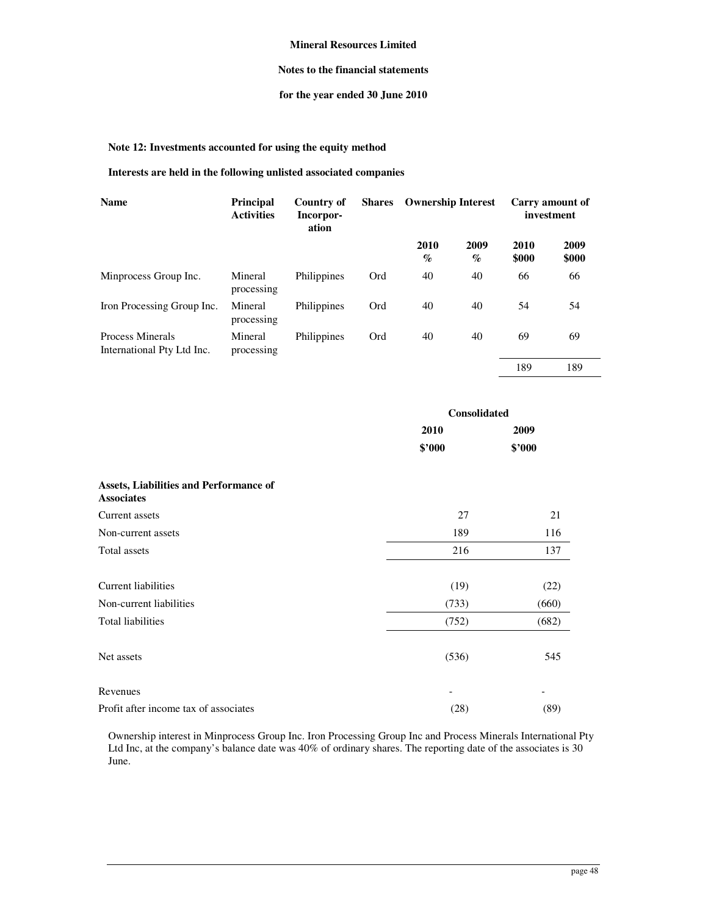**Mineral Resources Limited**

**Notes to the financial statements**

**for the year ended 30 June 2010**

## Note 12: Investments accounted for using the equity method

**Interests are held in the following unlisted associated companies**

| Name | Principal Activities | Country of Incorpor-ation | Shares | Ownership Interest | | Carry amount of investment | |
|---|---|---|---|---|---|---|---|
| | | | | 2010 % | 2009 % | 2010 $000 | 2009 $000 |
| Minprocess Group Inc. | Mineral processing | Philippines | Ord | 40 | 40 | 66 | 66 |
| Iron Processing Group Inc. | Mineral processing | Philippines | Ord | 40 | 40 | 54 | 54 |
| Process Minerals International Pty Ltd Inc. | Mineral processing | Philippines | Ord | 40 | 40 | 69 | 69 |
| | | | | | | 189 | 189 |

| | Consolidated | |
|---|---|---|
| | 2010 | 2009 |
| | $'000 | $'000 |
| **Assets, Liabilities and Performance of Associates** | | |
| Current assets | 27 | 21 |
| Non-current assets | 189 | 116 |
| Total assets | 216 | 137 |
| Current liabilities | (19) | (22) |
| Non-current liabilities | (733) | (660) |
| Total liabilities | (752) | (682) |
| Net assets | (536) | 545 |
| Revenues | - | - |
| Profit after income tax of associates | (28) | (89) |

Ownership interest in Minprocess Group Inc. Iron Processing Group Inc and Process Minerals International Pty Ltd Inc, at the company's balance date was 40% of ordinary shares. The reporting date of the associates is 30 June.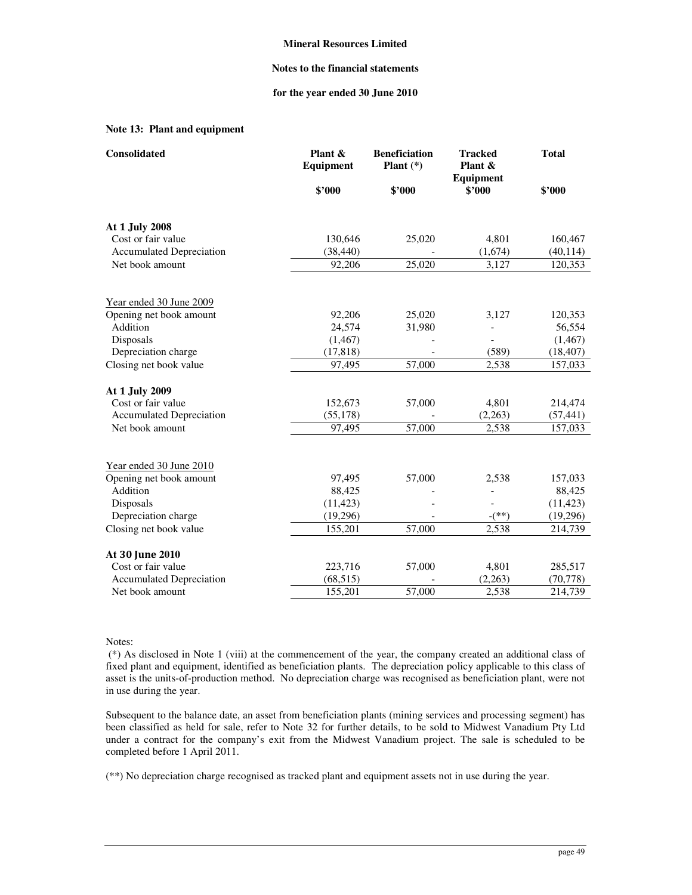**Mineral Resources Limited**

**Notes to the financial statements**

**for the year ended 30 June 2010**

### Note 13: Plant and equipment

| Consolidated | Plant & Equipment $'000 | Beneficiation Plant (*) $'000 | Tracked Plant & Equipment $'000 | Total $'000 |
|---|---|---|---|---|
| **At 1 July 2008** | | | | |
| Cost or fair value | 130,646 | 25,020 | 4,801 | 160,467 |
| Accumulated Depreciation | (38,440) | - | (1,674) | (40,114) |
| Net book amount | 92,206 | 25,020 | 3,127 | 120,353 |
| | | | | |
| Year ended 30 June 2009 | | | | |
| Opening net book amount | 92,206 | 25,020 | 3,127 | 120,353 |
| Addition | 24,574 | 31,980 | - | 56,554 |
| Disposals | (1,467) | - | - | (1,467) |
| Depreciation charge | (17,818) | - | (589) | (18,407) |
| Closing net book value | 97,495 | 57,000 | 2,538 | 157,033 |
| | | | | |
| **At 1 July 2009** | | | | |
| Cost or fair value | 152,673 | 57,000 | 4,801 | 214,474 |
| Accumulated Depreciation | (55,178) | - | (2,263) | (57,441) |
| Net book amount | 97,495 | 57,000 | 2,538 | 157,033 |
| | | | | |
| Year ended 30 June 2010 | | | | |
| Opening net book amount | 97,495 | 57,000 | 2,538 | 157,033 |
| Addition | 88,425 | - | - | 88,425 |
| Disposals | (11,423) | - | - | (11,423) |
| Depreciation charge | (19,296) | - | -(**) | (19,296) |
| Closing net book value | 155,201 | 57,000 | 2,538 | 214,739 |
| | | | | |
| **At 30 June 2010** | | | | |
| Cost or fair value | 223,716 | 57,000 | 4,801 | 285,517 |
| Accumulated Depreciation | (68,515) | - | (2,263) | (70,778) |
| Net book amount | 155,201 | 57,000 | 2,538 | 214,739 |

Notes:

(*) As disclosed in Note 1 (viii) at the commencement of the year, the company created an additional class of fixed plant and equipment, identified as beneficiation plants. The depreciation policy applicable to this class of asset is the units-of-production method. No depreciation charge was recognised as beneficiation plant, were not in use during the year.

Subsequent to the balance date, an asset from beneficiation plants (mining services and processing segment) has been classified as held for sale, refer to Note 32 for further details, to be sold to Midwest Vanadium Pty Ltd under a contract for the company's exit from the Midwest Vanadium project. The sale is scheduled to be completed before 1 April 2011.

(**) No depreciation charge recognised as tracked plant and equipment assets not in use during the year.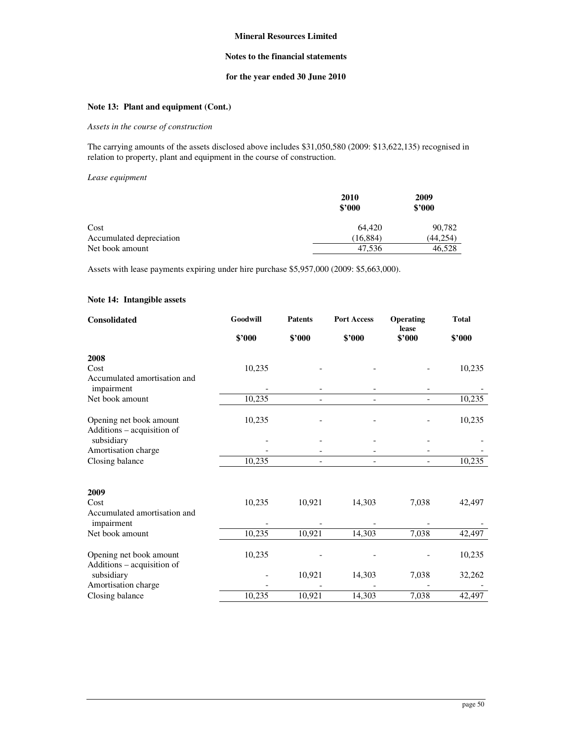Mineral Resources Limited

Notes to the financial statements

for the year ended 30 June 2010

### Note 13: Plant and equipment (Cont.)

*Assets in the course of construction*

The carrying amounts of the assets disclosed above includes $31,050,580 (2009: $13,622,135) recognised in relation to property, plant and equipment in the course of construction.

*Lease equipment*

| | 2010<br>$'000 | 2009<br>$'000 |
|---|---|---|
| Cost | 64,420 | 90,782 |
| Accumulated depreciation | (16,884) | (44,254) |
| Net book amount | 47,536 | 46,528 |

Assets with lease payments expiring under hire purchase $5,957,000 (2009: $5,663,000).

### Note 14: Intangible assets

| Consolidated | Goodwill<br>$'000 | Patents<br>$'000 | Port Access<br>$'000 | Operating lease<br>$'000 | Total<br>$'000 |
|---|---|---|---|---|---|
| **2008** | | | | | |
| Cost | 10,235 | - | - | - | 10,235 |
| Accumulated amortisation and impairment | - | - | - | - | - |
| Net book amount | 10,235 | - | - | - | 10,235 |
| | | | | | |
| Opening net book amount | 10,235 | - | - | - | 10,235 |
| Additions – acquisition of subsidiary | - | - | - | - | - |
| Amortisation charge | - | - | - | - | - |
| Closing balance | 10,235 | - | - | - | 10,235 |
| | | | | | |
| **2009** | | | | | |
| Cost | 10,235 | 10,921 | 14,303 | 7,038 | 42,497 |
| Accumulated amortisation and impairment | - | - | - | - | - |
| Net book amount | 10,235 | 10,921 | 14,303 | 7,038 | 42,497 |
| | | | | | |
| Opening net book amount | 10,235 | - | - | - | 10,235 |
| Additions – acquisition of subsidiary | - | 10,921 | 14,303 | 7,038 | 32,262 |
| Amortisation charge | - | - | - | - | - |
| Closing balance | 10,235 | 10,921 | 14,303 | 7,038 | 42,497 |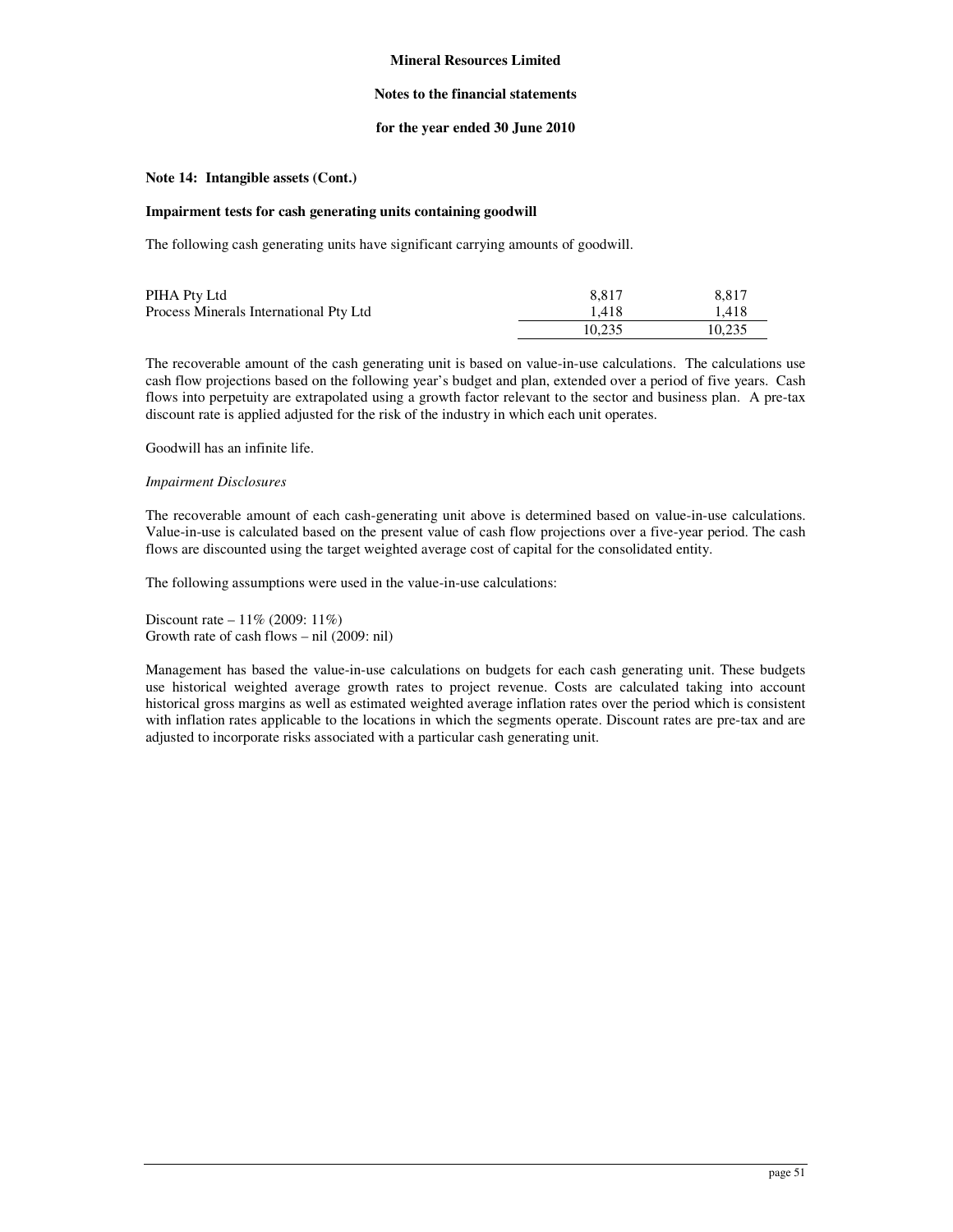**Mineral Resources Limited**

**Notes to the financial statements**

**for the year ended 30 June 2010**

**Note 14: Intangible assets (Cont.)**

**Impairment tests for cash generating units containing goodwill**

The following cash generating units have significant carrying amounts of goodwill.

| | | |
|---|---|---|
| PIHA Pty Ltd | 8,817 | 8,817 |
| Process Minerals International Pty Ltd | 1,418 | 1,418 |
| | 10,235 | 10,235 |

The recoverable amount of the cash generating unit is based on value-in-use calculations. The calculations use cash flow projections based on the following year's budget and plan, extended over a period of five years. Cash flows into perpetuity are extrapolated using a growth factor relevant to the sector and business plan. A pre-tax discount rate is applied adjusted for the risk of the industry in which each unit operates.

Goodwill has an infinite life.

*Impairment Disclosures*

The recoverable amount of each cash-generating unit above is determined based on value-in-use calculations. Value-in-use is calculated based on the present value of cash flow projections over a five-year period. The cash flows are discounted using the target weighted average cost of capital for the consolidated entity.

The following assumptions were used in the value-in-use calculations:

Discount rate – 11% (2009: 11%)
Growth rate of cash flows – nil (2009: nil)

Management has based the value-in-use calculations on budgets for each cash generating unit. These budgets use historical weighted average growth rates to project revenue. Costs are calculated taking into account historical gross margins as well as estimated weighted average inflation rates over the period which is consistent with inflation rates applicable to the locations in which the segments operate. Discount rates are pre-tax and are adjusted to incorporate risks associated with a particular cash generating unit.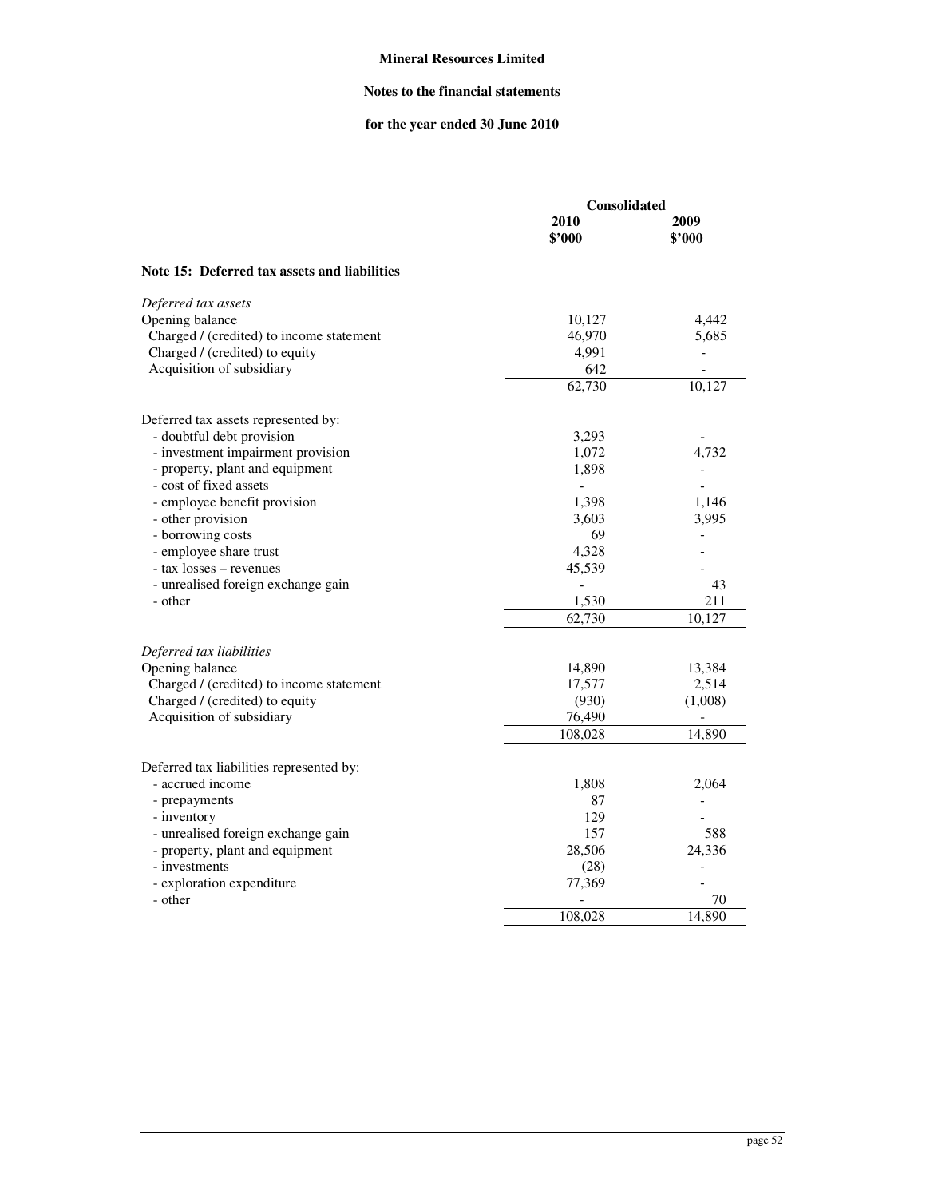**Mineral Resources Limited**

**Notes to the financial statements**

**for the year ended 30 June 2010**

| | Consolidated | |
|---|---|---|
| | **2010** | **2009** |
| | **$'000** | **$'000** |
| **Note 15: Deferred tax assets and liabilities** | | |
| *Deferred tax assets* | | |
| Opening balance | 10,127 | 4,442 |
| Charged / (credited) to income statement | 46,970 | 5,685 |
| Charged / (credited) to equity | 4,991 | - |
| Acquisition of subsidiary | 642 | - |
| | 62,730 | 10,127 |
| Deferred tax assets represented by: | | |
| - doubtful debt provision | 3,293 | - |
| - investment impairment provision | 1,072 | 4,732 |
| - property, plant and equipment | 1,898 | - |
| - cost of fixed assets | - | - |
| - employee benefit provision | 1,398 | 1,146 |
| - other provision | 3,603 | 3,995 |
| - borrowing costs | 69 | - |
| - employee share trust | 4,328 | - |
| - tax losses – revenues | 45,539 | - |
| - unrealised foreign exchange gain | - | 43 |
| - other | 1,530 | 211 |
| | 62,730 | 10,127 |
| *Deferred tax liabilities* | | |
| Opening balance | 14,890 | 13,384 |
| Charged / (credited) to income statement | 17,577 | 2,514 |
| Charged / (credited) to equity | (930) | (1,008) |
| Acquisition of subsidiary | 76,490 | - |
| | 108,028 | 14,890 |
| Deferred tax liabilities represented by: | | |
| - accrued income | 1,808 | 2,064 |
| - prepayments | 87 | - |
| - inventory | 129 | - |
| - unrealised foreign exchange gain | 157 | 588 |
| - property, plant and equipment | 28,506 | 24,336 |
| - investments | (28) | - |
| - exploration expenditure | 77,369 | - |
| - other | - | 70 |
| | 108,028 | 14,890 |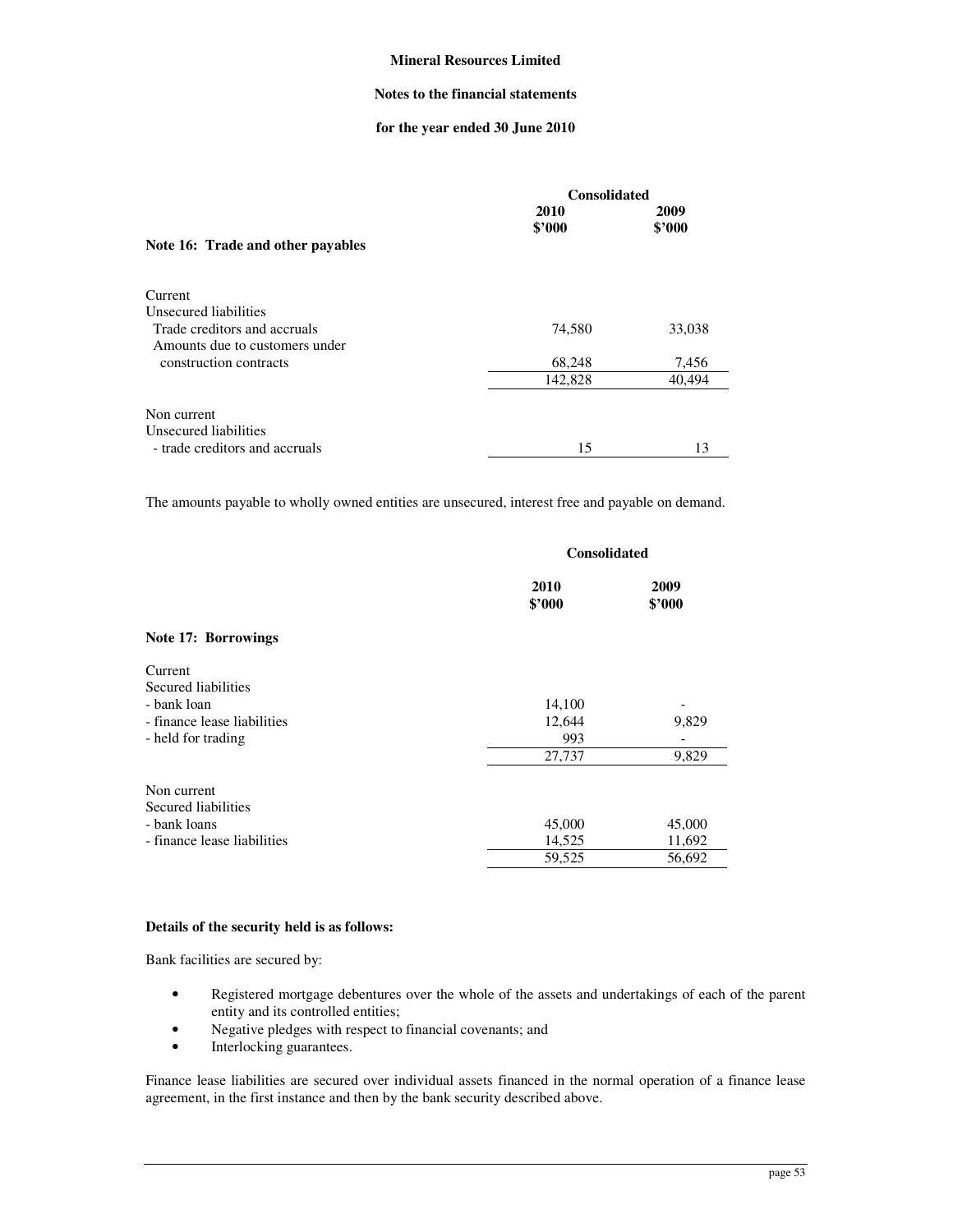# Mineral Resources Limited

## Notes to the financial statements

### for the year ended 30 June 2010

| | Consolidated | |
|---|---|---|
| | 2010 $'000 | 2009 $'000 |
| **Note 16: Trade and other payables** | | |
| Current | | |
| Unsecured liabilities | | |
| Trade creditors and accruals | 74,580 | 33,038 |
| Amounts due to customers under construction contracts | 68,248 | 7,456 |
| | 142,828 | 40,494 |
| Non current | | |
| Unsecured liabilities | | |
| - trade creditors and accruals | 15 | 13 |

The amounts payable to wholly owned entities are unsecured, interest free and payable on demand.

| | Consolidated | |
|---|---|---|
| | 2010 $'000 | 2009 $'000 |
| **Note 17: Borrowings** | | |
| Current | | |
| Secured liabilities | | |
| - bank loan | 14,100 | - |
| - finance lease liabilities | 12,644 | 9,829 |
| - held for trading | 993 | - |
| | 27,737 | 9,829 |
| Non current | | |
| Secured liabilities | | |
| - bank loans | 45,000 | 45,000 |
| - finance lease liabilities | 14,525 | 11,692 |
| | 59,525 | 56,692 |

**Details of the security held is as follows:**

Bank facilities are secured by:

- Registered mortgage debentures over the whole of the assets and undertakings of each of the parent entity and its controlled entities;
- Negative pledges with respect to financial covenants; and
- Interlocking guarantees.

Finance lease liabilities are secured over individual assets financed in the normal operation of a finance lease agreement, in the first instance and then by the bank security described above.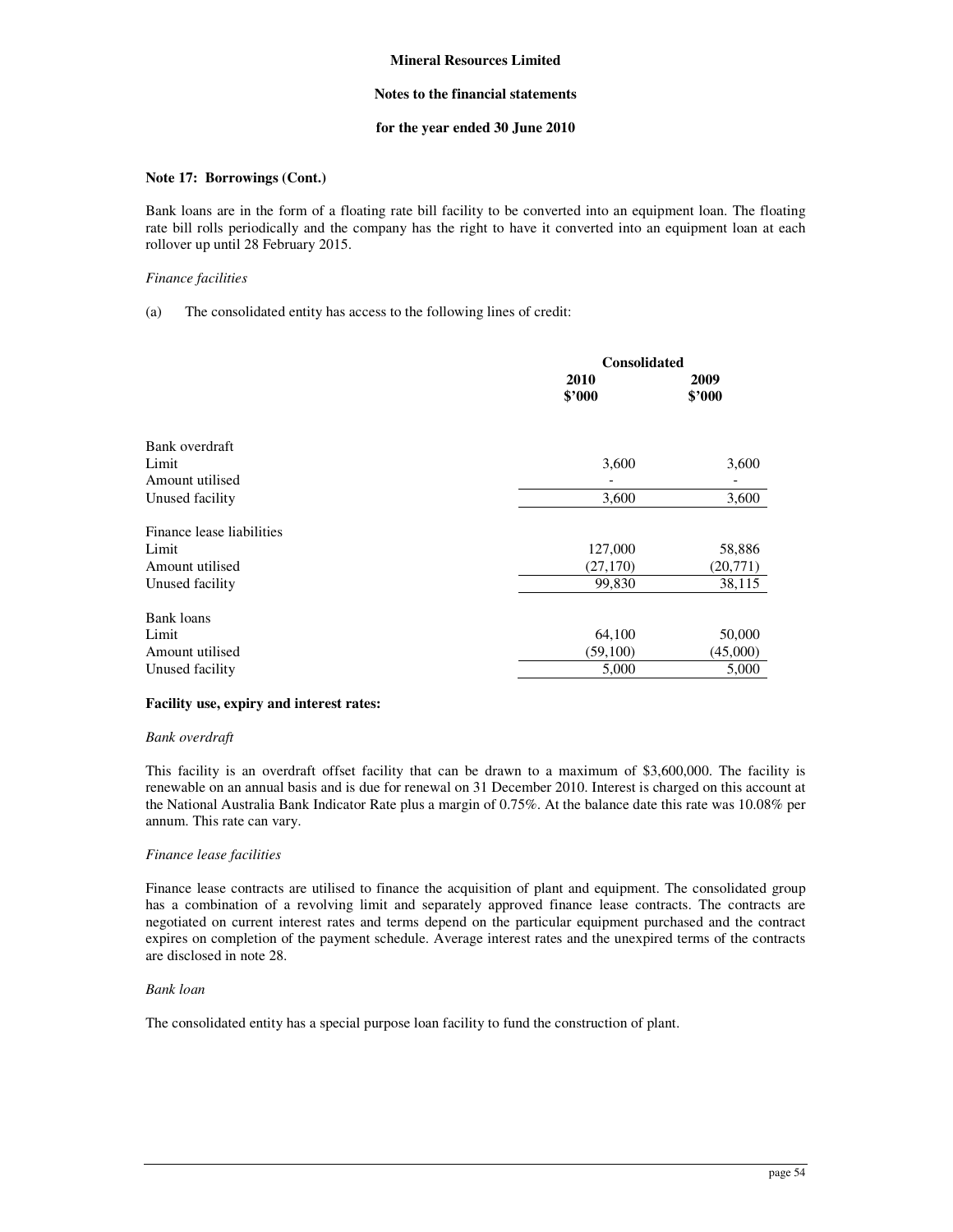# Mineral Resources Limited

## Notes to the financial statements

## for the year ended 30 June 2010

### Note 17: Borrowings (Cont.)

Bank loans are in the form of a floating rate bill facility to be converted into an equipment loan. The floating rate bill rolls periodically and the company has the right to have it converted into an equipment loan at each rollover up until 28 February 2015.

*Finance facilities*

(a) The consolidated entity has access to the following lines of credit:

| | Consolidated | |
|---|---|---|
| | 2010 $'000 | 2009 $'000 |
| Bank overdraft | | |
| Limit | 3,600 | 3,600 |
| Amount utilised | - | - |
| Unused facility | 3,600 | 3,600 |
| Finance lease liabilities | | |
| Limit | 127,000 | 58,886 |
| Amount utilised | (27,170) | (20,771) |
| Unused facility | 99,830 | 38,115 |
| Bank loans | | |
| Limit | 64,100 | 50,000 |
| Amount utilised | (59,100) | (45,000) |
| Unused facility | 5,000 | 5,000 |

**Facility use, expiry and interest rates:**

*Bank overdraft*

This facility is an overdraft offset facility that can be drawn to a maximum of $3,600,000. The facility is renewable on an annual basis and is due for renewal on 31 December 2010. Interest is charged on this account at the National Australia Bank Indicator Rate plus a margin of 0.75%. At the balance date this rate was 10.08% per annum. This rate can vary.

*Finance lease facilities*

Finance lease contracts are utilised to finance the acquisition of plant and equipment. The consolidated group has a combination of a revolving limit and separately approved finance lease contracts. The contracts are negotiated on current interest rates and terms depend on the particular equipment purchased and the contract expires on completion of the payment schedule. Average interest rates and the unexpired terms of the contracts are disclosed in note 28.

*Bank loan*

The consolidated entity has a special purpose loan facility to fund the construction of plant.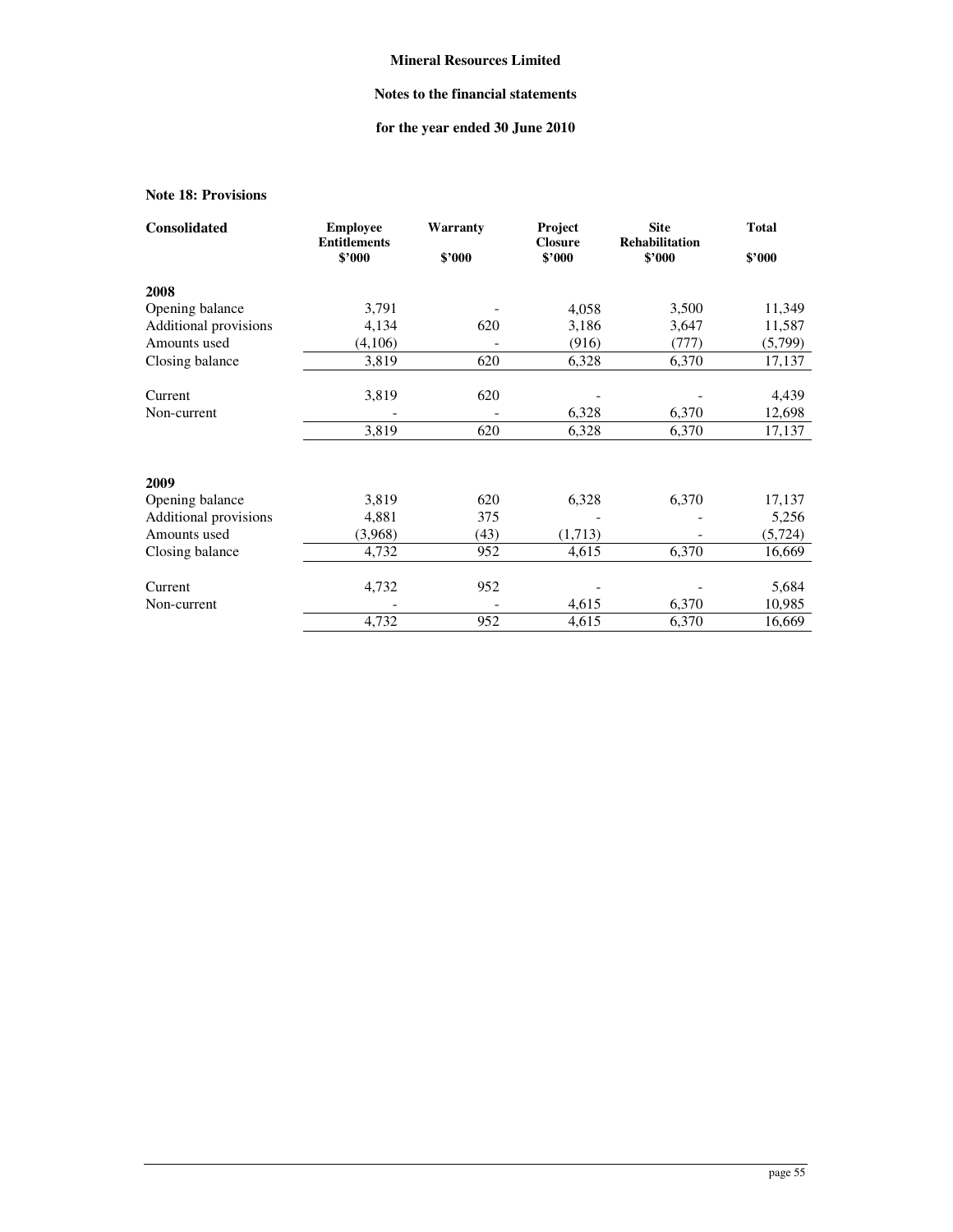**Mineral Resources Limited**

**Notes to the financial statements**

**for the year ended 30 June 2010**

**Note 18: Provisions**

| Consolidated | Employee Entitlements $'000 | Warranty $'000 | Project Closure $'000 | Site Rehabilitation $'000 | Total $'000 |
|---|---|---|---|---|---|
| **2008** | | | | | |
| Opening balance | 3,791 | - | 4,058 | 3,500 | 11,349 |
| Additional provisions | 4,134 | 620 | 3,186 | 3,647 | 11,587 |
| Amounts used | (4,106) | - | (916) | (777) | (5,799) |
| Closing balance | 3,819 | 620 | 6,328 | 6,370 | 17,137 |
| | | | | | |
| Current | 3,819 | 620 | - | - | 4,439 |
| Non-current | - | - | 6,328 | 6,370 | 12,698 |
| | 3,819 | 620 | 6,328 | 6,370 | 17,137 |
| | | | | | |
| **2009** | | | | | |
| Opening balance | 3,819 | 620 | 6,328 | 6,370 | 17,137 |
| Additional provisions | 4,881 | 375 | - | - | 5,256 |
| Amounts used | (3,968) | (43) | (1,713) | - | (5,724) |
| Closing balance | 4,732 | 952 | 4,615 | 6,370 | 16,669 |
| | | | | | |
| Current | 4,732 | 952 | - | - | 5,684 |
| Non-current | - | - | 4,615 | 6,370 | 10,985 |
| | 4,732 | 952 | 4,615 | 6,370 | 16,669 |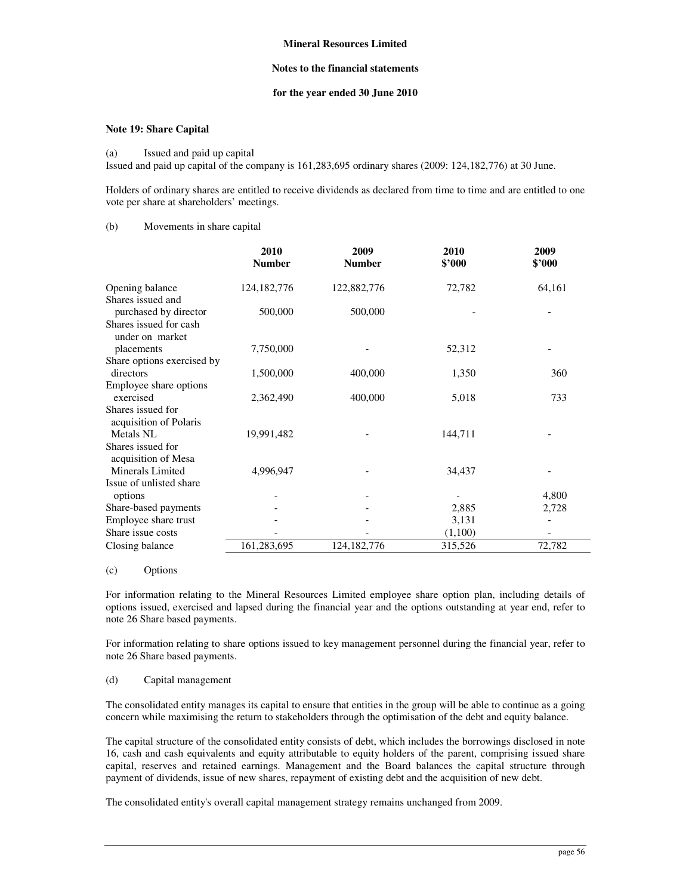Mineral Resources Limited

Notes to the financial statements

for the year ended 30 June 2010

### Note 19: Share Capital

(a) Issued and paid up capital

Issued and paid up capital of the company is 161,283,695 ordinary shares (2009: 124,182,776) at 30 June.

Holders of ordinary shares are entitled to receive dividends as declared from time to time and are entitled to one vote per share at shareholders' meetings.

(b) Movements in share capital

| | 2010 Number | 2009 Number | 2010 $'000 | 2009 $'000 |
|---|---|---|---|---|
| Opening balance | 124,182,776 | 122,882,776 | 72,782 | 64,161 |
| Shares issued and purchased by director | 500,000 | 500,000 | - | - |
| Shares issued for cash under on market placements | 7,750,000 | - | 52,312 | - |
| Share options exercised by directors | 1,500,000 | 400,000 | 1,350 | 360 |
| Employee share options exercised | 2,362,490 | 400,000 | 5,018 | 733 |
| Shares issued for acquisition of Polaris Metals NL | 19,991,482 | - | 144,711 | - |
| Shares issued for acquisition of Mesa Minerals Limited | 4,996,947 | - | 34,437 | - |
| Issue of unlisted share options | - | - | - | 4,800 |
| Share-based payments | - | - | 2,885 | 2,728 |
| Employee share trust | - | - | 3,131 | - |
| Share issue costs | - | - | (1,100) | - |
| Closing balance | 161,283,695 | 124,182,776 | 315,526 | 72,782 |

(c) Options

For information relating to the Mineral Resources Limited employee share option plan, including details of options issued, exercised and lapsed during the financial year and the options outstanding at year end, refer to note 26 Share based payments.

For information relating to share options issued to key management personnel during the financial year, refer to note 26 Share based payments.

(d) Capital management

The consolidated entity manages its capital to ensure that entities in the group will be able to continue as a going concern while maximising the return to stakeholders through the optimisation of the debt and equity balance.

The capital structure of the consolidated entity consists of debt, which includes the borrowings disclosed in note 16, cash and cash equivalents and equity attributable to equity holders of the parent, comprising issued share capital, reserves and retained earnings. Management and the Board balances the capital structure through payment of dividends, issue of new shares, repayment of existing debt and the acquisition of new debt.

The consolidated entity's overall capital management strategy remains unchanged from 2009.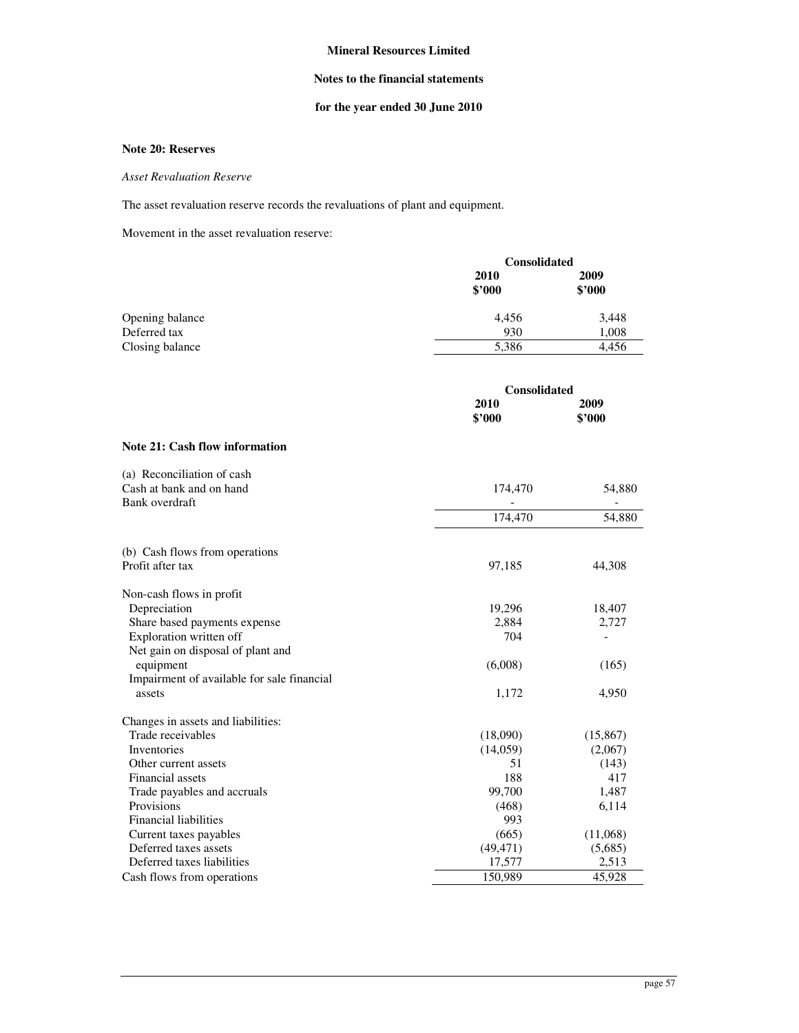**Mineral Resources Limited**

**Notes to the financial statements**

**for the year ended 30 June 2010**

## Note 20: Reserves

*Asset Revaluation Reserve*

The asset revaluation reserve records the revaluations of plant and equipment.

Movement in the asset revaluation reserve:

| | Consolidated | |
|---|---|---|
| | 2010 $'000 | 2009 $'000 |
| Opening balance | 4,456 | 3,448 |
| Deferred tax | 930 | 1,008 |
| Closing balance | 5,386 | 4,456 |

## Note 21: Cash flow information

| | Consolidated | |
|---|---|---|
| | 2010 $'000 | 2009 $'000 |
| (a) Reconciliation of cash | | |
| Cash at bank and on hand | 174,470 | 54,880 |
| Bank overdraft | - | - |
| | 174,470 | 54,880 |
| | | |
| (b) Cash flows from operations | | |
| Profit after tax | 97,185 | 44,308 |
| | | |
| Non-cash flows in profit | | |
| Depreciation | 19,296 | 18,407 |
| Share based payments expense | 2,884 | 2,727 |
| Exploration written off | 704 | - |
| Net gain on disposal of plant and equipment | (6,008) | (165) |
| Impairment of available for sale financial assets | 1,172 | 4,950 |
| | | |
| Changes in assets and liabilities: | | |
| Trade receivables | (18,090) | (15,867) |
| Inventories | (14,059) | (2,067) |
| Other current assets | 51 | (143) |
| Financial assets | 188 | 417 |
| Trade payables and accruals | 99,700 | 1,487 |
| Provisions | (468) | 6,114 |
| Financial liabilities | 993 | |
| Current taxes payables | (665) | (11,068) |
| Deferred taxes assets | (49,471) | (5,685) |
| Deferred taxes liabilities | 17,577 | 2,513 |
| Cash flows from operations | 150,989 | 45,928 |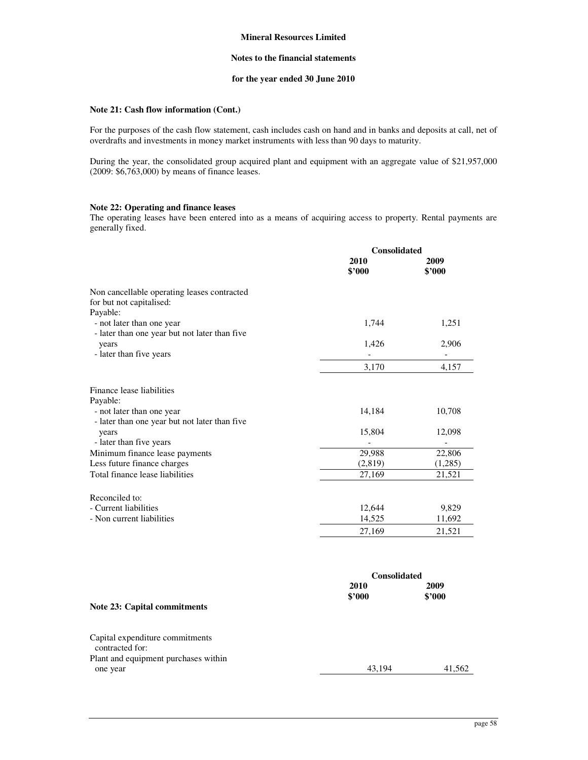Mineral Resources Limited

Notes to the financial statements

for the year ended 30 June 2010

**Note 21: Cash flow information (Cont.)**

For the purposes of the cash flow statement, cash includes cash on hand and in banks and deposits at call, net of overdrafts and investments in money market instruments with less than 90 days to maturity.

During the year, the consolidated group acquired plant and equipment with an aggregate value of $21,957,000 (2009: $6,763,000) by means of finance leases.

**Note 22: Operating and finance leases**

The operating leases have been entered into as a means of acquiring access to property. Rental payments are generally fixed.

| | Consolidated | |
|---|---|---|
| | **2010 $'000** | **2009 $'000** |
| Non cancellable operating leases contracted for but not capitalised: | | |
| Payable: | | |
| - not later than one year | 1,744 | 1,251 |
| - later than one year but not later than five years | 1,426 | 2,906 |
| - later than five years | - | - |
| | 3,170 | 4,157 |
| Finance lease liabilities | | |
| Payable: | | |
| - not later than one year | 14,184 | 10,708 |
| - later than one year but not later than five years | 15,804 | 12,098 |
| - later than five years | - | - |
| Minimum finance lease payments | 29,988 | 22,806 |
| Less future finance charges | (2,819) | (1,285) |
| Total finance lease liabilities | 27,169 | 21,521 |
| Reconciled to: | | |
| - Current liabilities | 12,644 | 9,829 |
| - Non current liabilities | 14,525 | 11,692 |
| | 27,169 | 21,521 |

**Note 23: Capital commitments**

| | Consolidated | |
|---|---|---|
| | **2010 $'000** | **2009 $'000** |
| Capital expenditure commitments contracted for: | | |
| Plant and equipment purchases within one year | 43,194 | 41,562 |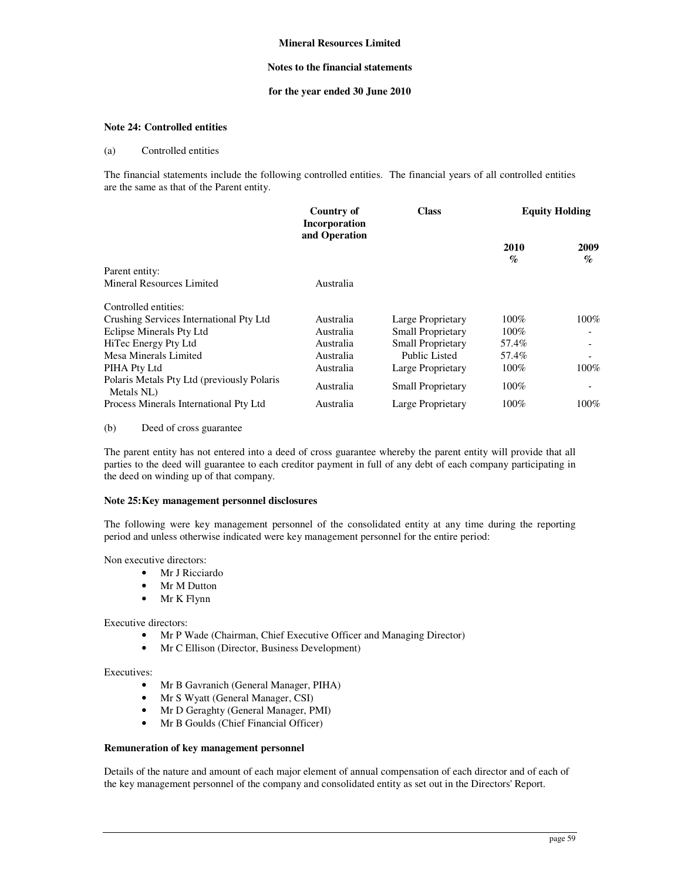**Mineral Resources Limited**

**Notes to the financial statements**

**for the year ended 30 June 2010**

## Note 24: Controlled entities

(a) Controlled entities

The financial statements include the following controlled entities. The financial years of all controlled entities are the same as that of the Parent entity.

| | Country of Incorporation and Operation | Class | Equity Holding | |
|---|---|---|---|---|
| | | | 2010 % | 2009 % |
| Parent entity: | | | | |
| Mineral Resources Limited | Australia | | | |
| Controlled entities: | | | | |
| Crushing Services International Pty Ltd | Australia | Large Proprietary | 100% | 100% |
| Eclipse Minerals Pty Ltd | Australia | Small Proprietary | 100% | - |
| HiTec Energy Pty Ltd | Australia | Small Proprietary | 57.4% | - |
| Mesa Minerals Limited | Australia | Public Listed | 57.4% | - |
| PIHA Pty Ltd | Australia | Large Proprietary | 100% | 100% |
| Polaris Metals Pty Ltd (previously Polaris Metals NL) | Australia | Small Proprietary | 100% | - |
| Process Minerals International Pty Ltd | Australia | Large Proprietary | 100% | 100% |

(b) Deed of cross guarantee

The parent entity has not entered into a deed of cross guarantee whereby the parent entity will provide that all parties to the deed will guarantee to each creditor payment in full of any debt of each company participating in the deed on winding up of that company.

## Note 25: Key management personnel disclosures

The following were key management personnel of the consolidated entity at any time during the reporting period and unless otherwise indicated were key management personnel for the entire period:

Non executive directors:

- Mr J Ricciardo
- Mr M Dutton
- Mr K Flynn

Executive directors:

- Mr P Wade (Chairman, Chief Executive Officer and Managing Director)
- Mr C Ellison (Director, Business Development)

Executives:

- Mr B Gavranich (General Manager, PIHA)
- Mr S Wyatt (General Manager, CSI)
- Mr D Geraghty (General Manager, PMI)
- Mr B Goulds (Chief Financial Officer)

### Remuneration of key management personnel

Details of the nature and amount of each major element of annual compensation of each director and of each of the key management personnel of the company and consolidated entity as set out in the Directors' Report.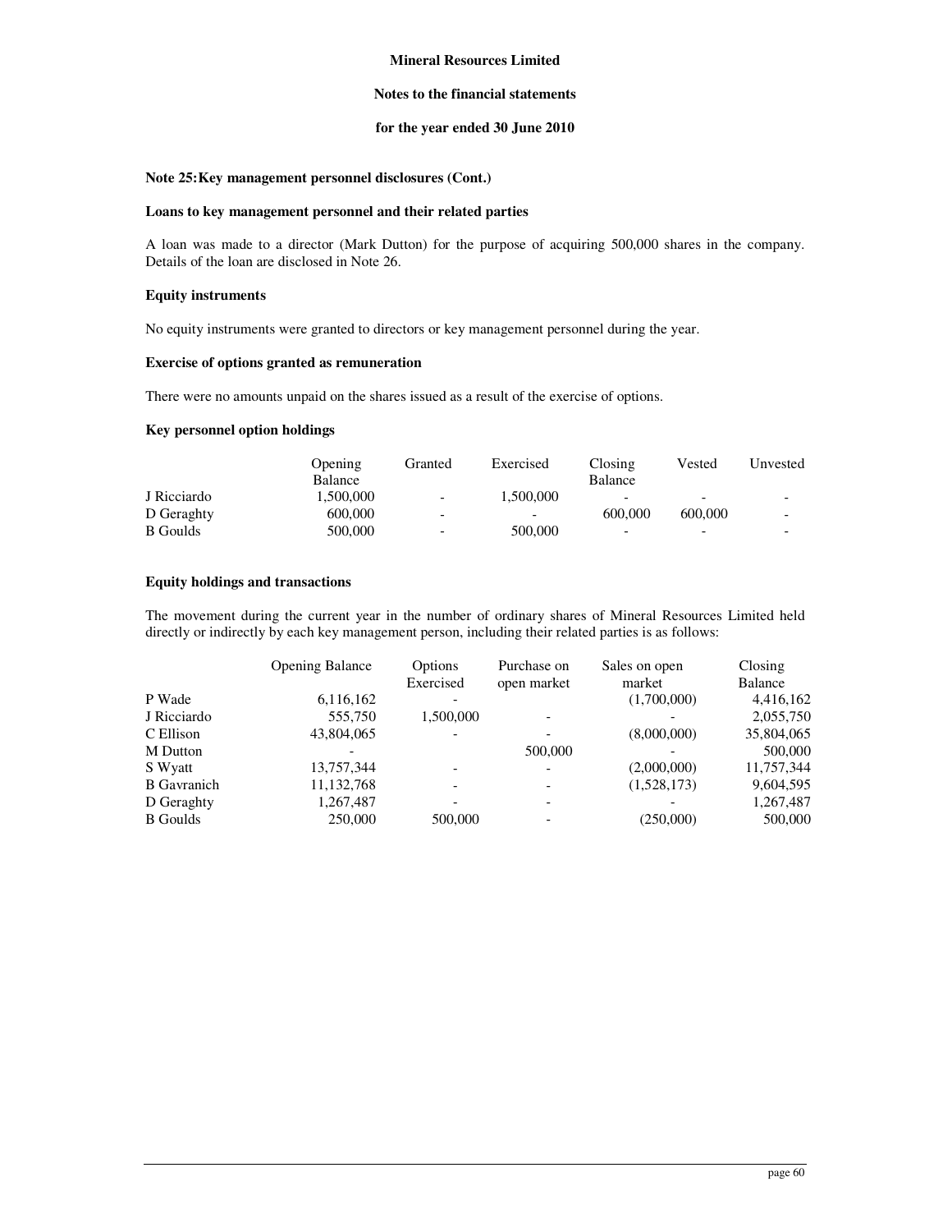**Mineral Resources Limited**

**Notes to the financial statements**

**for the year ended 30 June 2010**

**Note 25: Key management personnel disclosures (Cont.)**

**Loans to key management personnel and their related parties**

A loan was made to a director (Mark Dutton) for the purpose of acquiring 500,000 shares in the company. Details of the loan are disclosed in Note 26.

**Equity instruments**

No equity instruments were granted to directors or key management personnel during the year.

**Exercise of options granted as remuneration**

There were no amounts unpaid on the shares issued as a result of the exercise of options.

**Key personnel option holdings**

| | Opening Balance | Granted | Exercised | Closing Balance | Vested | Unvested |
|---|---|---|---|---|---|---|
| J Ricciardo | 1,500,000 | - | 1,500,000 | - | - | - |
| D Geraghty | 600,000 | - | - | 600,000 | 600,000 | - |
| B Goulds | 500,000 | - | 500,000 | - | - | - |

**Equity holdings and transactions**

The movement during the current year in the number of ordinary shares of Mineral Resources Limited held directly or indirectly by each key management person, including their related parties is as follows:

| | Opening Balance | Options Exercised | Purchase on open market | Sales on open market | Closing Balance |
|---|---|---|---|---|---|
| P Wade | 6,116,162 | - | | (1,700,000) | 4,416,162 |
| J Ricciardo | 555,750 | 1,500,000 | - | - | 2,055,750 |
| C Ellison | 43,804,065 | - | - | (8,000,000) | 35,804,065 |
| M Dutton | - | | 500,000 | - | 500,000 |
| S Wyatt | 13,757,344 | - | - | (2,000,000) | 11,757,344 |
| B Gavranich | 11,132,768 | - | - | (1,528,173) | 9,604,595 |
| D Geraghty | 1,267,487 | - | - | - | 1,267,487 |
| B Goulds | 250,000 | 500,000 | - | (250,000) | 500,000 |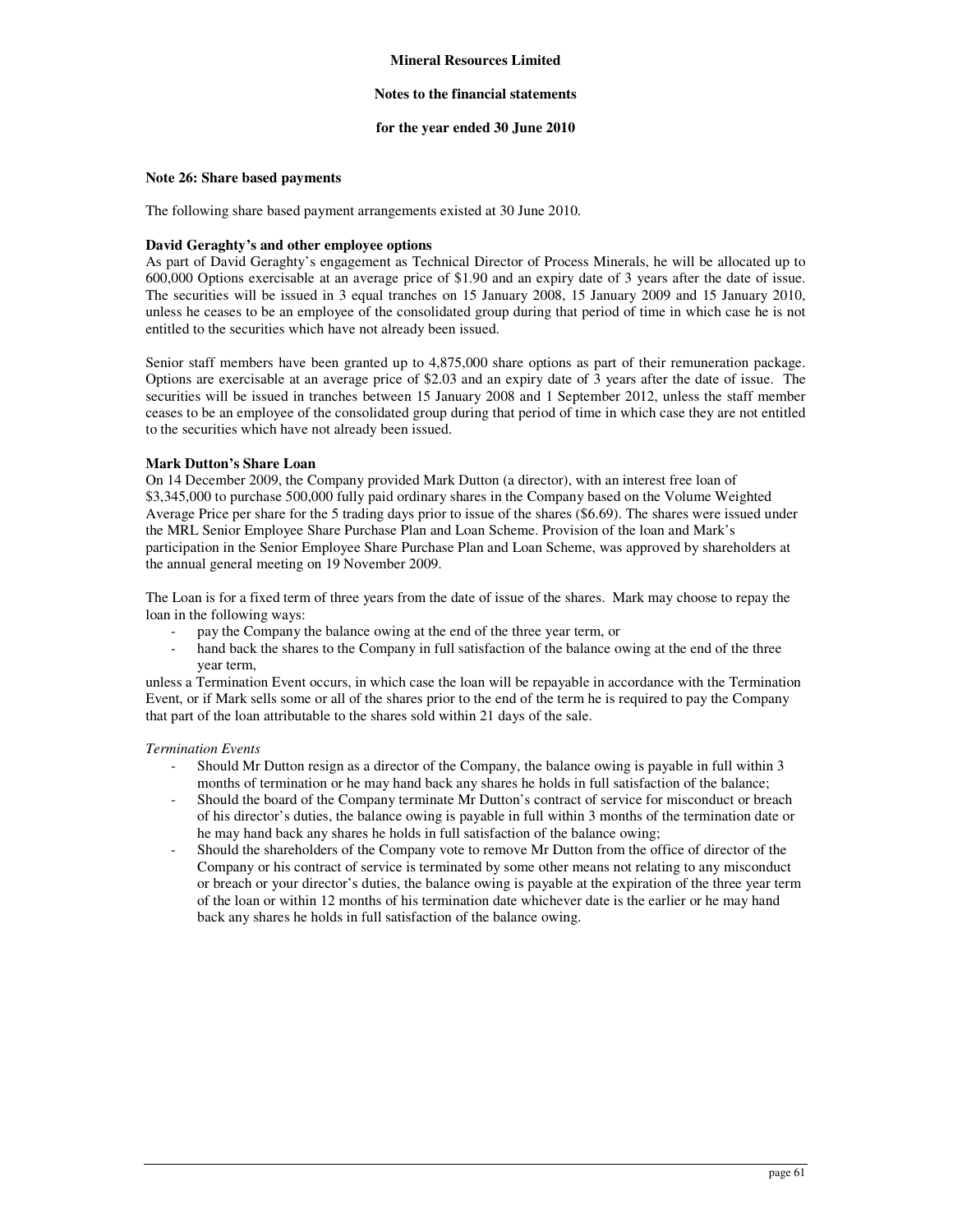**Mineral Resources Limited**

**Notes to the financial statements**

**for the year ended 30 June 2010**

**Note 26: Share based payments**

The following share based payment arrangements existed at 30 June 2010.

**David Geraghty's and other employee options**

As part of David Geraghty's engagement as Technical Director of Process Minerals, he will be allocated up to 600,000 Options exercisable at an average price of $1.90 and an expiry date of 3 years after the date of issue. The securities will be issued in 3 equal tranches on 15 January 2008, 15 January 2009 and 15 January 2010, unless he ceases to be an employee of the consolidated group during that period of time in which case he is not entitled to the securities which have not already been issued.

Senior staff members have been granted up to 4,875,000 share options as part of their remuneration package. Options are exercisable at an average price of $2.03 and an expiry date of 3 years after the date of issue. The securities will be issued in tranches between 15 January 2008 and 1 September 2012, unless the staff member ceases to be an employee of the consolidated group during that period of time in which case they are not entitled to the securities which have not already been issued.

**Mark Dutton's Share Loan**

On 14 December 2009, the Company provided Mark Dutton (a director), with an interest free loan of $3,345,000 to purchase 500,000 fully paid ordinary shares in the Company based on the Volume Weighted Average Price per share for the 5 trading days prior to issue of the shares ($6.69). The shares were issued under the MRL Senior Employee Share Purchase Plan and Loan Scheme. Provision of the loan and Mark's participation in the Senior Employee Share Purchase Plan and Loan Scheme, was approved by shareholders at the annual general meeting on 19 November 2009.

The Loan is for a fixed term of three years from the date of issue of the shares. Mark may choose to repay the loan in the following ways:

- pay the Company the balance owing at the end of the three year term, or
- hand back the shares to the Company in full satisfaction of the balance owing at the end of the three year term,

unless a Termination Event occurs, in which case the loan will be repayable in accordance with the Termination Event, or if Mark sells some or all of the shares prior to the end of the term he is required to pay the Company that part of the loan attributable to the shares sold within 21 days of the sale.

*Termination Events*

- Should Mr Dutton resign as a director of the Company, the balance owing is payable in full within 3 months of termination or he may hand back any shares he holds in full satisfaction of the balance;
- Should the board of the Company terminate Mr Dutton's contract of service for misconduct or breach of his director's duties, the balance owing is payable in full within 3 months of the termination date or he may hand back any shares he holds in full satisfaction of the balance owing;
- Should the shareholders of the Company vote to remove Mr Dutton from the office of director of the Company or his contract of service is terminated by some other means not relating to any misconduct or breach or your director's duties, the balance owing is payable at the expiration of the three year term of the loan or within 12 months of his termination date whichever date is the earlier or he may hand back any shares he holds in full satisfaction of the balance owing.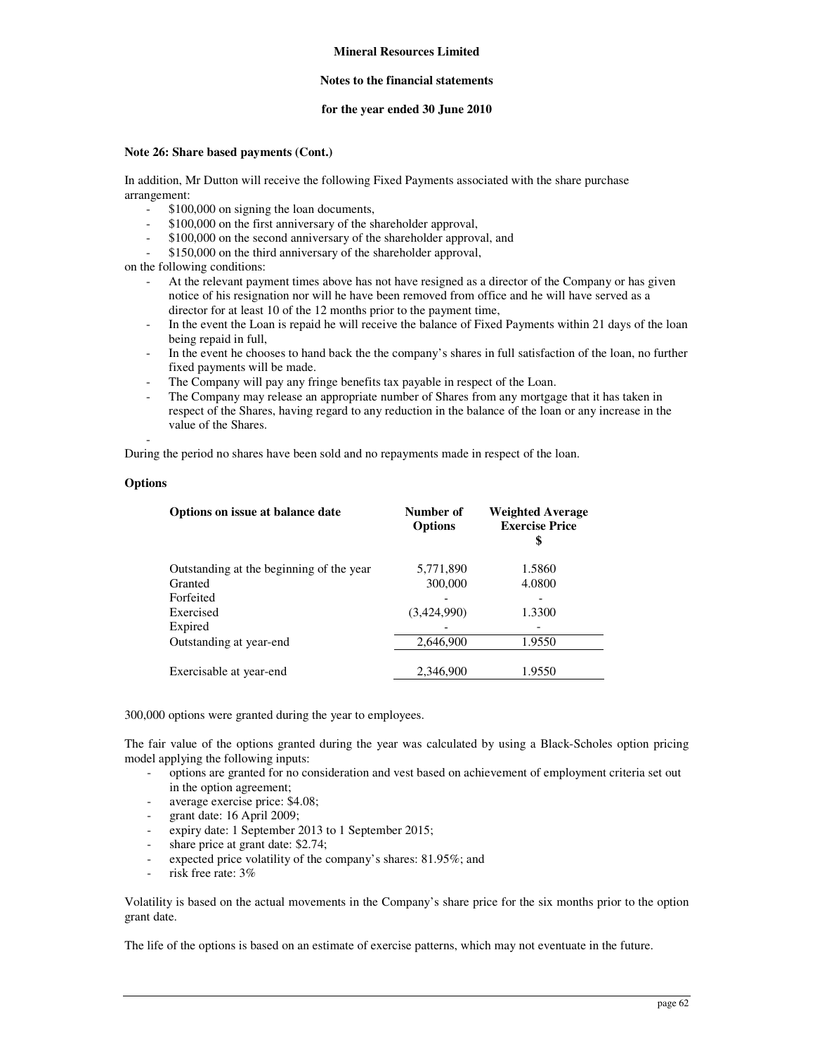**Note 26: Share based payments (Cont.)**

In addition, Mr Dutton will receive the following Fixed Payments associated with the share purchase arrangement:

- \$100,000 on signing the loan documents,
- \$100,000 on the first anniversary of the shareholder approval,
- \$100,000 on the second anniversary of the shareholder approval, and
- \$150,000 on the third anniversary of the shareholder approval,

on the following conditions:

- At the relevant payment times above has not have resigned as a director of the Company or has given notice of his resignation nor will he have been removed from office and he will have served as a director for at least 10 of the 12 months prior to the payment time,
- In the event the Loan is repaid he will receive the balance of Fixed Payments within 21 days of the loan being repaid in full,
- In the event he chooses to hand back the the company's shares in full satisfaction of the loan, no further fixed payments will be made.
- The Company will pay any fringe benefits tax payable in respect of the Loan.
- The Company may release an appropriate number of Shares from any mortgage that it has taken in respect of the Shares, having regard to any reduction in the balance of the loan or any increase in the value of the Shares.
-

During the period no shares have been sold and no repayments made in respect of the loan.

**Options**

| Options on issue at balance date | Number of Options | Weighted Average Exercise Price \$ |
|---|---|---|
| Outstanding at the beginning of the year | 5,771,890 | 1.5860 |
| Granted | 300,000 | 4.0800 |
| Forfeited | - | - |
| Exercised | (3,424,990) | 1.3300 |
| Expired | - | - |
| Outstanding at year-end | 2,646,900 | 1.9550 |
| Exercisable at year-end | 2,346,900 | 1.9550 |

300,000 options were granted during the year to employees.

The fair value of the options granted during the year was calculated by using a Black-Scholes option pricing model applying the following inputs:

- options are granted for no consideration and vest based on achievement of employment criteria set out in the option agreement;
- average exercise price: \$4.08;
- grant date: 16 April 2009;
- expiry date: 1 September 2013 to 1 September 2015;
- share price at grant date: \$2.74;
- expected price volatility of the company's shares: 81.95%; and
- risk free rate: 3%

Volatility is based on the actual movements in the Company's share price for the six months prior to the option grant date.

The life of the options is based on an estimate of exercise patterns, which may not eventuate in the future.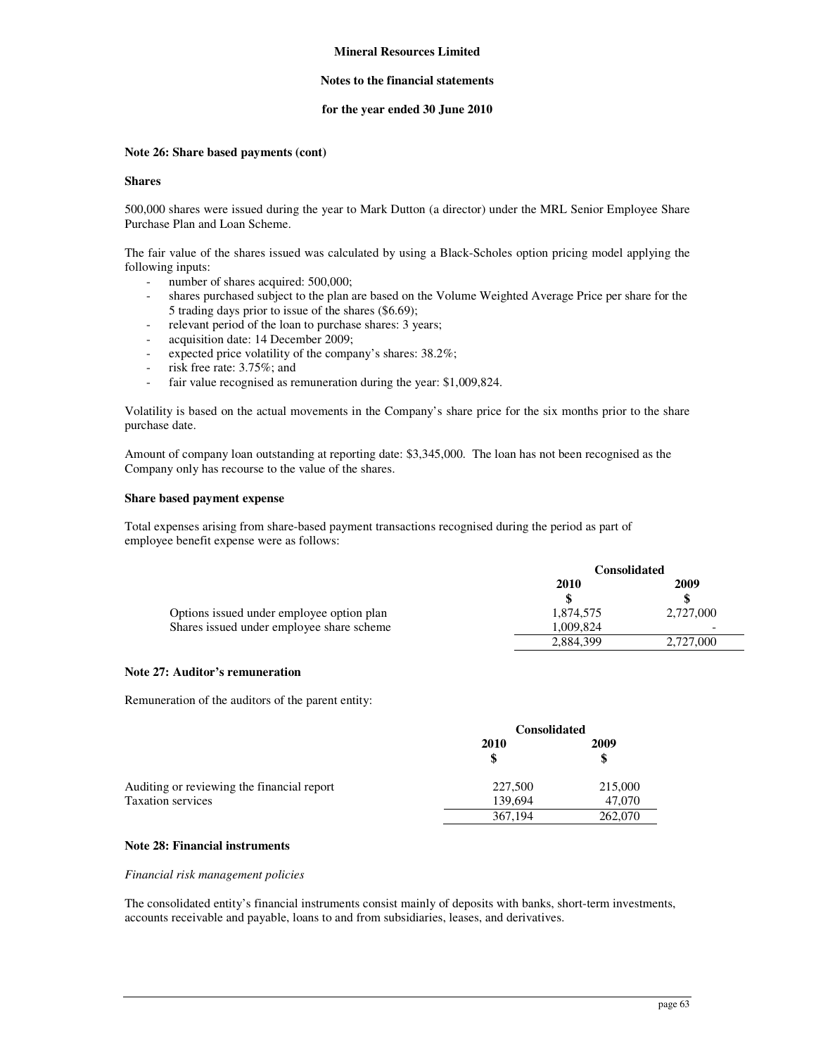**Note 26: Share based payments (cont)**

**Shares**

500,000 shares were issued during the year to Mark Dutton (a director) under the MRL Senior Employee Share Purchase Plan and Loan Scheme.

The fair value of the shares issued was calculated by using a Black-Scholes option pricing model applying the following inputs:

- number of shares acquired: 500,000;
- shares purchased subject to the plan are based on the Volume Weighted Average Price per share for the 5 trading days prior to issue of the shares ($6.69);
- relevant period of the loan to purchase shares: 3 years;
- acquisition date: 14 December 2009;
- expected price volatility of the company's shares: 38.2%;
- risk free rate: 3.75%; and
- fair value recognised as remuneration during the year: $1,009,824.

Volatility is based on the actual movements in the Company's share price for the six months prior to the share purchase date.

Amount of company loan outstanding at reporting date: $3,345,000. The loan has not been recognised as the Company only has recourse to the value of the shares.

**Share based payment expense**

Total expenses arising from share-based payment transactions recognised during the period as part of employee benefit expense were as follows:

| | Consolidated | |
|---|---|---|
| | 2010 | 2009 |
| | $ | $ |
| Options issued under employee option plan | 1,874,575 | 2,727,000 |
| Shares issued under employee share scheme | 1,009,824 | - |
| | 2,884,399 | 2,727,000 |

**Note 27: Auditor's remuneration**

Remuneration of the auditors of the parent entity:

| | Consolidated | |
|---|---|---|
| | 2010 | 2009 |
| | $ | $ |
| Auditing or reviewing the financial report | 227,500 | 215,000 |
| Taxation services | 139,694 | 47,070 |
| | 367,194 | 262,070 |

**Note 28: Financial instruments**

*Financial risk management policies*

The consolidated entity's financial instruments consist mainly of deposits with banks, short-term investments, accounts receivable and payable, loans to and from subsidiaries, leases, and derivatives.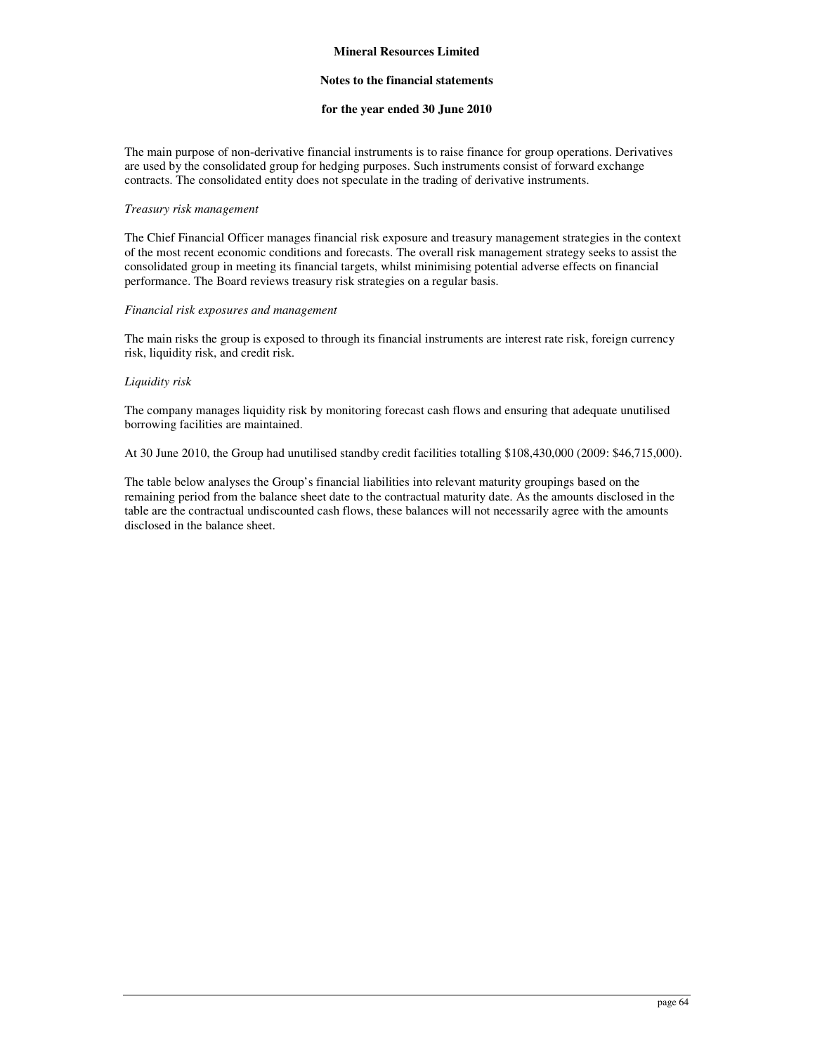The main purpose of non-derivative financial instruments is to raise finance for group operations. Derivatives are used by the consolidated group for hedging purposes. Such instruments consist of forward exchange contracts. The consolidated entity does not speculate in the trading of derivative instruments.

*Treasury risk management*

The Chief Financial Officer manages financial risk exposure and treasury management strategies in the context of the most recent economic conditions and forecasts. The overall risk management strategy seeks to assist the consolidated group in meeting its financial targets, whilst minimising potential adverse effects on financial performance. The Board reviews treasury risk strategies on a regular basis.

*Financial risk exposures and management*

The main risks the group is exposed to through its financial instruments are interest rate risk, foreign currency risk, liquidity risk, and credit risk.

*Liquidity risk*

The company manages liquidity risk by monitoring forecast cash flows and ensuring that adequate unutilised borrowing facilities are maintained.

At 30 June 2010, the Group had unutilised standby credit facilities totalling $108,430,000 (2009: $46,715,000).

The table below analyses the Group's financial liabilities into relevant maturity groupings based on the remaining period from the balance sheet date to the contractual maturity date. As the amounts disclosed in the table are the contractual undiscounted cash flows, these balances will not necessarily agree with the amounts disclosed in the balance sheet.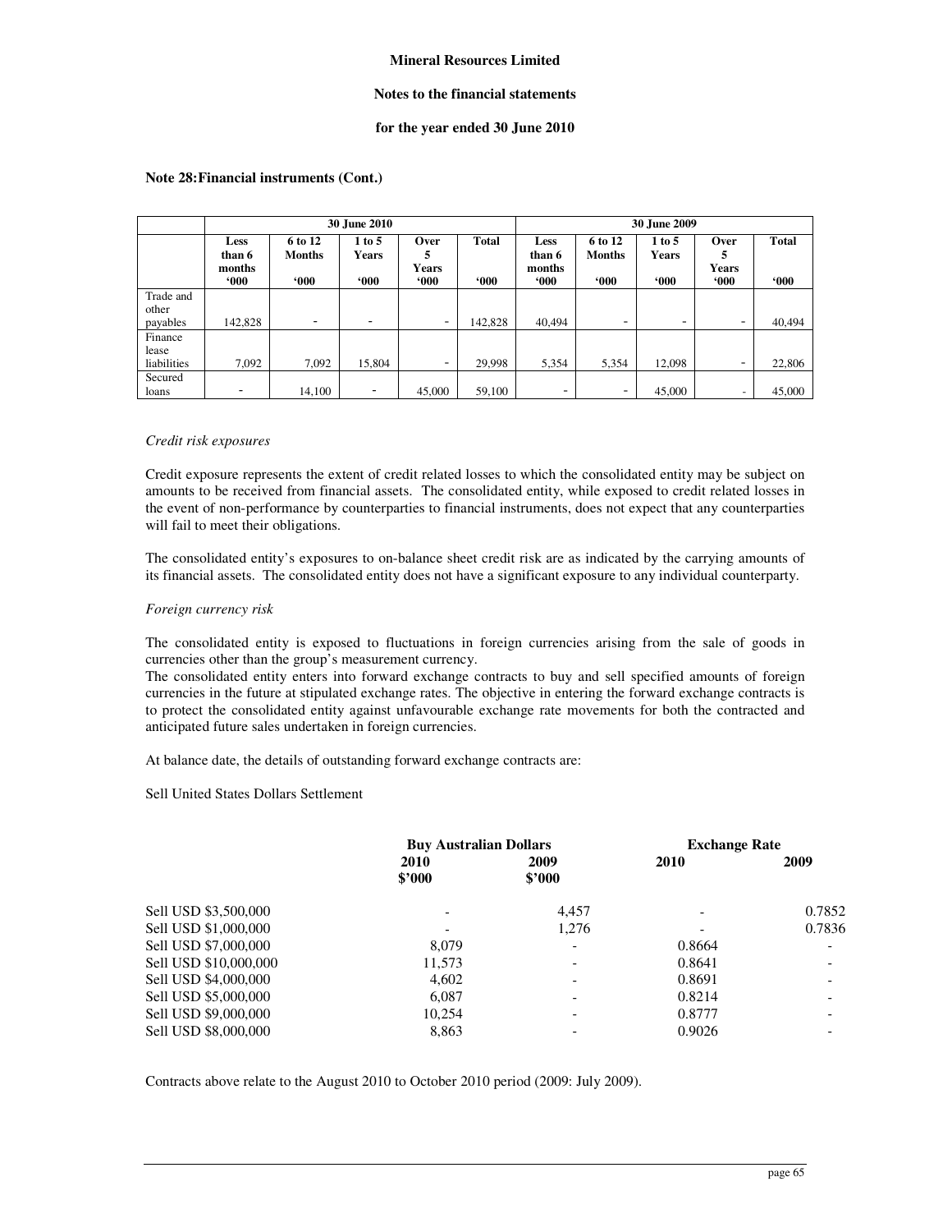Mineral Resources Limited

Notes to the financial statements

for the year ended 30 June 2010

**Note 28: Financial instruments (Cont.)**

| | 30 June 2010 | | | | | 30 June 2009 | | | | |
|---|---|---|---|---|---|---|---|---|---|---|
| | Less than 6 months '000 | 6 to 12 Months '000 | 1 to 5 Years '000 | Over 5 Years '000 | Total '000 | Less than 6 months '000 | 6 to 12 Months '000 | 1 to 5 Years '000 | Over 5 Years '000 | Total '000 |
| Trade and other payables | 142,828 | - | - | - | 142,828 | 40,494 | - | - | - | 40,494 |
| Finance lease liabilities | 7,092 | 7,092 | 15,804 | - | 29,998 | 5,354 | 5,354 | 12,098 | - | 22,806 |
| Secured loans | - | 14,100 | - | 45,000 | 59,100 | - | - | 45,000 | - | 45,000 |

*Credit risk exposures*

Credit exposure represents the extent of credit related losses to which the consolidated entity may be subject on amounts to be received from financial assets. The consolidated entity, while exposed to credit related losses in the event of non-performance by counterparties to financial instruments, does not expect that any counterparties will fail to meet their obligations.

The consolidated entity's exposures to on-balance sheet credit risk are as indicated by the carrying amounts of its financial assets. The consolidated entity does not have a significant exposure to any individual counterparty.

*Foreign currency risk*

The consolidated entity is exposed to fluctuations in foreign currencies arising from the sale of goods in currencies other than the group's measurement currency.

The consolidated entity enters into forward exchange contracts to buy and sell specified amounts of foreign currencies in the future at stipulated exchange rates. The objective in entering the forward exchange contracts is to protect the consolidated entity against unfavourable exchange rate movements for both the contracted and anticipated future sales undertaken in foreign currencies.

At balance date, the details of outstanding forward exchange contracts are:

Sell United States Dollars Settlement

| | Buy Australian Dollars | | Exchange Rate | |
|---|---|---|---|---|
| | 2010 $'000 | 2009 $'000 | 2010 | 2009 |
| Sell USD $3,500,000 | - | 4,457 | - | 0.7852 |
| Sell USD $1,000,000 | - | 1,276 | - | 0.7836 |
| Sell USD $7,000,000 | 8,079 | - | 0.8664 | - |
| Sell USD $10,000,000 | 11,573 | - | 0.8641 | - |
| Sell USD $4,000,000 | 4,602 | - | 0.8691 | - |
| Sell USD $5,000,000 | 6,087 | - | 0.8214 | - |
| Sell USD $9,000,000 | 10,254 | - | 0.8777 | - |
| Sell USD $8,000,000 | 8,863 | - | 0.9026 | - |

Contracts above relate to the August 2010 to October 2010 period (2009: July 2009).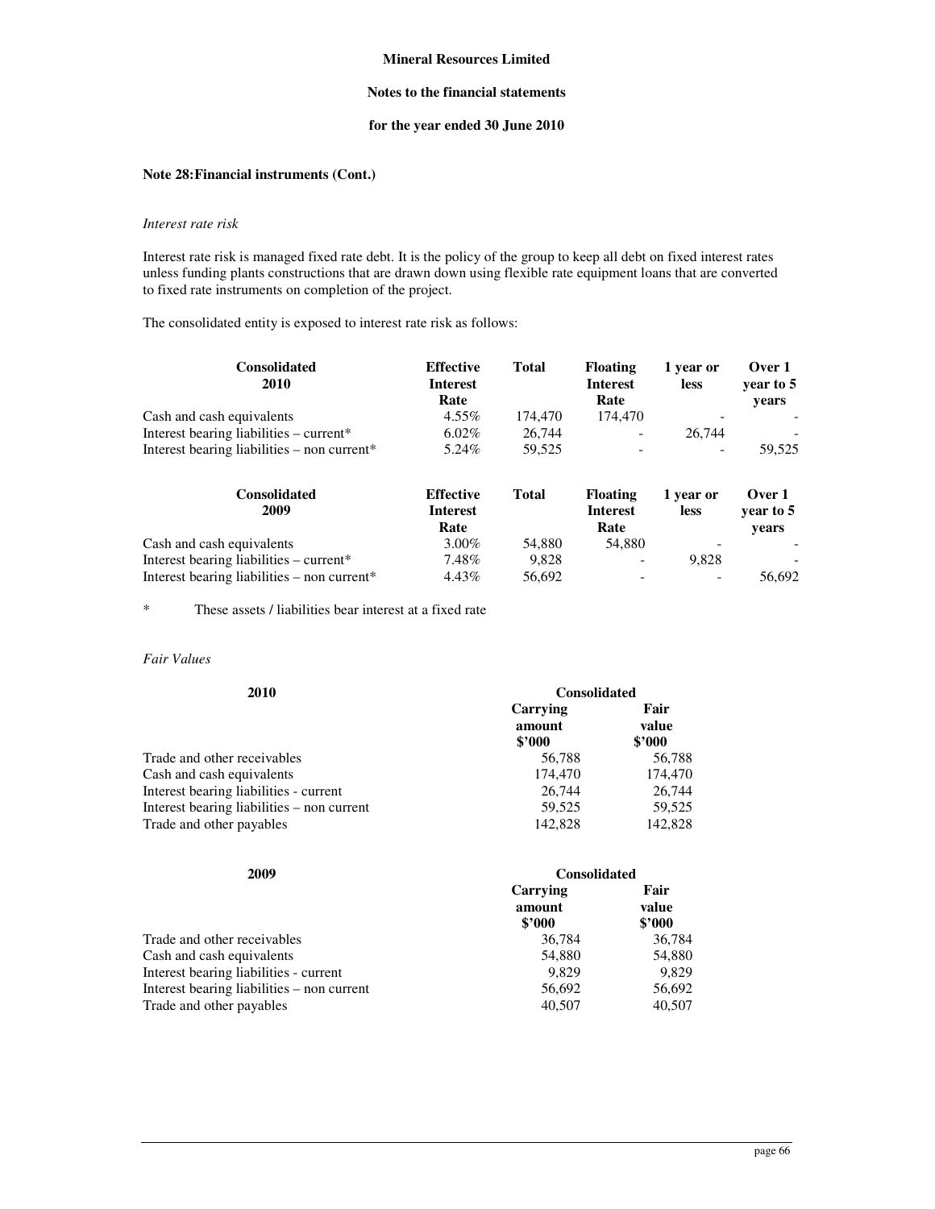**Mineral Resources Limited**

**Notes to the financial statements**

**for the year ended 30 June 2010**

**Note 28: Financial instruments (Cont.)**

*Interest rate risk*

Interest rate risk is managed fixed rate debt. It is the policy of the group to keep all debt on fixed interest rates unless funding plants constructions that are drawn down using flexible rate equipment loans that are converted to fixed rate instruments on completion of the project.

The consolidated entity is exposed to interest rate risk as follows:

| Consolidated 2010 | Effective Interest Rate | Total | Floating Interest Rate | 1 year or less | Over 1 year to 5 years |
|---|---|---|---|---|---|
| Cash and cash equivalents | 4.55% | 174,470 | 174,470 | - | - |
| Interest bearing liabilities – current* | 6.02% | 26,744 | - | 26,744 | - |
| Interest bearing liabilities – non current* | 5.24% | 59,525 | - | - | 59,525 |

| Consolidated 2009 | Effective Interest Rate | Total | Floating Interest Rate | 1 year or less | Over 1 year to 5 years |
|---|---|---|---|---|---|
| Cash and cash equivalents | 3.00% | 54,880 | 54,880 | - | - |
| Interest bearing liabilities – current* | 7.48% | 9,828 | - | 9,828 | - |
| Interest bearing liabilities – non current* | 4.43% | 56,692 | - | - | 56,692 |

\* These assets / liabilities bear interest at a fixed rate

*Fair Values*

| 2010 | Consolidated | |
|---|---|---|
| | Carrying amount $'000 | Fair value $'000 |
| Trade and other receivables | 56,788 | 56,788 |
| Cash and cash equivalents | 174,470 | 174,470 |
| Interest bearing liabilities - current | 26,744 | 26,744 |
| Interest bearing liabilities – non current | 59,525 | 59,525 |
| Trade and other payables | 142,828 | 142,828 |

| 2009 | Consolidated | |
|---|---|---|
| | Carrying amount $'000 | Fair value $'000 |
| Trade and other receivables | 36,784 | 36,784 |
| Cash and cash equivalents | 54,880 | 54,880 |
| Interest bearing liabilities - current | 9,829 | 9,829 |
| Interest bearing liabilities – non current | 56,692 | 56,692 |
| Trade and other payables | 40,507 | 40,507 |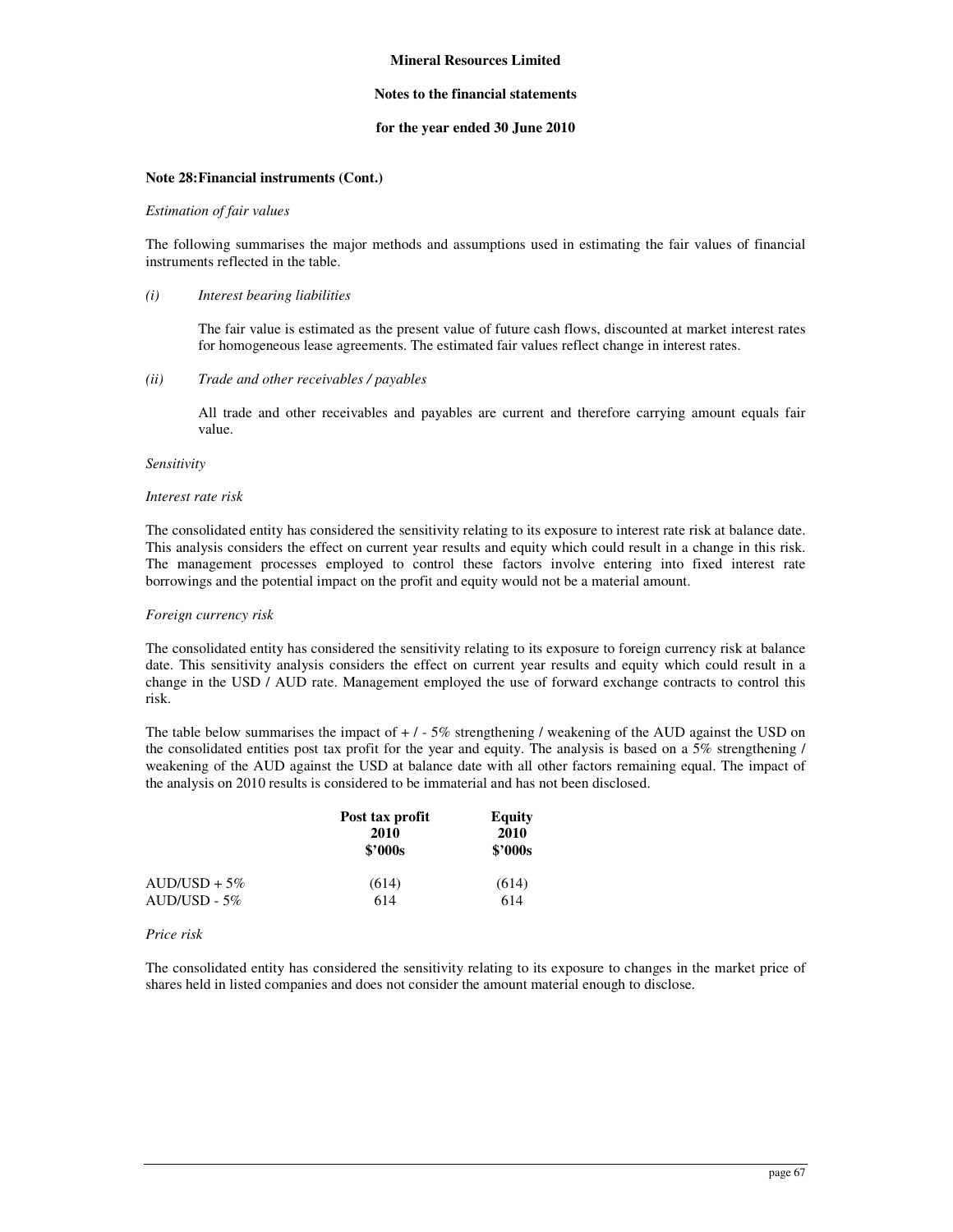**Mineral Resources Limited**

**Notes to the financial statements**

**for the year ended 30 June 2010**

**Note 28: Financial instruments (Cont.)**

*Estimation of fair values*

The following summarises the major methods and assumptions used in estimating the fair values of financial instruments reflected in the table.

*(i) Interest bearing liabilities*

The fair value is estimated as the present value of future cash flows, discounted at market interest rates for homogeneous lease agreements. The estimated fair values reflect change in interest rates.

*(ii) Trade and other receivables / payables*

All trade and other receivables and payables are current and therefore carrying amount equals fair value.

*Sensitivity*

*Interest rate risk*

The consolidated entity has considered the sensitivity relating to its exposure to interest rate risk at balance date. This analysis considers the effect on current year results and equity which could result in a change in this risk. The management processes employed to control these factors involve entering into fixed interest rate borrowings and the potential impact on the profit and equity would not be a material amount.

*Foreign currency risk*

The consolidated entity has considered the sensitivity relating to its exposure to foreign currency risk at balance date. This sensitivity analysis considers the effect on current year results and equity which could result in a change in the USD / AUD rate. Management employed the use of forward exchange contracts to control this risk.

The table below summarises the impact of + / - 5% strengthening / weakening of the AUD against the USD on the consolidated entities post tax profit for the year and equity. The analysis is based on a 5% strengthening / weakening of the AUD against the USD at balance date with all other factors remaining equal. The impact of the analysis on 2010 results is considered to be immaterial and has not been disclosed.

| | Post tax profit 2010 $'000s | Equity 2010 $'000s |
|---|---|---|
| AUD/USD + 5% | (614) | (614) |
| AUD/USD - 5% | 614 | 614 |

*Price risk*

The consolidated entity has considered the sensitivity relating to its exposure to changes in the market price of shares held in listed companies and does not consider the amount material enough to disclose.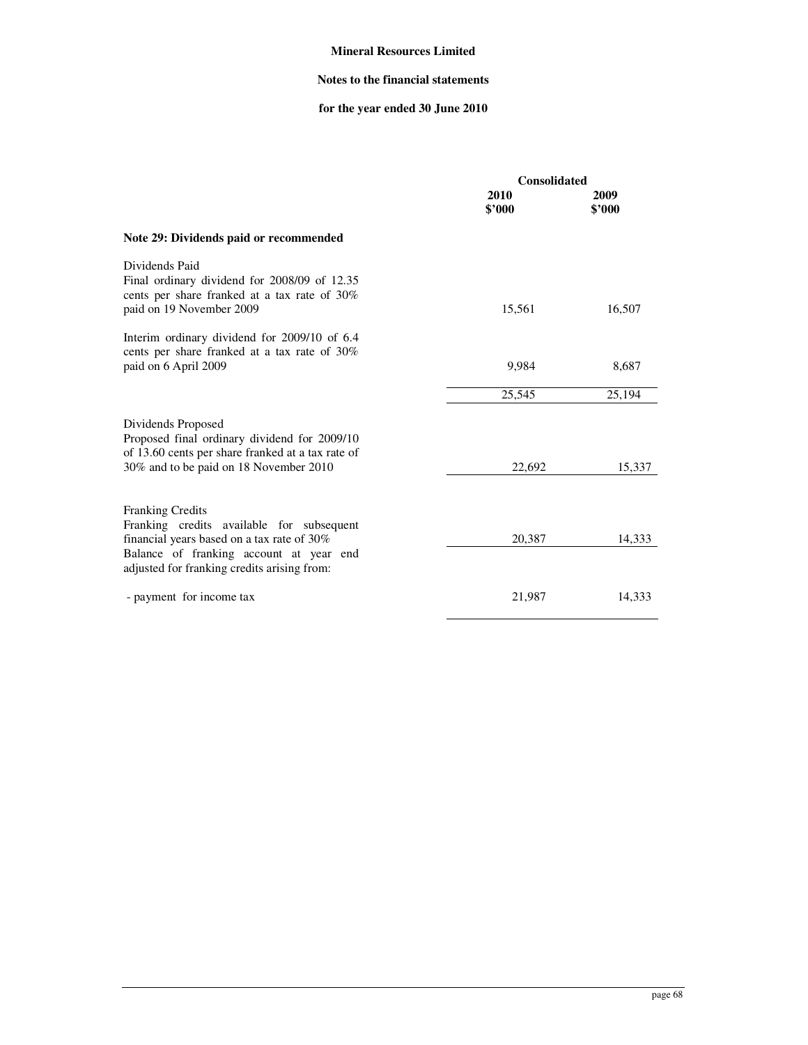**Mineral Resources Limited**

**Notes to the financial statements**

**for the year ended 30 June 2010**

| | Consolidated | |
|---|---|---|
| | **2010 \$'000** | **2009 \$'000** |
| **Note 29: Dividends paid or recommended** | | |
| Dividends Paid | | |
| Final ordinary dividend for 2008/09 of 12.35 cents per share franked at a tax rate of 30% paid on 19 November 2009 | 15,561 | 16,507 |
| Interim ordinary dividend for 2009/10 of 6.4 cents per share franked at a tax rate of 30% paid on 6 April 2009 | 9,984 | 8,687 |
| | 25,545 | 25,194 |
| Dividends Proposed | | |
| Proposed final ordinary dividend for 2009/10 of 13.60 cents per share franked at a tax rate of 30% and to be paid on 18 November 2010 | 22,692 | 15,337 |
| Franking Credits | | |
| Franking credits available for subsequent financial years based on a tax rate of 30% | 20,387 | 14,333 |
| Balance of franking account at year end adjusted for franking credits arising from: | | |
| - payment for income tax | 21,987 | 14,333 |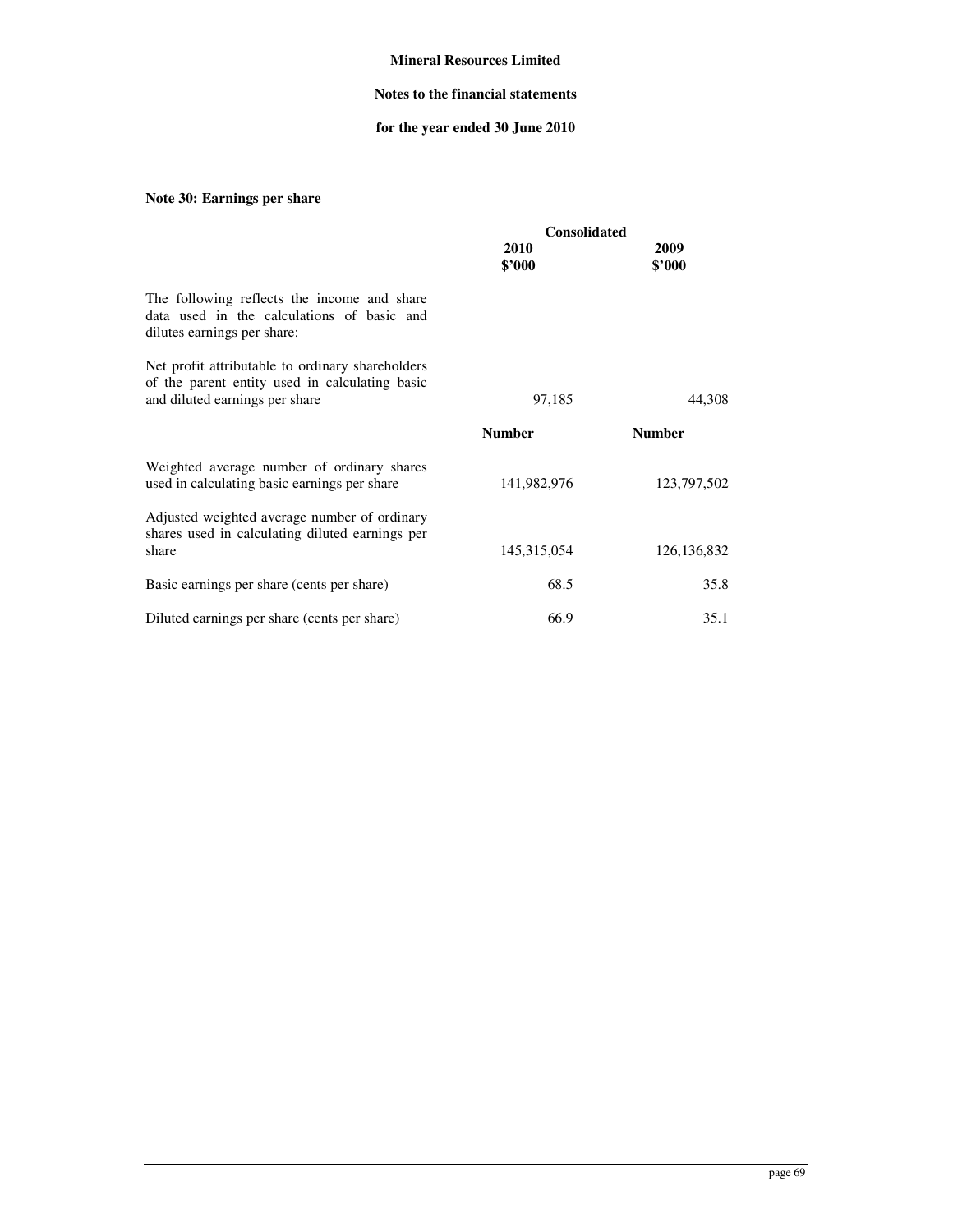**Mineral Resources Limited**

**Notes to the financial statements**

**for the year ended 30 June 2010**

### Note 30: Earnings per share

| | Consolidated | |
|---|---|---|
| | **2010** **$'000** | **2009** **$'000** |
| The following reflects the income and share data used in the calculations of basic and dilutes earnings per share: | | |
| Net profit attributable to ordinary shareholders of the parent entity used in calculating basic and diluted earnings per share | 97,185 | 44,308 |
| | **Number** | **Number** |
| Weighted average number of ordinary shares used in calculating basic earnings per share | 141,982,976 | 123,797,502 |
| Adjusted weighted average number of ordinary shares used in calculating diluted earnings per share | 145,315,054 | 126,136,832 |
| Basic earnings per share (cents per share) | 68.5 | 35.8 |
| Diluted earnings per share (cents per share) | 66.9 | 35.1 |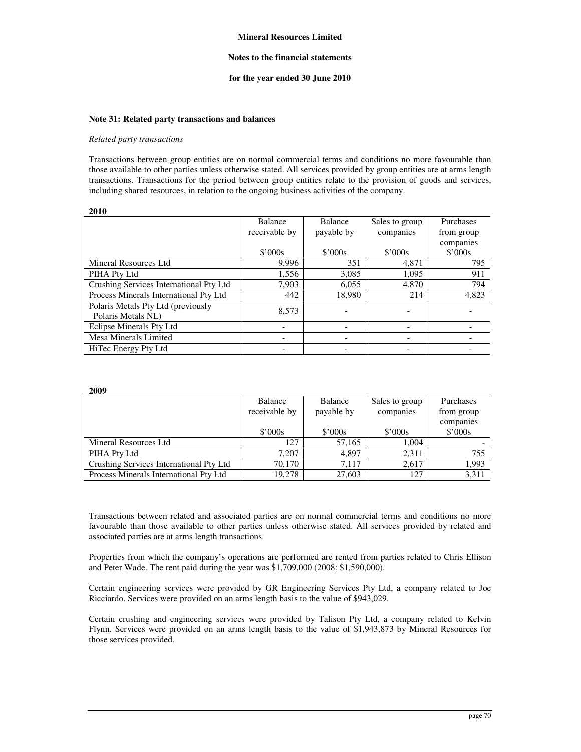Mineral Resources Limited

Notes to the financial statements

for the year ended 30 June 2010

#### Note 31: Related party transactions and balances

*Related party transactions*

Transactions between group entities are on normal commercial terms and conditions no more favourable than those available to other parties unless otherwise stated. All services provided by group entities are at arms length transactions. Transactions for the period between group entities relate to the provision of goods and services, including shared resources, in relation to the ongoing business activities of the company.

**2010**

| | Balance receivable by $'000s | Balance payable by $'000s | Sales to group companies $'000s | Purchases from group companies $'000s |
|---|---|---|---|---|
| Mineral Resources Ltd | 9,996 | 351 | 4,871 | 795 |
| PIHA Pty Ltd | 1,556 | 3,085 | 1,095 | 911 |
| Crushing Services International Pty Ltd | 7,903 | 6,055 | 4,870 | 794 |
| Process Minerals International Pty Ltd | 442 | 18,980 | 214 | 4,823 |
| Polaris Metals Pty Ltd (previously Polaris Metals NL) | 8,573 | - | - | - |
| Eclipse Minerals Pty Ltd | - | - | - | - |
| Mesa Minerals Limited | - | - | - | - |
| HiTec Energy Pty Ltd | - | - | - | - |

**2009**

| | Balance receivable by $'000s | Balance payable by $'000s | Sales to group companies $'000s | Purchases from group companies $'000s |
|---|---|---|---|---|
| Mineral Resources Ltd | 127 | 57,165 | 1,004 | - |
| PIHA Pty Ltd | 7,207 | 4,897 | 2,311 | 755 |
| Crushing Services International Pty Ltd | 70,170 | 7,117 | 2,617 | 1,993 |
| Process Minerals International Pty Ltd | 19,278 | 27,603 | 127 | 3,311 |

Transactions between related and associated parties are on normal commercial terms and conditions no more favourable than those available to other parties unless otherwise stated. All services provided by related and associated parties are at arms length transactions.

Properties from which the company's operations are performed are rented from parties related to Chris Ellison and Peter Wade. The rent paid during the year was $1,709,000 (2008: $1,590,000).

Certain engineering services were provided by GR Engineering Services Pty Ltd, a company related to Joe Ricciardo. Services were provided on an arms length basis to the value of $943,029.

Certain crushing and engineering services were provided by Talison Pty Ltd, a company related to Kelvin Flynn. Services were provided on an arms length basis to the value of $1,943,873 by Mineral Resources for those services provided.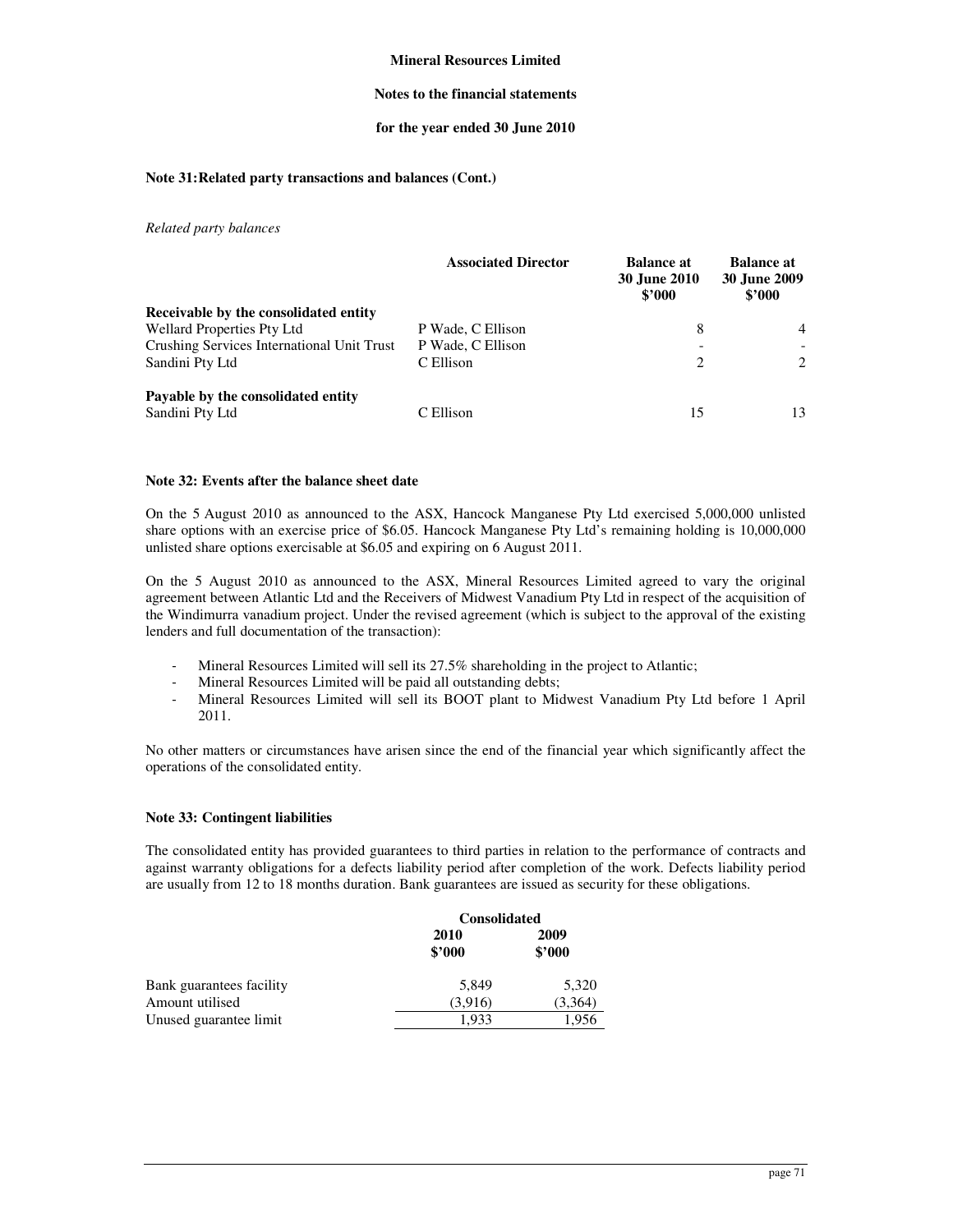### Note 31: Related party transactions and balances (Cont.)

*Related party balances*

| | Associated Director | Balance at 30 June 2010 $'000 | Balance at 30 June 2009 $'000 |
|---|---|---|---|
| **Receivable by the consolidated entity** | | | |
| Wellard Properties Pty Ltd | P Wade, C Ellison | 8 | 4 |
| Crushing Services International Unit Trust | P Wade, C Ellison | - | - |
| Sandini Pty Ltd | C Ellison | 2 | 2 |
| **Payable by the consolidated entity** | | | |
| Sandini Pty Ltd | C Ellison | 15 | 13 |

### Note 32: Events after the balance sheet date

On the 5 August 2010 as announced to the ASX, Hancock Manganese Pty Ltd exercised 5,000,000 unlisted share options with an exercise price of $6.05. Hancock Manganese Pty Ltd's remaining holding is 10,000,000 unlisted share options exercisable at $6.05 and expiring on 6 August 2011.

On the 5 August 2010 as announced to the ASX, Mineral Resources Limited agreed to vary the original agreement between Atlantic Ltd and the Receivers of Midwest Vanadium Pty Ltd in respect of the acquisition of the Windimurra vanadium project. Under the revised agreement (which is subject to the approval of the existing lenders and full documentation of the transaction):

- Mineral Resources Limited will sell its 27.5% shareholding in the project to Atlantic;
- Mineral Resources Limited will be paid all outstanding debts;
- Mineral Resources Limited will sell its BOOT plant to Midwest Vanadium Pty Ltd before 1 April 2011.

No other matters or circumstances have arisen since the end of the financial year which significantly affect the operations of the consolidated entity.

### Note 33: Contingent liabilities

The consolidated entity has provided guarantees to third parties in relation to the performance of contracts and against warranty obligations for a defects liability period after completion of the work. Defects liability period are usually from 12 to 18 months duration. Bank guarantees are issued as security for these obligations.

| | Consolidated | |
|---|---|---|
| | 2010 $'000 | 2009 $'000 |
| Bank guarantees facility | 5,849 | 5,320 |
| Amount utilised | (3,916) | (3,364) |
| Unused guarantee limit | 1,933 | 1,956 |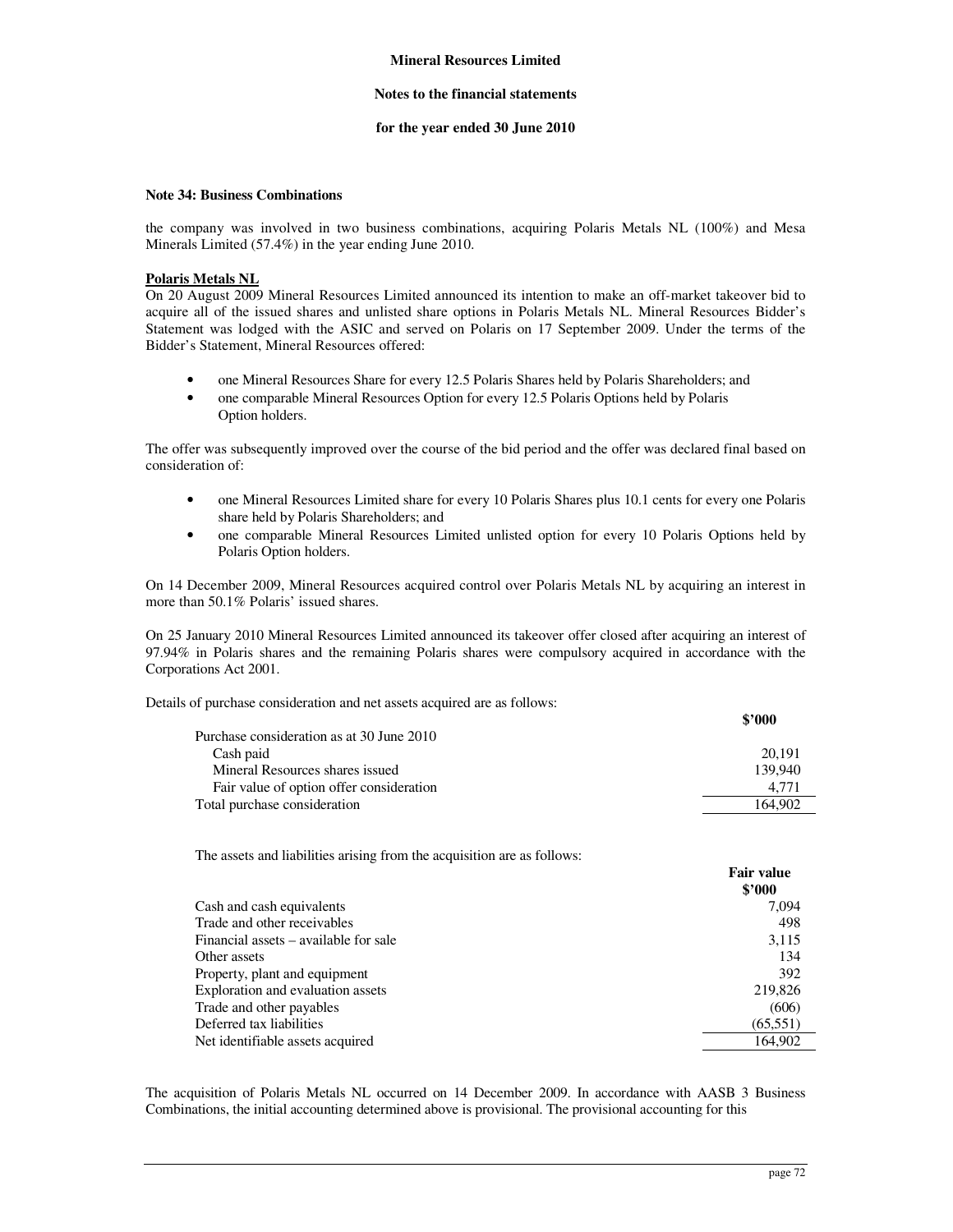#### Note 34: Business Combinations

the company was involved in two business combinations, acquiring Polaris Metals NL (100%) and Mesa Minerals Limited (57.4%) in the year ending June 2010.

**Polaris Metals NL**

On 20 August 2009 Mineral Resources Limited announced its intention to make an off-market takeover bid to acquire all of the issued shares and unlisted share options in Polaris Metals NL. Mineral Resources Bidder's Statement was lodged with the ASIC and served on Polaris on 17 September 2009. Under the terms of the Bidder's Statement, Mineral Resources offered:

- one Mineral Resources Share for every 12.5 Polaris Shares held by Polaris Shareholders; and
- one comparable Mineral Resources Option for every 12.5 Polaris Options held by Polaris Option holders.

The offer was subsequently improved over the course of the bid period and the offer was declared final based on consideration of:

- one Mineral Resources Limited share for every 10 Polaris Shares plus 10.1 cents for every one Polaris share held by Polaris Shareholders; and
- one comparable Mineral Resources Limited unlisted option for every 10 Polaris Options held by Polaris Option holders.

On 14 December 2009, Mineral Resources acquired control over Polaris Metals NL by acquiring an interest in more than 50.1% Polaris' issued shares.

On 25 January 2010 Mineral Resources Limited announced its takeover offer closed after acquiring an interest of 97.94% in Polaris shares and the remaining Polaris shares were compulsory acquired in accordance with the Corporations Act 2001.

Details of purchase consideration and net assets acquired are as follows:

| | $'000 |
|---|---|
| Purchase consideration as at 30 June 2010 | |
| Cash paid | 20,191 |
| Mineral Resources shares issued | 139,940 |
| Fair value of option offer consideration | 4,771 |
| Total purchase consideration | 164,902 |

The assets and liabilities arising from the acquisition are as follows:

| | Fair value $'000 |
|---|---|
| Cash and cash equivalents | 7,094 |
| Trade and other receivables | 498 |
| Financial assets – available for sale | 3,115 |
| Other assets | 134 |
| Property, plant and equipment | 392 |
| Exploration and evaluation assets | 219,826 |
| Trade and other payables | (606) |
| Deferred tax liabilities | (65,551) |
| Net identifiable assets acquired | 164,902 |

The acquisition of Polaris Metals NL occurred on 14 December 2009. In accordance with AASB 3 Business Combinations, the initial accounting determined above is provisional. The provisional accounting for this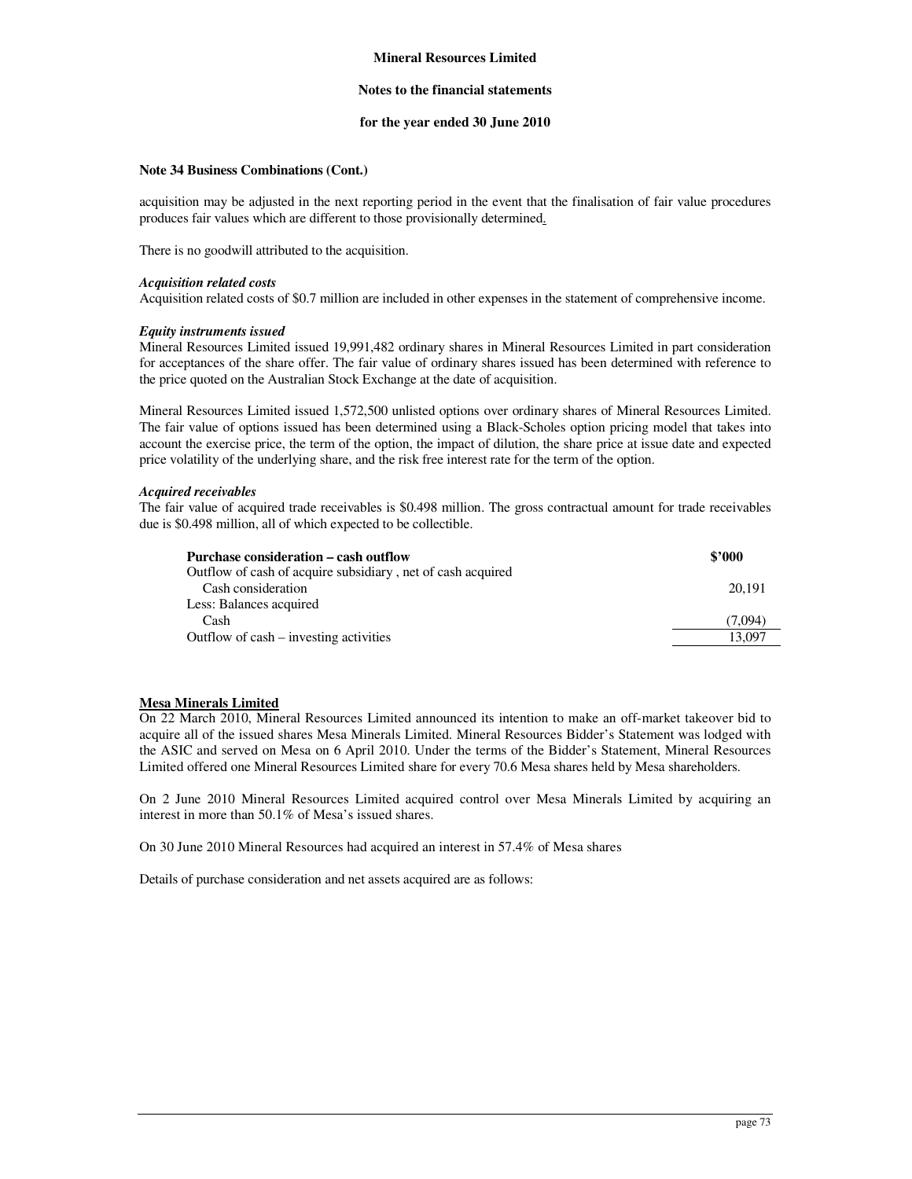### Note 34 Business Combinations (Cont.)

acquisition may be adjusted in the next reporting period in the event that the finalisation of fair value procedures produces fair values which are different to those provisionally determined.

There is no goodwill attributed to the acquisition.

***Acquisition related costs***

Acquisition related costs of $0.7 million are included in other expenses in the statement of comprehensive income.

***Equity instruments issued***

Mineral Resources Limited issued 19,991,482 ordinary shares in Mineral Resources Limited in part consideration for acceptances of the share offer. The fair value of ordinary shares issued has been determined with reference to the price quoted on the Australian Stock Exchange at the date of acquisition.

Mineral Resources Limited issued 1,572,500 unlisted options over ordinary shares of Mineral Resources Limited. The fair value of options issued has been determined using a Black-Scholes option pricing model that takes into account the exercise price, the term of the option, the impact of dilution, the share price at issue date and expected price volatility of the underlying share, and the risk free interest rate for the term of the option.

***Acquired receivables***

The fair value of acquired trade receivables is $0.498 million. The gross contractual amount for trade receivables due is $0.498 million, all of which expected to be collectible.

| **Purchase consideration – cash outflow** | **$'000** |
|---|---|
| Outflow of cash of acquire subsidiary , net of cash acquired | |
| Cash consideration | 20,191 |
| Less: Balances acquired | |
| Cash | (7,094) |
| Outflow of cash – investing activities | 13,097 |

**Mesa Minerals Limited**

On 22 March 2010, Mineral Resources Limited announced its intention to make an off-market takeover bid to acquire all of the issued shares Mesa Minerals Limited. Mineral Resources Bidder's Statement was lodged with the ASIC and served on Mesa on 6 April 2010. Under the terms of the Bidder's Statement, Mineral Resources Limited offered one Mineral Resources Limited share for every 70.6 Mesa shares held by Mesa shareholders.

On 2 June 2010 Mineral Resources Limited acquired control over Mesa Minerals Limited by acquiring an interest in more than 50.1% of Mesa's issued shares.

On 30 June 2010 Mineral Resources had acquired an interest in 57.4% of Mesa shares

Details of purchase consideration and net assets acquired are as follows: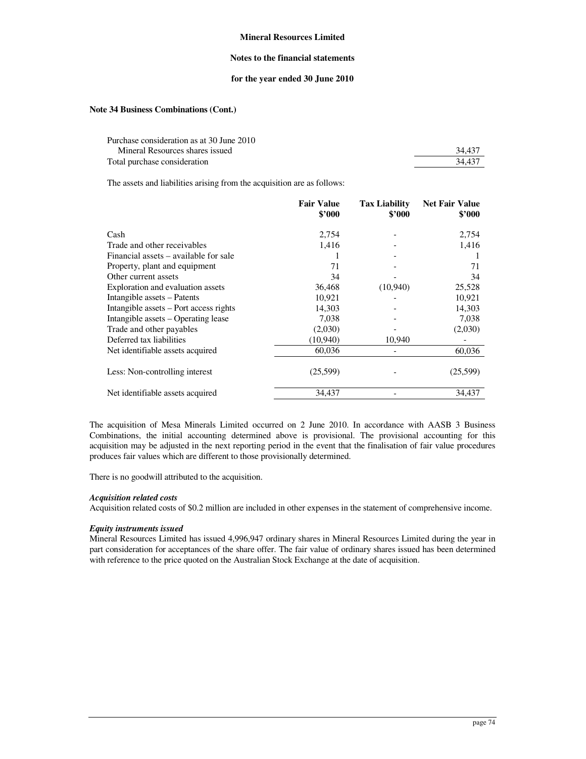**Note 34 Business Combinations (Cont.)**

| | |
|---|---|
| Purchase consideration as at 30 June 2010 | |
| Mineral Resources shares issued | 34,437 |
| Total purchase consideration | 34,437 |

The assets and liabilities arising from the acquisition are as follows:

| | Fair Value $'000 | Tax Liability $'000 | Net Fair Value $'000 |
|---|---|---|---|
| Cash | 2,754 | - | 2,754 |
| Trade and other receivables | 1,416 | - | 1,416 |
| Financial assets – available for sale | 1 | - | 1 |
| Property, plant and equipment | 71 | - | 71 |
| Other current assets | 34 | - | 34 |
| Exploration and evaluation assets | 36,468 | (10,940) | 25,528 |
| Intangible assets – Patents | 10,921 | - | 10,921 |
| Intangible assets – Port access rights | 14,303 | - | 14,303 |
| Intangible assets – Operating lease | 7,038 | - | 7,038 |
| Trade and other payables | (2,030) | - | (2,030) |
| Deferred tax liabilities | (10,940) | 10,940 | - |
| Net identifiable assets acquired | 60,036 | - | 60,036 |
| Less: Non-controlling interest | (25,599) | - | (25,599) |
| Net identifiable assets acquired | 34,437 | - | 34,437 |

The acquisition of Mesa Minerals Limited occurred on 2 June 2010. In accordance with AASB 3 Business Combinations, the initial accounting determined above is provisional. The provisional accounting for this acquisition may be adjusted in the next reporting period in the event that the finalisation of fair value procedures produces fair values which are different to those provisionally determined.

There is no goodwill attributed to the acquisition.

***Acquisition related costs***

Acquisition related costs of $0.2 million are included in other expenses in the statement of comprehensive income.

***Equity instruments issued***

Mineral Resources Limited has issued 4,996,947 ordinary shares in Mineral Resources Limited during the year in part consideration for acceptances of the share offer. The fair value of ordinary shares issued has been determined with reference to the price quoted on the Australian Stock Exchange at the date of acquisition.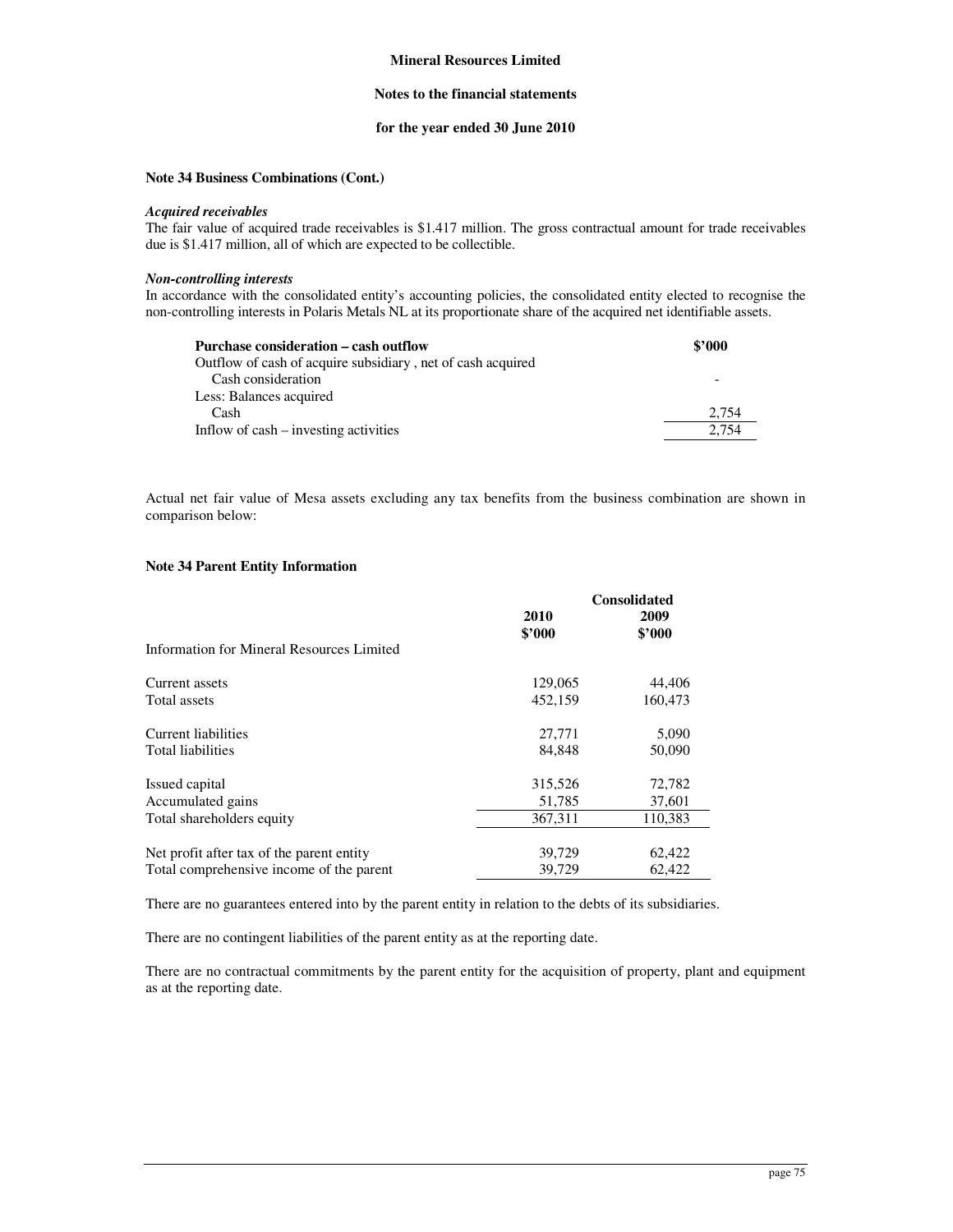Mineral Resources Limited

Notes to the financial statements

for the year ended 30 June 2010

**Note 34 Business Combinations (Cont.)**

***Acquired receivables***
The fair value of acquired trade receivables is $1.417 million. The gross contractual amount for trade receivables due is $1.417 million, all of which are expected to be collectible.

***Non-controlling interests***
In accordance with the consolidated entity's accounting policies, the consolidated entity elected to recognise the non-controlling interests in Polaris Metals NL at its proportionate share of the acquired net identifiable assets.

| **Purchase consideration – cash outflow** | **$'000** |
|---|---|
| Outflow of cash of acquire subsidiary , net of cash acquired | |
| Cash consideration | - |
| Less: Balances acquired | |
| Cash | 2,754 |
| Inflow of cash – investing activities | 2,754 |

Actual net fair value of Mesa assets excluding any tax benefits from the business combination are shown in comparison below:

**Note 34 Parent Entity Information**

| | **Consolidated** | |
|---|---|---|
| | **2010 $'000** | **2009 $'000** |
| Information for Mineral Resources Limited | | |
| Current assets | 129,065 | 44,406 |
| Total assets | 452,159 | 160,473 |
| Current liabilities | 27,771 | 5,090 |
| Total liabilities | 84,848 | 50,090 |
| Issued capital | 315,526 | 72,782 |
| Accumulated gains | 51,785 | 37,601 |
| Total shareholders equity | 367,311 | 110,383 |
| Net profit after tax of the parent entity | 39,729 | 62,422 |
| Total comprehensive income of the parent | 39,729 | 62,422 |

There are no guarantees entered into by the parent entity in relation to the debts of its subsidiaries.

There are no contingent liabilities of the parent entity as at the reporting date.

There are no contractual commitments by the parent entity for the acquisition of property, plant and equipment as at the reporting date.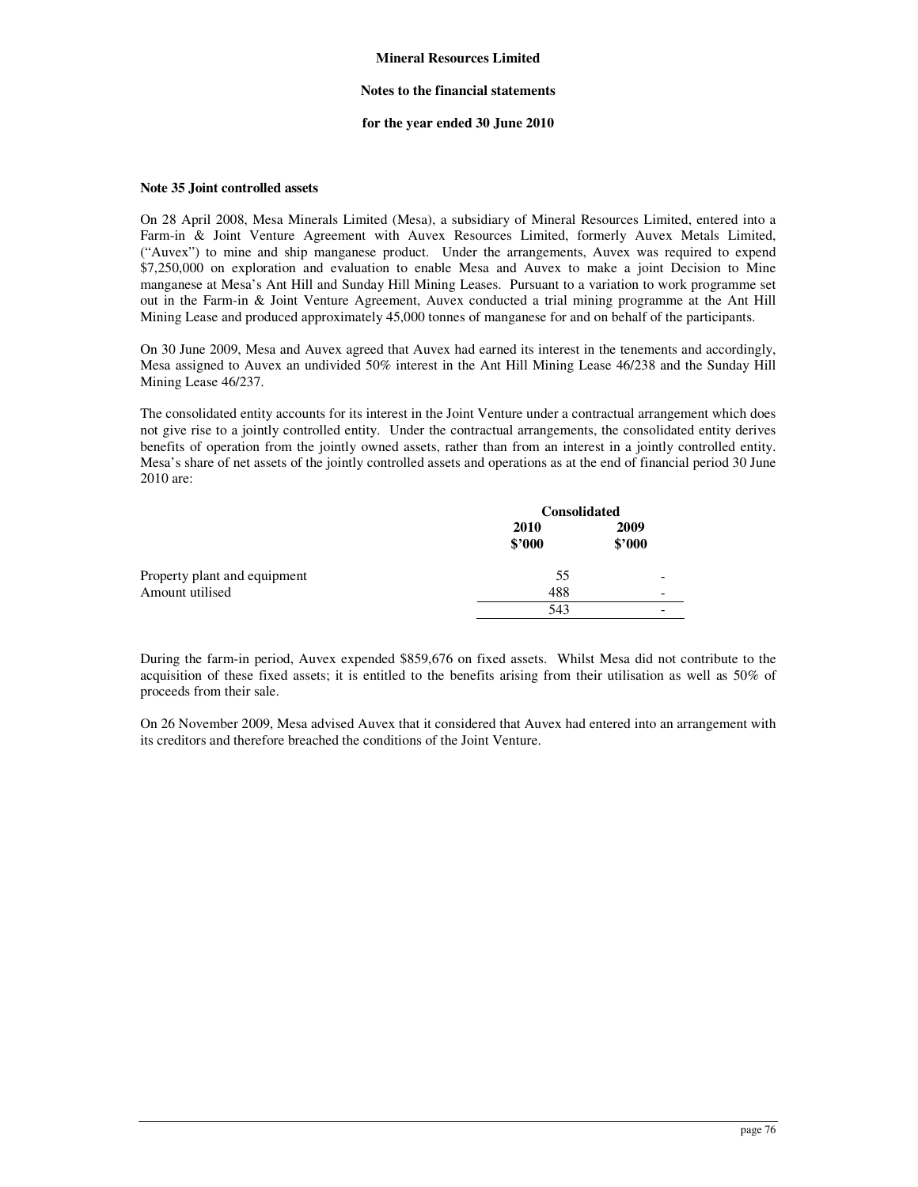**Mineral Resources Limited**

**Notes to the financial statements**

**for the year ended 30 June 2010**

**Note 35 Joint controlled assets**

On 28 April 2008, Mesa Minerals Limited (Mesa), a subsidiary of Mineral Resources Limited, entered into a Farm-in & Joint Venture Agreement with Auvex Resources Limited, formerly Auvex Metals Limited, ("Auvex") to mine and ship manganese product. Under the arrangements, Auvex was required to expend $7,250,000 on exploration and evaluation to enable Mesa and Auvex to make a joint Decision to Mine manganese at Mesa's Ant Hill and Sunday Hill Mining Leases. Pursuant to a variation to work programme set out in the Farm-in & Joint Venture Agreement, Auvex conducted a trial mining programme at the Ant Hill Mining Lease and produced approximately 45,000 tonnes of manganese for and on behalf of the participants.

On 30 June 2009, Mesa and Auvex agreed that Auvex had earned its interest in the tenements and accordingly, Mesa assigned to Auvex an undivided 50% interest in the Ant Hill Mining Lease 46/238 and the Sunday Hill Mining Lease 46/237.

The consolidated entity accounts for its interest in the Joint Venture under a contractual arrangement which does not give rise to a jointly controlled entity. Under the contractual arrangements, the consolidated entity derives benefits of operation from the jointly owned assets, rather than from an interest in a jointly controlled entity. Mesa's share of net assets of the jointly controlled assets and operations as at the end of financial period 30 June 2010 are:

| | Consolidated | |
|---|---|---|
| | 2010 $'000 | 2009 $'000 |
| Property plant and equipment | 55 | - |
| Amount utilised | 488 | - |
| | 543 | - |

During the farm-in period, Auvex expended $859,676 on fixed assets. Whilst Mesa did not contribute to the acquisition of these fixed assets; it is entitled to the benefits arising from their utilisation as well as 50% of proceeds from their sale.

On 26 November 2009, Mesa advised Auvex that it considered that Auvex had entered into an arrangement with its creditors and therefore breached the conditions of the Joint Venture.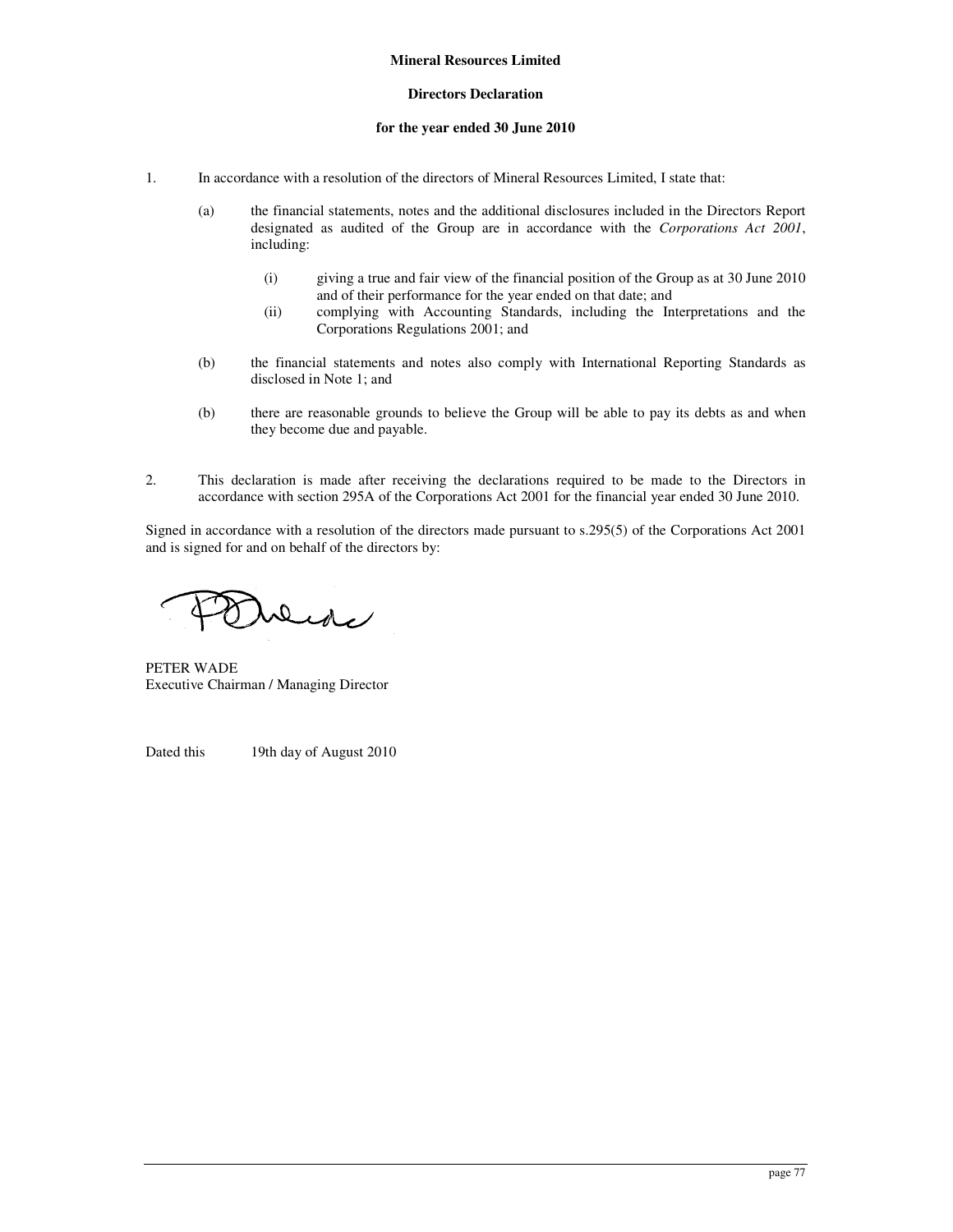**Mineral Resources Limited**

**Directors Declaration**

**for the year ended 30 June 2010**

1. In accordance with a resolution of the directors of Mineral Resources Limited, I state that:

   (a) the financial statements, notes and the additional disclosures included in the Directors Report designated as audited of the Group are in accordance with the *Corporations Act 2001*, including:

   (i) giving a true and fair view of the financial position of the Group as at 30 June 2010 and of their performance for the year ended on that date; and

   (ii) complying with Accounting Standards, including the Interpretations and the Corporations Regulations 2001; and

   (b) the financial statements and notes also comply with International Reporting Standards as disclosed in Note 1; and

   (b) there are reasonable grounds to believe the Group will be able to pay its debts as and when they become due and payable.

2. This declaration is made after receiving the declarations required to be made to the Directors in accordance with section 295A of the Corporations Act 2001 for the financial year ended 30 June 2010.

Signed in accordance with a resolution of the directors made pursuant to s.295(5) of the Corporations Act 2001 and is signed for and on behalf of the directors by:

PETER WADE
Executive Chairman / Managing Director

Dated this 19th day of August 2010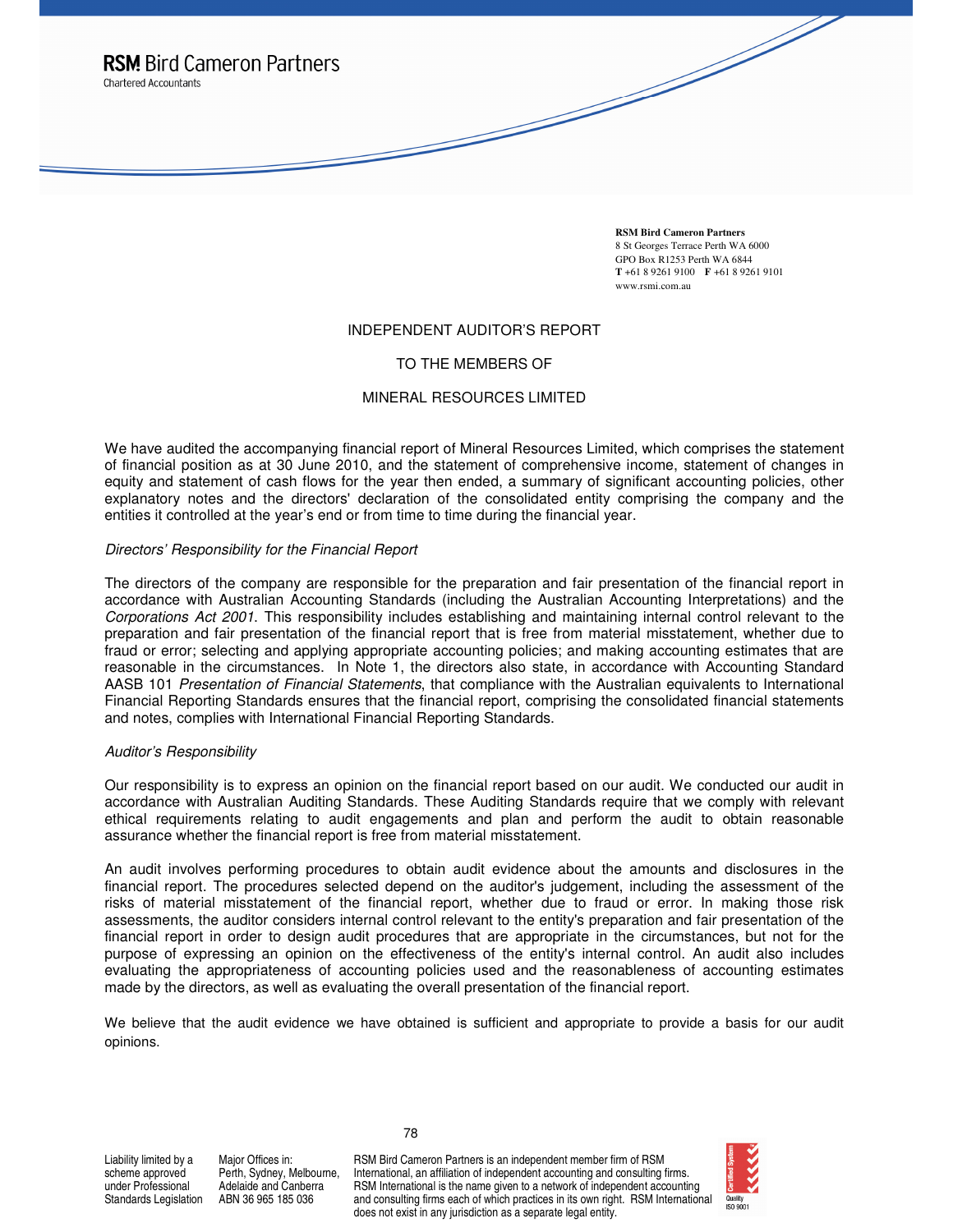**RSM Bird Cameron Partners**
Chartered Accountants

**RSM Bird Cameron Partners**
8 St Georges Terrace Perth WA 6000
GPO Box R1253 Perth WA 6844
**T** +61 8 9261 9100 **F** +61 8 9261 9101
www.rsmi.com.au

# INDEPENDENT AUDITOR'S REPORT

## TO THE MEMBERS OF

## MINERAL RESOURCES LIMITED

We have audited the accompanying financial report of Mineral Resources Limited, which comprises the statement of financial position as at 30 June 2010, and the statement of comprehensive income, statement of changes in equity and statement of cash flows for the year then ended, a summary of significant accounting policies, other explanatory notes and the directors' declaration of the consolidated entity comprising the company and the entities it controlled at the year's end or from time to time during the financial year.

*Directors' Responsibility for the Financial Report*

The directors of the company are responsible for the preparation and fair presentation of the financial report in accordance with Australian Accounting Standards (including the Australian Accounting Interpretations) and the *Corporations Act 2001*. This responsibility includes establishing and maintaining internal control relevant to the preparation and fair presentation of the financial report that is free from material misstatement, whether due to fraud or error; selecting and applying appropriate accounting policies; and making accounting estimates that are reasonable in the circumstances. In Note 1, the directors also state, in accordance with Accounting Standard AASB 101 *Presentation of Financial Statements*, that compliance with the Australian equivalents to International Financial Reporting Standards ensures that the financial report, comprising the consolidated financial statements and notes, complies with International Financial Reporting Standards.

*Auditor's Responsibility*

Our responsibility is to express an opinion on the financial report based on our audit. We conducted our audit in accordance with Australian Auditing Standards. These Auditing Standards require that we comply with relevant ethical requirements relating to audit engagements and plan and perform the audit to obtain reasonable assurance whether the financial report is free from material misstatement.

An audit involves performing procedures to obtain audit evidence about the amounts and disclosures in the financial report. The procedures selected depend on the auditor's judgement, including the assessment of the risks of material misstatement of the financial report, whether due to fraud or error. In making those risk assessments, the auditor considers internal control relevant to the entity's preparation and fair presentation of the financial report in order to design audit procedures that are appropriate in the circumstances, but not for the purpose of expressing an opinion on the effectiveness of the entity's internal control. An audit also includes evaluating the appropriateness of accounting policies used and the reasonableness of accounting estimates made by the directors, as well as evaluating the overall presentation of the financial report.

We believe that the audit evidence we have obtained is sufficient and appropriate to provide a basis for our audit opinions.

Liability limited by a scheme approved under Professional Standards Legislation

Major Offices in: Perth, Sydney, Melbourne, Adelaide and Canberra
ABN 36 965 185 036

RSM Bird Cameron Partners is an independent member firm of RSM International, an affiliation of independent accounting and consulting firms. RSM International is the name given to a network of independent accounting and consulting firms each of which practices in its own right. RSM International does not exist in any jurisdiction as a separate legal entity.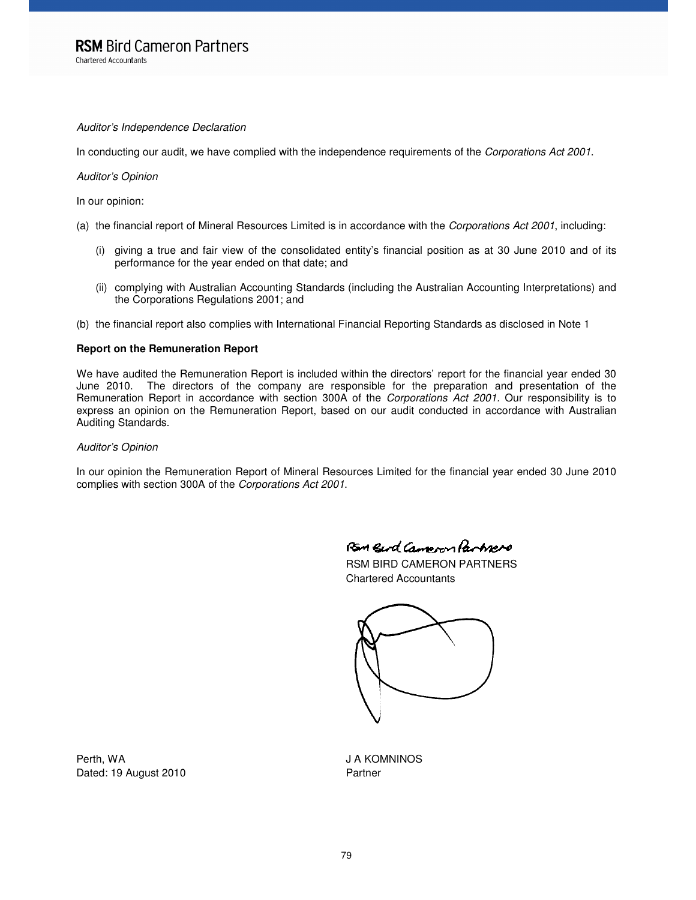**RSM Bird Cameron Partners**
Chartered Accountants

*Auditor's Independence Declaration*

In conducting our audit, we have complied with the independence requirements of the *Corporations Act 2001*.

*Auditor's Opinion*

In our opinion:

(a) the financial report of Mineral Resources Limited is in accordance with the *Corporations Act 2001*, including:

- (i) giving a true and fair view of the consolidated entity's financial position as at 30 June 2010 and of its performance for the year ended on that date; and
- (ii) complying with Australian Accounting Standards (including the Australian Accounting Interpretations) and the Corporations Regulations 2001; and

(b) the financial report also complies with International Financial Reporting Standards as disclosed in Note 1

**Report on the Remuneration Report**

We have audited the Remuneration Report is included within the directors' report for the financial year ended 30 June 2010. The directors of the company are responsible for the preparation and presentation of the Remuneration Report in accordance with section 300A of the *Corporations Act 2001*. Our responsibility is to express an opinion on the Remuneration Report, based on our audit conducted in accordance with Australian Auditing Standards.

*Auditor's Opinion*

In our opinion the Remuneration Report of Mineral Resources Limited for the financial year ended 30 June 2010 complies with section 300A of the *Corporations Act 2001*.

RSM BIRD CAMERON PARTNERS
Chartered Accountants

Perth, WA
Dated: 19 August 2010

J A KOMNINOS
Partner